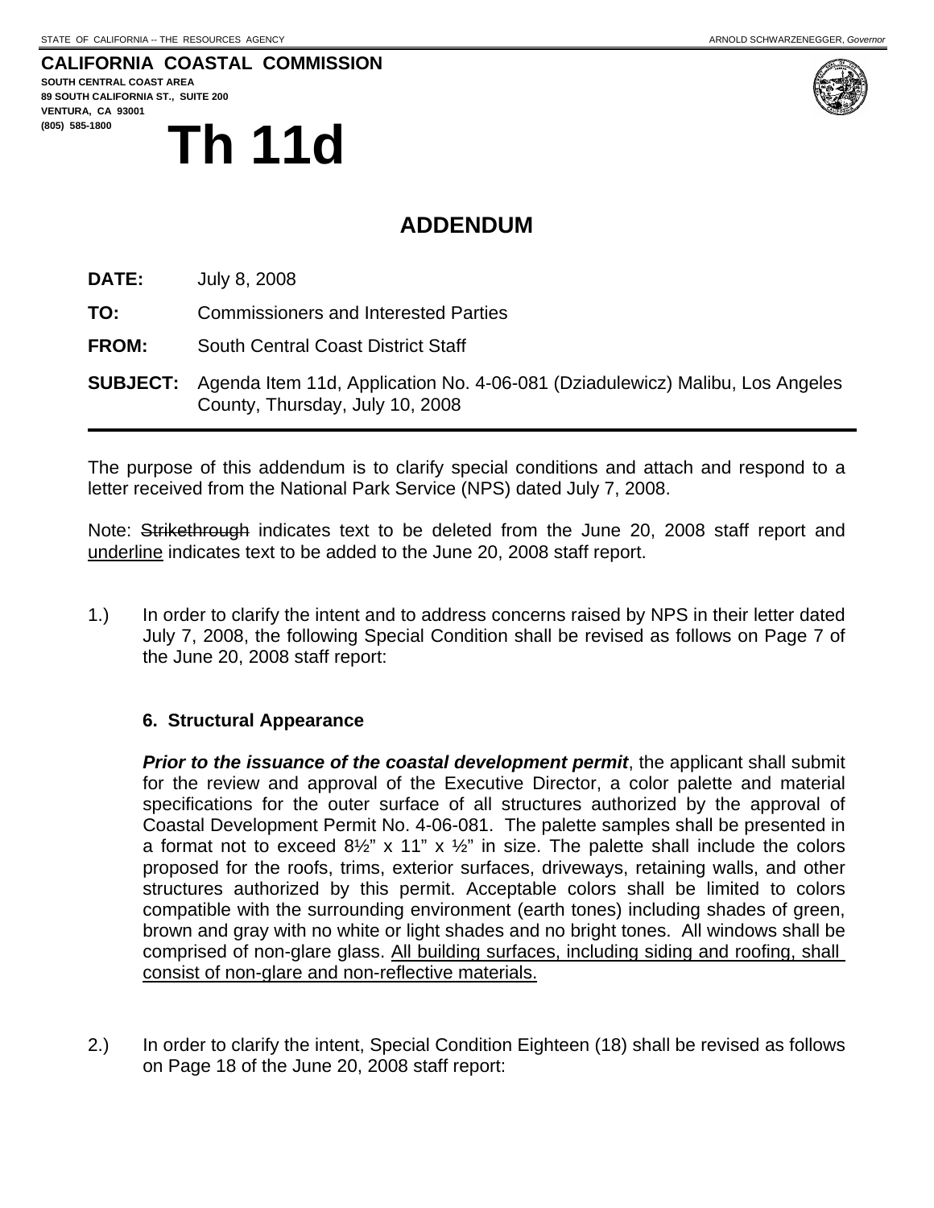STATE OF CALIFORNIA -- THE RESOURCES AGENCY ARNOLD SCHWARZENEGGER, *Governor*

**CALIFORNIA COASTAL COMMISSION**
**SOUTH CENTRAL COAST AREA**
**89 SOUTH CALIFORNIA ST., SUITE 200**
**VENTURA, CA 93001**
**(805) 585-1800**

# Th 11d

## ADDENDUM

**DATE:** July 8, 2008

**TO:** Commissioners and Interested Parties

**FROM:** South Central Coast District Staff

**SUBJECT:** Agenda Item 11d, Application No. 4-06-081 (Dziadulewicz) Malibu, Los Angeles County, Thursday, July 10, 2008

---

The purpose of this addendum is to clarify special conditions and attach and respond to a letter received from the National Park Service (NPS) dated July 7, 2008.

Note: ~~Strikethrough~~ indicates text to be deleted from the June 20, 2008 staff report and <u>underline</u> indicates text to be added to the June 20, 2008 staff report.

1.) In order to clarify the intent and to address concerns raised by NPS in their letter dated July 7, 2008, the following Special Condition shall be revised as follows on Page 7 of the June 20, 2008 staff report:

**6. Structural Appearance**

***Prior to the issuance of the coastal development permit***, the applicant shall submit for the review and approval of the Executive Director, a color palette and material specifications for the outer surface of all structures authorized by the approval of Coastal Development Permit No. 4-06-081. The palette samples shall be presented in a format not to exceed 8½" x 11" x ½" in size. The palette shall include the colors proposed for the roofs, trims, exterior surfaces, driveways, retaining walls, and other structures authorized by this permit. Acceptable colors shall be limited to colors compatible with the surrounding environment (earth tones) including shades of green, brown and gray with no white or light shades and no bright tones. All windows shall be comprised of non-glare glass. <u>All building surfaces, including siding and roofing, shall consist of non-glare and non-reflective materials.</u>

2.) In order to clarify the intent, Special Condition Eighteen (18) shall be revised as follows on Page 18 of the June 20, 2008 staff report: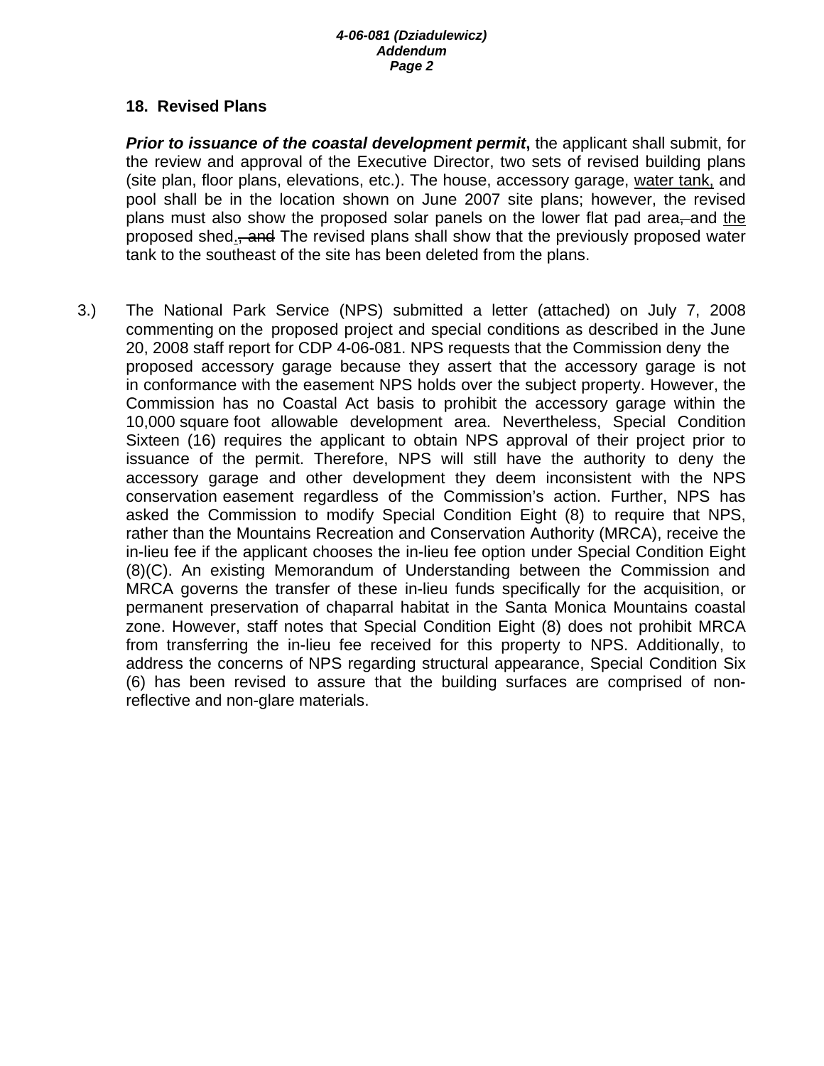### 18. Revised Plans

***Prior to issuance of the coastal development permit***, the applicant shall submit, for the review and approval of the Executive Director, two sets of revised building plans (site plan, floor plans, elevations, etc.). The house, accessory garage, <u>water tank,</u> and pool shall be in the location shown on June 2007 site plans; however, the revised plans must also show the proposed solar panels on the lower flat pad area~~,~~ and <u>the</u> proposed shed<u>.</u>~~, and~~ The revised plans shall show that the previously proposed water tank to the southeast of the site has been deleted from the plans.

3.) The National Park Service (NPS) submitted a letter (attached) on July 7, 2008 commenting on the proposed project and special conditions as described in the June 20, 2008 staff report for CDP 4-06-081. NPS requests that the Commission deny the proposed accessory garage because they assert that the accessory garage is not in conformance with the easement NPS holds over the subject property. However, the Commission has no Coastal Act basis to prohibit the accessory garage within the 10,000 square foot allowable development area. Nevertheless, Special Condition Sixteen (16) requires the applicant to obtain NPS approval of their project prior to issuance of the permit. Therefore, NPS will still have the authority to deny the accessory garage and other development they deem inconsistent with the NPS conservation easement regardless of the Commission's action. Further, NPS has asked the Commission to modify Special Condition Eight (8) to require that NPS, rather than the Mountains Recreation and Conservation Authority (MRCA), receive the in-lieu fee if the applicant chooses the in-lieu fee option under Special Condition Eight (8)(C). An existing Memorandum of Understanding between the Commission and MRCA governs the transfer of these in-lieu funds specifically for the acquisition, or permanent preservation of chaparral habitat in the Santa Monica Mountains coastal zone. However, staff notes that Special Condition Eight (8) does not prohibit MRCA from transferring the in-lieu fee received for this property to NPS. Additionally, to address the concerns of NPS regarding structural appearance, Special Condition Six (6) has been revised to assure that the building surfaces are comprised of non-reflective and non-glare materials.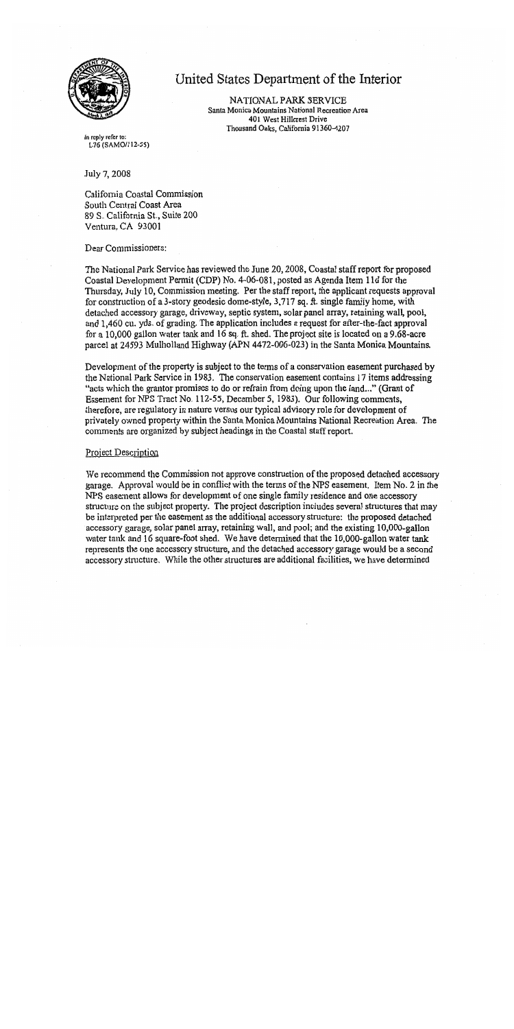# United States Department of the Interior

NATIONAL PARK SERVICE
Santa Monica Mountains National Recreation Area
401 West Hillcrest Drive
Thousand Oaks, California 91360-4207

In reply refer to:
L76 (SAMO/112-55)

July 7, 2008

California Coastal Commission
South Central Coast Area
89 S. California St., Suite 200
Ventura, CA 93001

Dear Commissioners:

The National Park Service has reviewed the June 20, 2008, Coastal staff report for proposed Coastal Development Permit (CDP) No. 4-06-081, posted as Agenda Item 11d for the Thursday, July 10, Commission meeting. Per the staff report, the applicant requests approval for construction of a 3-story geodesic dome-style, 3,717 sq. ft. single family home, with detached accessory garage, driveway, septic system, solar panel array, retaining wall, pool, and 1,460 cu. yds. of grading. The application includes a request for after-the-fact approval for a 10,000 gallon water tank and 16 sq. ft. shed. The project site is located on a 9.68-acre parcel at 24593 Mulholland Highway (APN 4472-006-023) in the Santa Monica Mountains.

Development of the property is subject to the terms of a conservation easement purchased by the National Park Service in 1983. The conservation easement contains 17 items addressing "acts which the grantor promises to do or refrain from doing upon the land..." (Grant of Easement for NPS Tract No. 112-55, December 5, 1983). Our following comments, therefore, are regulatory in nature versus our typical advisory role for development of privately owned property within the Santa Monica Mountains National Recreation Area. The comments are organized by subject headings in the Coastal staff report.

## Project Description

We recommend the Commission not approve construction of the proposed detached accessory garage. Approval would be in conflict with the terms of the NPS easement. Item No. 2 in the NPS easement allows for development of one single family residence and one accessory structure on the subject property. The project description includes several structures that may be interpreted per the easement as the additional accessory structure: the proposed detached accessory garage, solar panel array, retaining wall, and pool; and the existing 10,000-gallon water tank and 16 square-foot shed. We have determined that the 10,000-gallon water tank represents the one accessory structure, and the detached accessory garage would be a second accessory structure. While the other structures are additional facilities, we have determined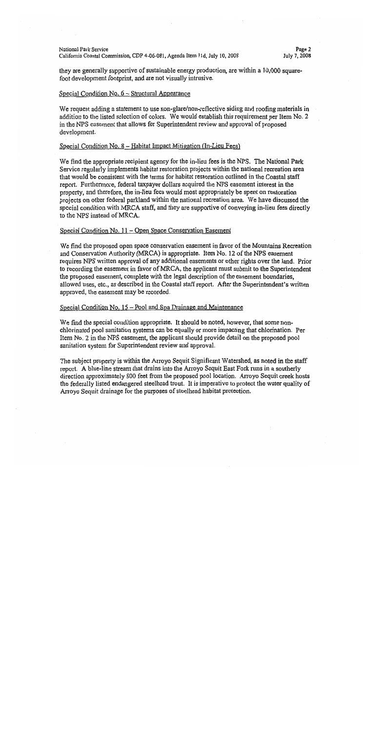they are generally supportive of sustainable energy production, are within a 10,000 square-foot development footprint, and are not visually intrusive.

Special Condition No. 6 – Structural Appearance

We request adding a statement to use non-glare/non-reflective siding and roofing materials in addition to the listed selection of colors. We would establish this requirement per Item No. 2 in the NPS easement that allows for Superintendent review and approval of proposed development.

Special Condition No. 8 – Habitat Impact Mitigation (In-Lieu Fees)

We find the appropriate recipient agency for the in-lieu fees is the NPS. The National Park Service regularly implements habitat restoration projects within the national recreation area that would be consistent with the terms for habitat restoration outlined in the Coastal staff report. Furthermore, federal taxpayer dollars acquired the NPS easement interest in the property, and therefore, the in-lieu fees would most appropriately be spent on restoration projects on other federal parkland within the national recreation area. We have discussed the special condition with MRCA staff, and they are supportive of conveying in-lieu fees directly to the NPS instead of MRCA.

Special Condition No. 11 – Open Space Conservation Easement

We find the proposed open space conservation easement in favor of the Mountains Recreation and Conservation Authority (MRCA) is appropriate. Item No. 12 of the NPS easement requires NPS written approval of any additional easements or other rights over the land. Prior to recording the easement in favor of MRCA, the applicant must submit to the Superintendent the proposed easement, complete with the legal description of the easement boundaries, allowed uses, etc., as described in the Coastal staff report. After the Superintendent's written approved, the easement may be recorded.

Special Condition No. 15 – Pool and Spa Drainage and Maintenance

We find the special condition appropriate. It should be noted, however, that some non-chlorinated pool sanitation systems can be equally or more impacting that chlorination. Per Item No. 2 in the NPS easement, the applicant should provide detail on the proposed pool sanitation system for Superintendent review and approval.

The subject property is within the Arroyo Sequit Significant Watershed, as noted in the staff report. A blue-line stream that drains into the Arroyo Sequit East Fork runs in a southerly direction approximately 800 feet from the proposed pool location. Arroyo Sequit creek hosts the federally listed endangered steelhead trout. It is imperative to protect the water quality of Arroyo Sequit drainage for the purposes of steelhead habitat protection.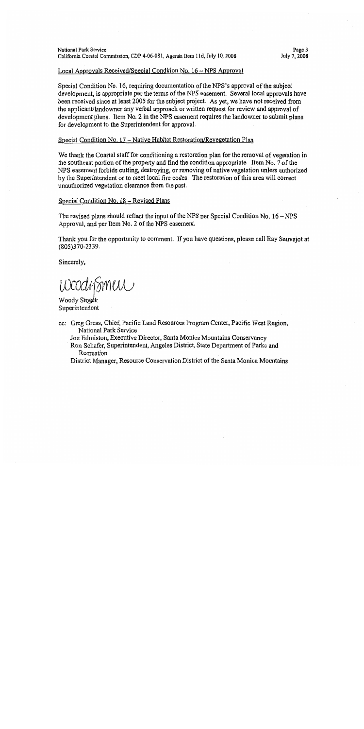Local Approvals Received/Special Condition No. 16 – NPS Approval

Special Condition No. 16, requiring documentation of the NPS's approval of the subject development, is appropriate per the terms of the NPS easement. Several local approvals have been received since at least 2005 for the subject project. As yet, we have not received from the applicant/landowner any verbal approach or written request for review and approval of development plans. Item No. 2 in the NPS easement requires the landowner to submit plans for development to the Superintendent for approval.

Special Condition No. 17 – Native Habitat Restoration/Revegetation Plan

We thank the Coastal staff for conditioning a restoration plan for the removal of vegetation in the southeast portion of the property and find the condition appropriate. Item No. 7 of the NPS easement forbids cutting, destroying, or removing of native vegetation unless authorized by the Superintendent or to meet local fire codes. The restoration of this area will correct unauthorized vegetation clearance from the past.

Special Condition No. 18 – Revised Plans

The revised plans should reflect the input of the NPS per Special Condition No. 16 – NPS Approval, and per Item No. 2 of the NPS easement.

Thank you for the opportunity to comment. If you have questions, please call Ray Sauvajot at (805)370-2339.

Sincerely,

Woody Smeck

Woody Smeck
Superintendent

cc: Greg Gress, Chief, Pacific Land Resources Program Center, Pacific West Region, National Park Service
Joe Edmiston, Executive Director, Santa Monica Mountains Conservancy
Ron Schafer, Superintendent, Angeles District, State Department of Parks and Recreation
District Manager, Resource Conservation District of the Santa Monica Mountains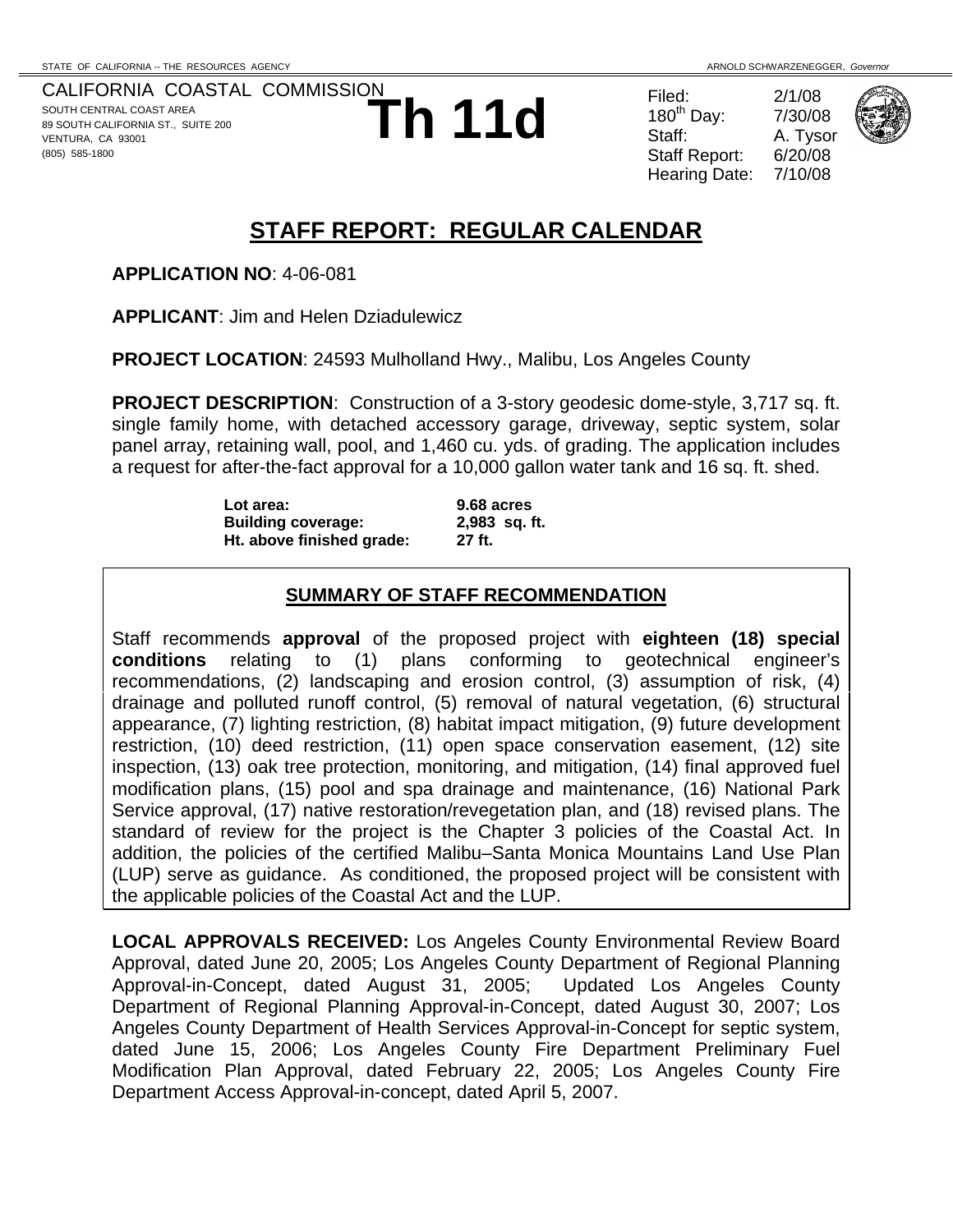STATE OF CALIFORNIA -- THE RESOURCES AGENCY — ARNOLD SCHWARZENEGGER, *Governor*

CALIFORNIA COASTAL COMMISSION
SOUTH CENTRAL COAST AREA
89 SOUTH CALIFORNIA ST., SUITE 200
VENTURA, CA 93001
(805) 585-1800

# Th 11d

| | |
|---|---|
| Filed: | 2/1/08 |
| 180th Day: | 7/30/08 |
| Staff: | A. Tysor |
| Staff Report: | 6/20/08 |
| Hearing Date: | 7/10/08 |

## STAFF REPORT: REGULAR CALENDAR

**APPLICATION NO**: 4-06-081

**APPLICANT**: Jim and Helen Dziadulewicz

**PROJECT LOCATION**: 24593 Mulholland Hwy., Malibu, Los Angeles County

**PROJECT DESCRIPTION**: Construction of a 3-story geodesic dome-style, 3,717 sq. ft. single family home, with detached accessory garage, driveway, septic system, solar panel array, retaining wall, pool, and 1,460 cu. yds. of grading. The application includes a request for after-the-fact approval for a 10,000 gallon water tank and 16 sq. ft. shed.

| | |
|---|---|
| **Lot area:** | **9.68 acres** |
| **Building coverage:** | **2,983 sq. ft.** |
| **Ht. above finished grade:** | **27 ft.** |

### SUMMARY OF STAFF RECOMMENDATION

Staff recommends **approval** of the proposed project with **eighteen (18) special conditions** relating to (1) plans conforming to geotechnical engineer's recommendations, (2) landscaping and erosion control, (3) assumption of risk, (4) drainage and polluted runoff control, (5) removal of natural vegetation, (6) structural appearance, (7) lighting restriction, (8) habitat impact mitigation, (9) future development restriction, (10) deed restriction, (11) open space conservation easement, (12) site inspection, (13) oak tree protection, monitoring, and mitigation, (14) final approved fuel modification plans, (15) pool and spa drainage and maintenance, (16) National Park Service approval, (17) native restoration/revegetation plan, and (18) revised plans. The standard of review for the project is the Chapter 3 policies of the Coastal Act. In addition, the policies of the certified Malibu–Santa Monica Mountains Land Use Plan (LUP) serve as guidance. As conditioned, the proposed project will be consistent with the applicable policies of the Coastal Act and the LUP.

**LOCAL APPROVALS RECEIVED:** Los Angeles County Environmental Review Board Approval, dated June 20, 2005; Los Angeles County Department of Regional Planning Approval-in-Concept, dated August 31, 2005; Updated Los Angeles County Department of Regional Planning Approval-in-Concept, dated August 30, 2007; Los Angeles County Department of Health Services Approval-in-Concept for septic system, dated June 15, 2006; Los Angeles County Fire Department Preliminary Fuel Modification Plan Approval, dated February 22, 2005; Los Angeles County Fire Department Access Approval-in-concept, dated April 5, 2007.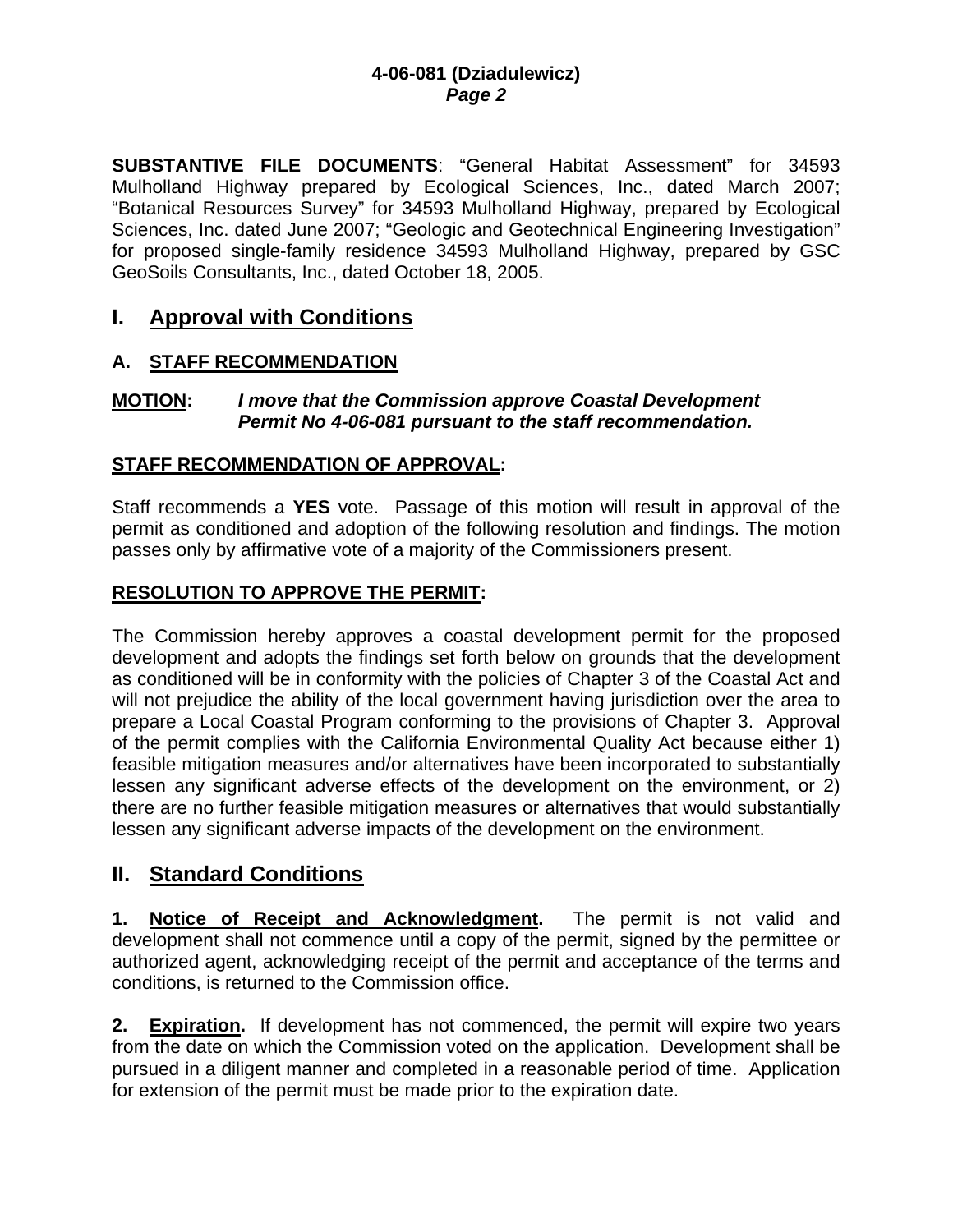**SUBSTANTIVE FILE DOCUMENTS**: "General Habitat Assessment" for 34593 Mulholland Highway prepared by Ecological Sciences, Inc., dated March 2007; "Botanical Resources Survey" for 34593 Mulholland Highway, prepared by Ecological Sciences, Inc. dated June 2007; "Geologic and Geotechnical Engineering Investigation" for proposed single-family residence 34593 Mulholland Highway, prepared by GSC GeoSoils Consultants, Inc., dated October 18, 2005.

# I. Approval with Conditions

## A. STAFF RECOMMENDATION

**MOTION:** ***I move that the Commission approve Coastal Development Permit No 4-06-081 pursuant to the staff recommendation.***

**STAFF RECOMMENDATION OF APPROVAL:**

Staff recommends a **YES** vote. Passage of this motion will result in approval of the permit as conditioned and adoption of the following resolution and findings. The motion passes only by affirmative vote of a majority of the Commissioners present.

**RESOLUTION TO APPROVE THE PERMIT:**

The Commission hereby approves a coastal development permit for the proposed development and adopts the findings set forth below on grounds that the development as conditioned will be in conformity with the policies of Chapter 3 of the Coastal Act and will not prejudice the ability of the local government having jurisdiction over the area to prepare a Local Coastal Program conforming to the provisions of Chapter 3. Approval of the permit complies with the California Environmental Quality Act because either 1) feasible mitigation measures and/or alternatives have been incorporated to substantially lessen any significant adverse effects of the development on the environment, or 2) there are no further feasible mitigation measures or alternatives that would substantially lessen any significant adverse impacts of the development on the environment.

# II. Standard Conditions

**1. Notice of Receipt and Acknowledgment.** The permit is not valid and development shall not commence until a copy of the permit, signed by the permittee or authorized agent, acknowledging receipt of the permit and acceptance of the terms and conditions, is returned to the Commission office.

**2. Expiration.** If development has not commenced, the permit will expire two years from the date on which the Commission voted on the application. Development shall be pursued in a diligent manner and completed in a reasonable period of time. Application for extension of the permit must be made prior to the expiration date.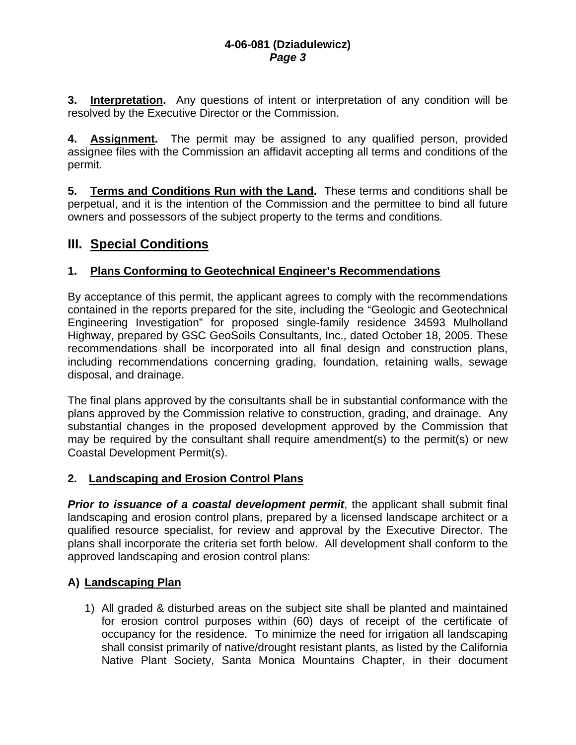**3. Interpretation.** Any questions of intent or interpretation of any condition will be resolved by the Executive Director or the Commission.

**4. Assignment.** The permit may be assigned to any qualified person, provided assignee files with the Commission an affidavit accepting all terms and conditions of the permit.

**5. Terms and Conditions Run with the Land.** These terms and conditions shall be perpetual, and it is the intention of the Commission and the permittee to bind all future owners and possessors of the subject property to the terms and conditions.

## III. Special Conditions

### 1. Plans Conforming to Geotechnical Engineer's Recommendations

By acceptance of this permit, the applicant agrees to comply with the recommendations contained in the reports prepared for the site, including the "Geologic and Geotechnical Engineering Investigation" for proposed single-family residence 34593 Mulholland Highway, prepared by GSC GeoSoils Consultants, Inc., dated October 18, 2005. These recommendations shall be incorporated into all final design and construction plans, including recommendations concerning grading, foundation, retaining walls, sewage disposal, and drainage.

The final plans approved by the consultants shall be in substantial conformance with the plans approved by the Commission relative to construction, grading, and drainage. Any substantial changes in the proposed development approved by the Commission that may be required by the consultant shall require amendment(s) to the permit(s) or new Coastal Development Permit(s).

### 2. Landscaping and Erosion Control Plans

***Prior to issuance of a coastal development permit***, the applicant shall submit final landscaping and erosion control plans, prepared by a licensed landscape architect or a qualified resource specialist, for review and approval by the Executive Director. The plans shall incorporate the criteria set forth below. All development shall conform to the approved landscaping and erosion control plans:

### A) Landscaping Plan

1) All graded & disturbed areas on the subject site shall be planted and maintained for erosion control purposes within (60) days of receipt of the certificate of occupancy for the residence. To minimize the need for irrigation all landscaping shall consist primarily of native/drought resistant plants, as listed by the California Native Plant Society, Santa Monica Mountains Chapter, in their document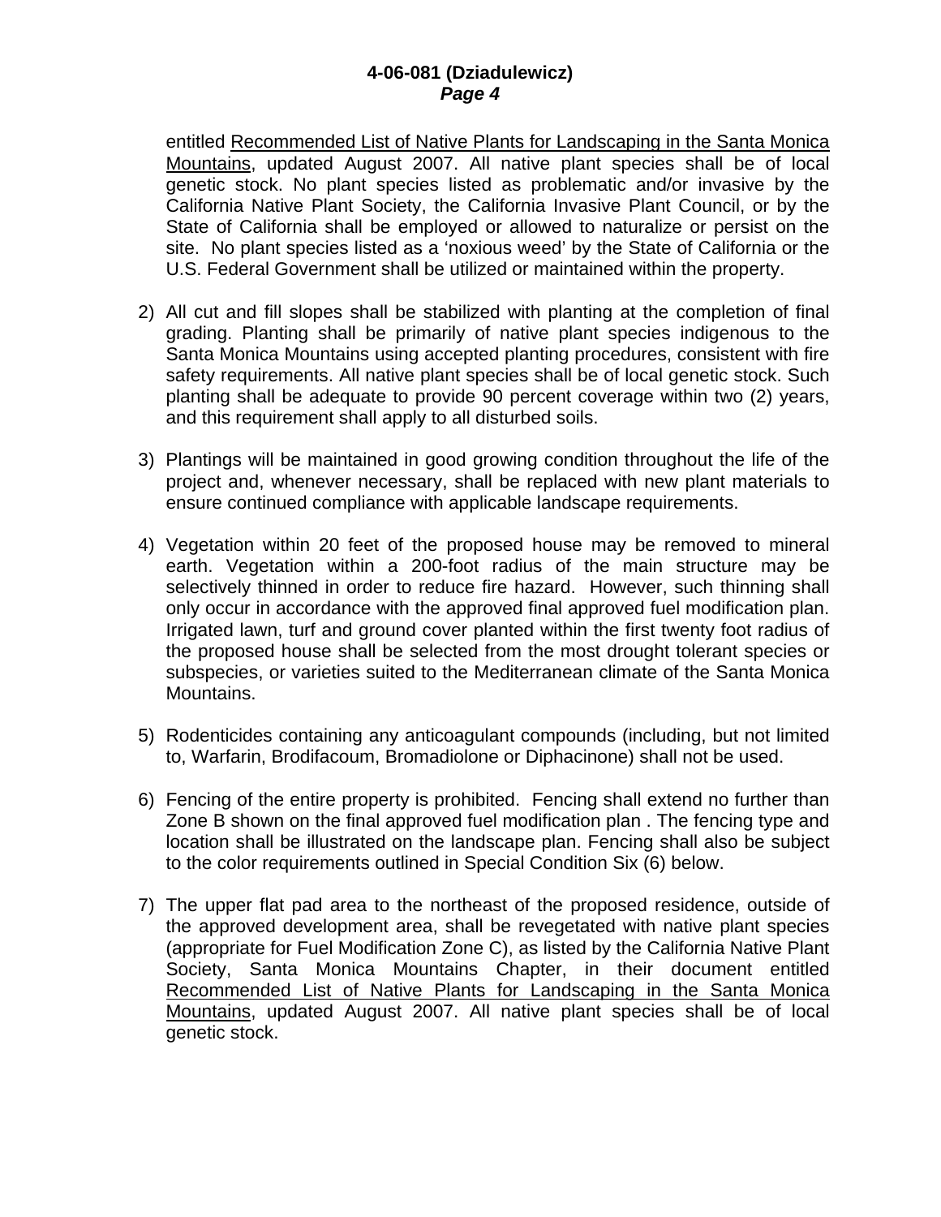entitled Recommended List of Native Plants for Landscaping in the Santa Monica Mountains, updated August 2007. All native plant species shall be of local genetic stock. No plant species listed as problematic and/or invasive by the California Native Plant Society, the California Invasive Plant Council, or by the State of California shall be employed or allowed to naturalize or persist on the site. No plant species listed as a 'noxious weed' by the State of California or the U.S. Federal Government shall be utilized or maintained within the property.

2) All cut and fill slopes shall be stabilized with planting at the completion of final grading. Planting shall be primarily of native plant species indigenous to the Santa Monica Mountains using accepted planting procedures, consistent with fire safety requirements. All native plant species shall be of local genetic stock. Such planting shall be adequate to provide 90 percent coverage within two (2) years, and this requirement shall apply to all disturbed soils.

3) Plantings will be maintained in good growing condition throughout the life of the project and, whenever necessary, shall be replaced with new plant materials to ensure continued compliance with applicable landscape requirements.

4) Vegetation within 20 feet of the proposed house may be removed to mineral earth. Vegetation within a 200-foot radius of the main structure may be selectively thinned in order to reduce fire hazard. However, such thinning shall only occur in accordance with the approved final approved fuel modification plan. Irrigated lawn, turf and ground cover planted within the first twenty foot radius of the proposed house shall be selected from the most drought tolerant species or subspecies, or varieties suited to the Mediterranean climate of the Santa Monica Mountains.

5) Rodenticides containing any anticoagulant compounds (including, but not limited to, Warfarin, Brodifacoum, Bromadiolone or Diphacinone) shall not be used.

6) Fencing of the entire property is prohibited. Fencing shall extend no further than Zone B shown on the final approved fuel modification plan . The fencing type and location shall be illustrated on the landscape plan. Fencing shall also be subject to the color requirements outlined in Special Condition Six (6) below.

7) The upper flat pad area to the northeast of the proposed residence, outside of the approved development area, shall be revegetated with native plant species (appropriate for Fuel Modification Zone C), as listed by the California Native Plant Society, Santa Monica Mountains Chapter, in their document entitled Recommended List of Native Plants for Landscaping in the Santa Monica Mountains, updated August 2007. All native plant species shall be of local genetic stock.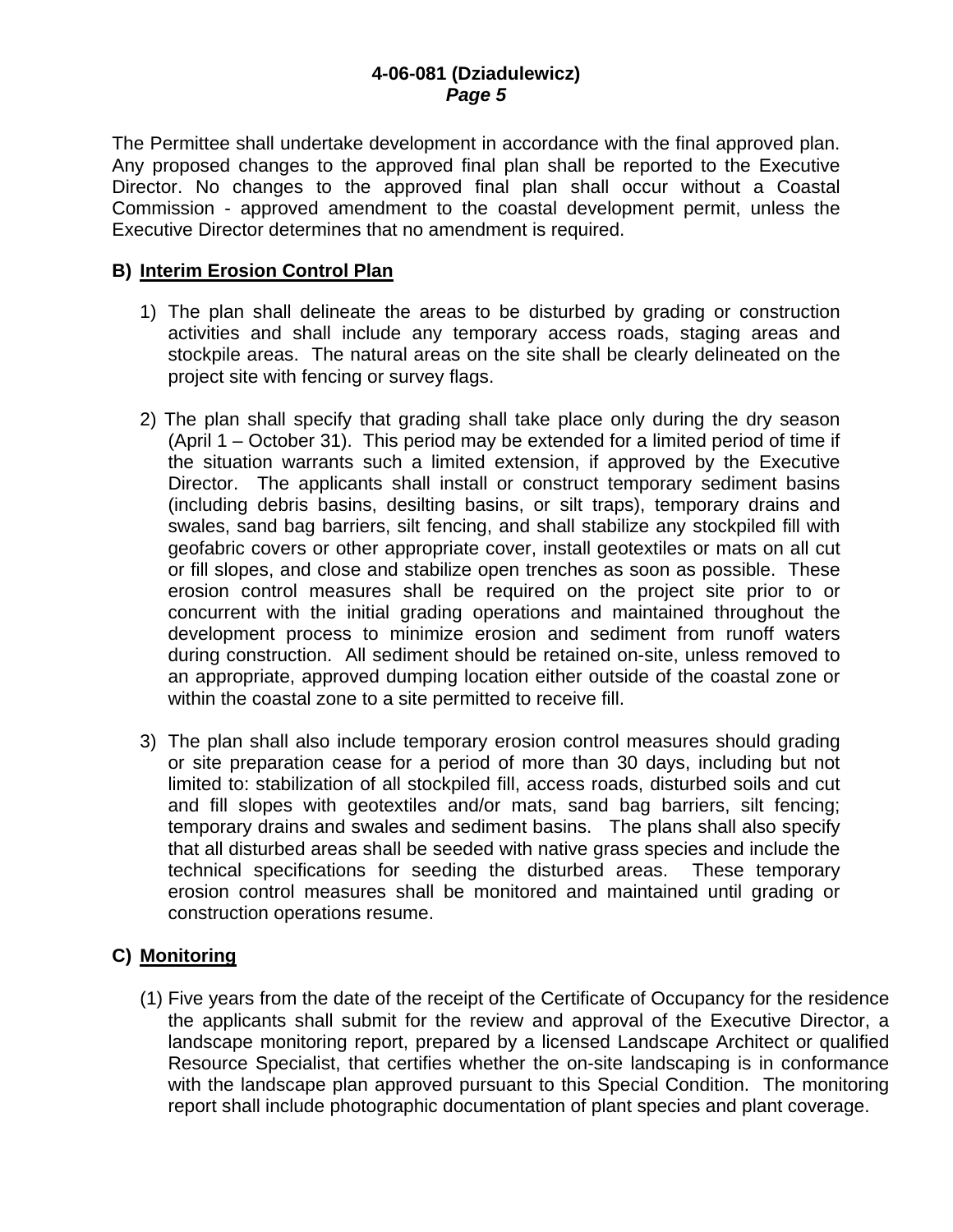The Permittee shall undertake development in accordance with the final approved plan. Any proposed changes to the approved final plan shall be reported to the Executive Director. No changes to the approved final plan shall occur without a Coastal Commission - approved amendment to the coastal development permit, unless the Executive Director determines that no amendment is required.

**B) Interim Erosion Control Plan**

1) The plan shall delineate the areas to be disturbed by grading or construction activities and shall include any temporary access roads, staging areas and stockpile areas. The natural areas on the site shall be clearly delineated on the project site with fencing or survey flags.

2) The plan shall specify that grading shall take place only during the dry season (April 1 – October 31). This period may be extended for a limited period of time if the situation warrants such a limited extension, if approved by the Executive Director. The applicants shall install or construct temporary sediment basins (including debris basins, desilting basins, or silt traps), temporary drains and swales, sand bag barriers, silt fencing, and shall stabilize any stockpiled fill with geofabric covers or other appropriate cover, install geotextiles or mats on all cut or fill slopes, and close and stabilize open trenches as soon as possible. These erosion control measures shall be required on the project site prior to or concurrent with the initial grading operations and maintained throughout the development process to minimize erosion and sediment from runoff waters during construction. All sediment should be retained on-site, unless removed to an appropriate, approved dumping location either outside of the coastal zone or within the coastal zone to a site permitted to receive fill.

3) The plan shall also include temporary erosion control measures should grading or site preparation cease for a period of more than 30 days, including but not limited to: stabilization of all stockpiled fill, access roads, disturbed soils and cut and fill slopes with geotextiles and/or mats, sand bag barriers, silt fencing; temporary drains and swales and sediment basins. The plans shall also specify that all disturbed areas shall be seeded with native grass species and include the technical specifications for seeding the disturbed areas. These temporary erosion control measures shall be monitored and maintained until grading or construction operations resume.

**C) Monitoring**

(1) Five years from the date of the receipt of the Certificate of Occupancy for the residence the applicants shall submit for the review and approval of the Executive Director, a landscape monitoring report, prepared by a licensed Landscape Architect or qualified Resource Specialist, that certifies whether the on-site landscaping is in conformance with the landscape plan approved pursuant to this Special Condition. The monitoring report shall include photographic documentation of plant species and plant coverage.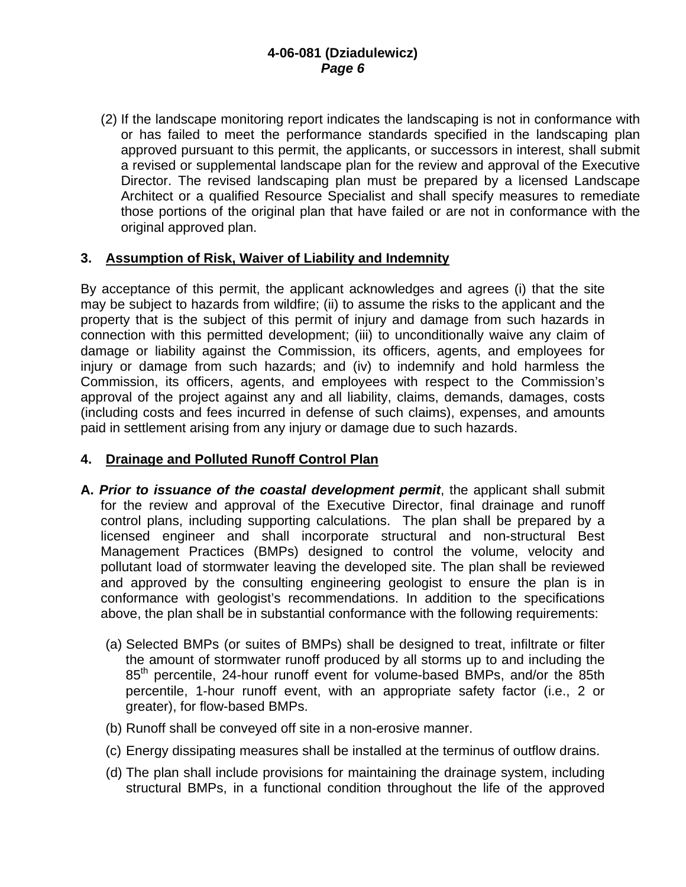(2) If the landscape monitoring report indicates the landscaping is not in conformance with or has failed to meet the performance standards specified in the landscaping plan approved pursuant to this permit, the applicants, or successors in interest, shall submit a revised or supplemental landscape plan for the review and approval of the Executive Director. The revised landscaping plan must be prepared by a licensed Landscape Architect or a qualified Resource Specialist and shall specify measures to remediate those portions of the original plan that have failed or are not in conformance with the original approved plan.

**3. Assumption of Risk, Waiver of Liability and Indemnity**

By acceptance of this permit, the applicant acknowledges and agrees (i) that the site may be subject to hazards from wildfire; (ii) to assume the risks to the applicant and the property that is the subject of this permit of injury and damage from such hazards in connection with this permitted development; (iii) to unconditionally waive any claim of damage or liability against the Commission, its officers, agents, and employees for injury or damage from such hazards; and (iv) to indemnify and hold harmless the Commission, its officers, agents, and employees with respect to the Commission's approval of the project against any and all liability, claims, demands, damages, costs (including costs and fees incurred in defense of such claims), expenses, and amounts paid in settlement arising from any injury or damage due to such hazards.

**4. Drainage and Polluted Runoff Control Plan**

**A.** ***Prior to issuance of the coastal development permit***, the applicant shall submit for the review and approval of the Executive Director, final drainage and runoff control plans, including supporting calculations. The plan shall be prepared by a licensed engineer and shall incorporate structural and non-structural Best Management Practices (BMPs) designed to control the volume, velocity and pollutant load of stormwater leaving the developed site. The plan shall be reviewed and approved by the consulting engineering geologist to ensure the plan is in conformance with geologist's recommendations. In addition to the specifications above, the plan shall be in substantial conformance with the following requirements:

(a) Selected BMPs (or suites of BMPs) shall be designed to treat, infiltrate or filter the amount of stormwater runoff produced by all storms up to and including the $85^{th}$ percentile, 24-hour runoff event for volume-based BMPs, and/or the 85th percentile, 1-hour runoff event, with an appropriate safety factor (i.e., 2 or greater), for flow-based BMPs.

(b) Runoff shall be conveyed off site in a non-erosive manner.

(c) Energy dissipating measures shall be installed at the terminus of outflow drains.

(d) The plan shall include provisions for maintaining the drainage system, including structural BMPs, in a functional condition throughout the life of the approved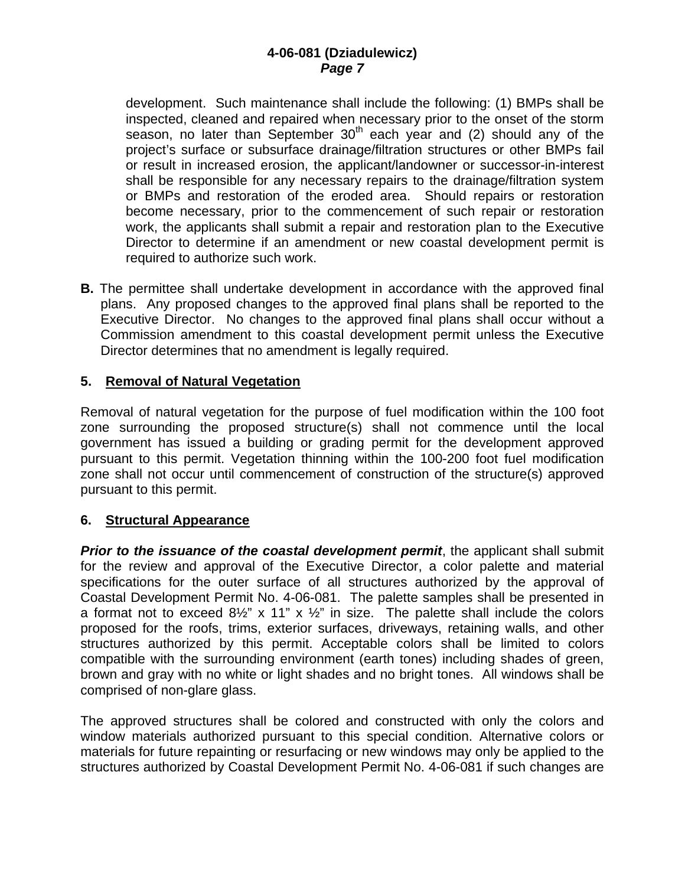development. Such maintenance shall include the following: (1) BMPs shall be inspected, cleaned and repaired when necessary prior to the onset of the storm season, no later than September 30th each year and (2) should any of the project's surface or subsurface drainage/filtration structures or other BMPs fail or result in increased erosion, the applicant/landowner or successor-in-interest shall be responsible for any necessary repairs to the drainage/filtration system or BMPs and restoration of the eroded area. Should repairs or restoration become necessary, prior to the commencement of such repair or restoration work, the applicants shall submit a repair and restoration plan to the Executive Director to determine if an amendment or new coastal development permit is required to authorize such work.

**B.** The permittee shall undertake development in accordance with the approved final plans. Any proposed changes to the approved final plans shall be reported to the Executive Director. No changes to the approved final plans shall occur without a Commission amendment to this coastal development permit unless the Executive Director determines that no amendment is legally required.

**5. Removal of Natural Vegetation**

Removal of natural vegetation for the purpose of fuel modification within the 100 foot zone surrounding the proposed structure(s) shall not commence until the local government has issued a building or grading permit for the development approved pursuant to this permit. Vegetation thinning within the 100-200 foot fuel modification zone shall not occur until commencement of construction of the structure(s) approved pursuant to this permit.

**6. Structural Appearance**

***Prior to the issuance of the coastal development permit***, the applicant shall submit for the review and approval of the Executive Director, a color palette and material specifications for the outer surface of all structures authorized by the approval of Coastal Development Permit No. 4-06-081. The palette samples shall be presented in a format not to exceed 8½" x 11" x ½" in size. The palette shall include the colors proposed for the roofs, trims, exterior surfaces, driveways, retaining walls, and other structures authorized by this permit. Acceptable colors shall be limited to colors compatible with the surrounding environment (earth tones) including shades of green, brown and gray with no white or light shades and no bright tones. All windows shall be comprised of non-glare glass.

The approved structures shall be colored and constructed with only the colors and window materials authorized pursuant to this special condition. Alternative colors or materials for future repainting or resurfacing or new windows may only be applied to the structures authorized by Coastal Development Permit No. 4-06-081 if such changes are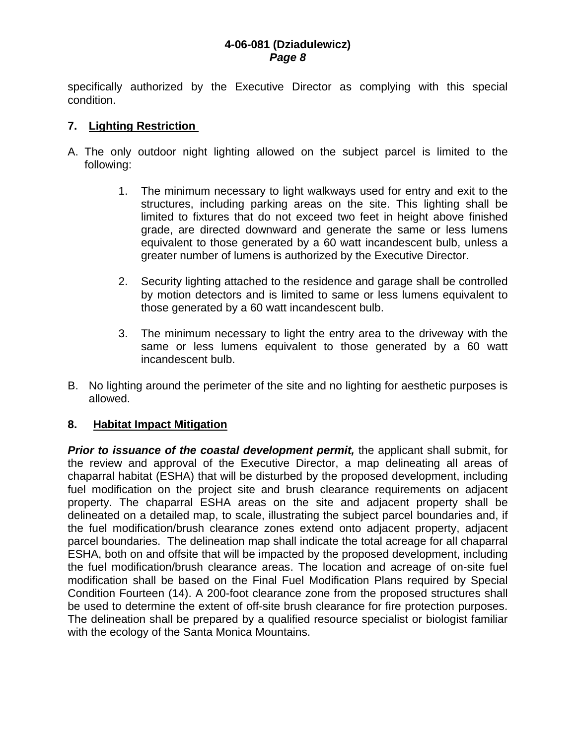specifically authorized by the Executive Director as complying with this special condition.

**7. Lighting Restriction**

A. The only outdoor night lighting allowed on the subject parcel is limited to the following:

   1. The minimum necessary to light walkways used for entry and exit to the structures, including parking areas on the site. This lighting shall be limited to fixtures that do not exceed two feet in height above finished grade, are directed downward and generate the same or less lumens equivalent to those generated by a 60 watt incandescent bulb, unless a greater number of lumens is authorized by the Executive Director.

   2. Security lighting attached to the residence and garage shall be controlled by motion detectors and is limited to same or less lumens equivalent to those generated by a 60 watt incandescent bulb.

   3. The minimum necessary to light the entry area to the driveway with the same or less lumens equivalent to those generated by a 60 watt incandescent bulb.

B. No lighting around the perimeter of the site and no lighting for aesthetic purposes is allowed.

**8. Habitat Impact Mitigation**

***Prior to issuance of the coastal development permit,*** the applicant shall submit, for the review and approval of the Executive Director, a map delineating all areas of chaparral habitat (ESHA) that will be disturbed by the proposed development, including fuel modification on the project site and brush clearance requirements on adjacent property. The chaparral ESHA areas on the site and adjacent property shall be delineated on a detailed map, to scale, illustrating the subject parcel boundaries and, if the fuel modification/brush clearance zones extend onto adjacent property, adjacent parcel boundaries. The delineation map shall indicate the total acreage for all chaparral ESHA, both on and offsite that will be impacted by the proposed development, including the fuel modification/brush clearance areas. The location and acreage of on-site fuel modification shall be based on the Final Fuel Modification Plans required by Special Condition Fourteen (14). A 200-foot clearance zone from the proposed structures shall be used to determine the extent of off-site brush clearance for fire protection purposes. The delineation shall be prepared by a qualified resource specialist or biologist familiar with the ecology of the Santa Monica Mountains.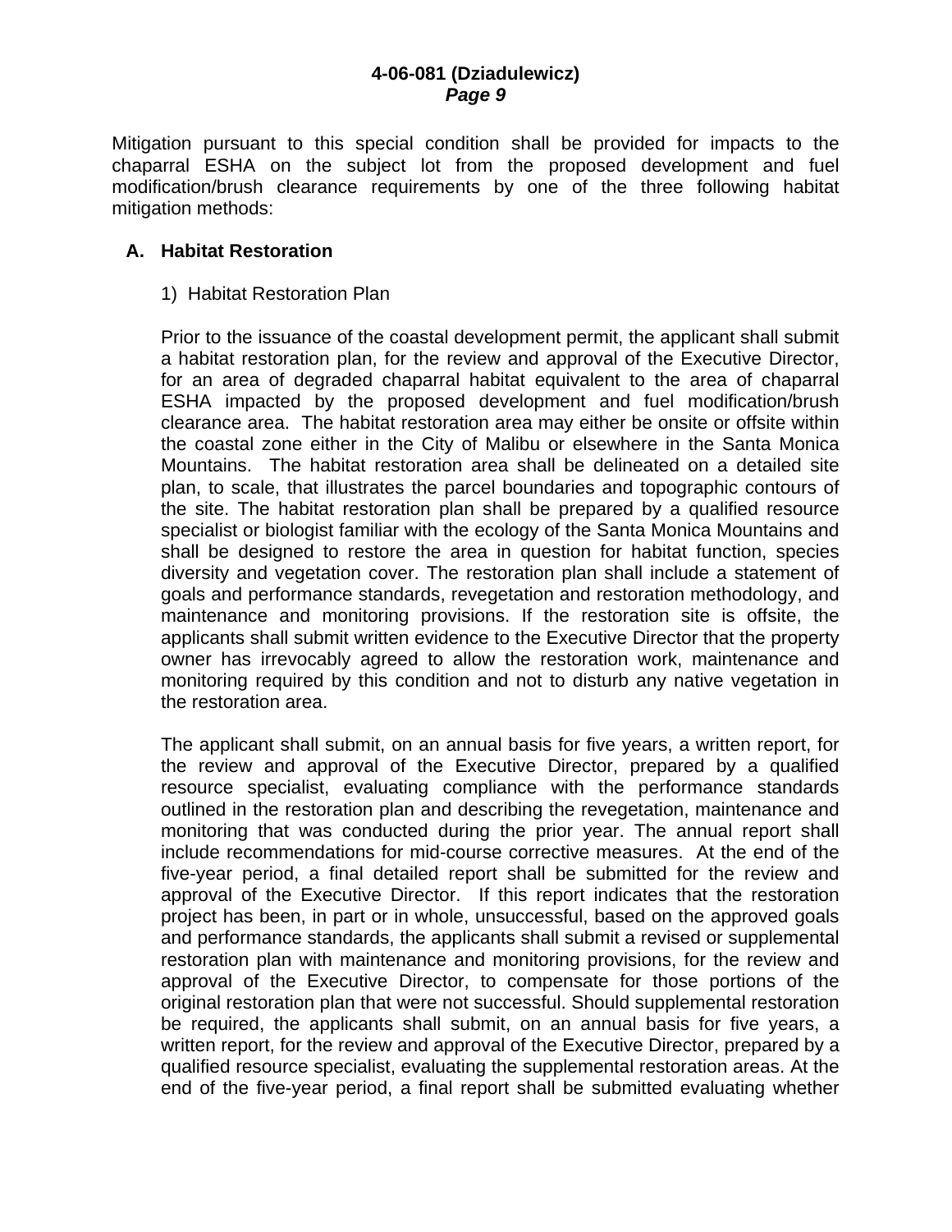Mitigation pursuant to this special condition shall be provided for impacts to the chaparral ESHA on the subject lot from the proposed development and fuel modification/brush clearance requirements by one of the three following habitat mitigation methods:

**A. Habitat Restoration**

1) Habitat Restoration Plan

Prior to the issuance of the coastal development permit, the applicant shall submit a habitat restoration plan, for the review and approval of the Executive Director, for an area of degraded chaparral habitat equivalent to the area of chaparral ESHA impacted by the proposed development and fuel modification/brush clearance area. The habitat restoration area may either be onsite or offsite within the coastal zone either in the City of Malibu or elsewhere in the Santa Monica Mountains. The habitat restoration area shall be delineated on a detailed site plan, to scale, that illustrates the parcel boundaries and topographic contours of the site. The habitat restoration plan shall be prepared by a qualified resource specialist or biologist familiar with the ecology of the Santa Monica Mountains and shall be designed to restore the area in question for habitat function, species diversity and vegetation cover. The restoration plan shall include a statement of goals and performance standards, revegetation and restoration methodology, and maintenance and monitoring provisions. If the restoration site is offsite, the applicants shall submit written evidence to the Executive Director that the property owner has irrevocably agreed to allow the restoration work, maintenance and monitoring required by this condition and not to disturb any native vegetation in the restoration area.

The applicant shall submit, on an annual basis for five years, a written report, for the review and approval of the Executive Director, prepared by a qualified resource specialist, evaluating compliance with the performance standards outlined in the restoration plan and describing the revegetation, maintenance and monitoring that was conducted during the prior year. The annual report shall include recommendations for mid-course corrective measures. At the end of the five-year period, a final detailed report shall be submitted for the review and approval of the Executive Director. If this report indicates that the restoration project has been, in part or in whole, unsuccessful, based on the approved goals and performance standards, the applicants shall submit a revised or supplemental restoration plan with maintenance and monitoring provisions, for the review and approval of the Executive Director, to compensate for those portions of the original restoration plan that were not successful. Should supplemental restoration be required, the applicants shall submit, on an annual basis for five years, a written report, for the review and approval of the Executive Director, prepared by a qualified resource specialist, evaluating the supplemental restoration areas. At the end of the five-year period, a final report shall be submitted evaluating whether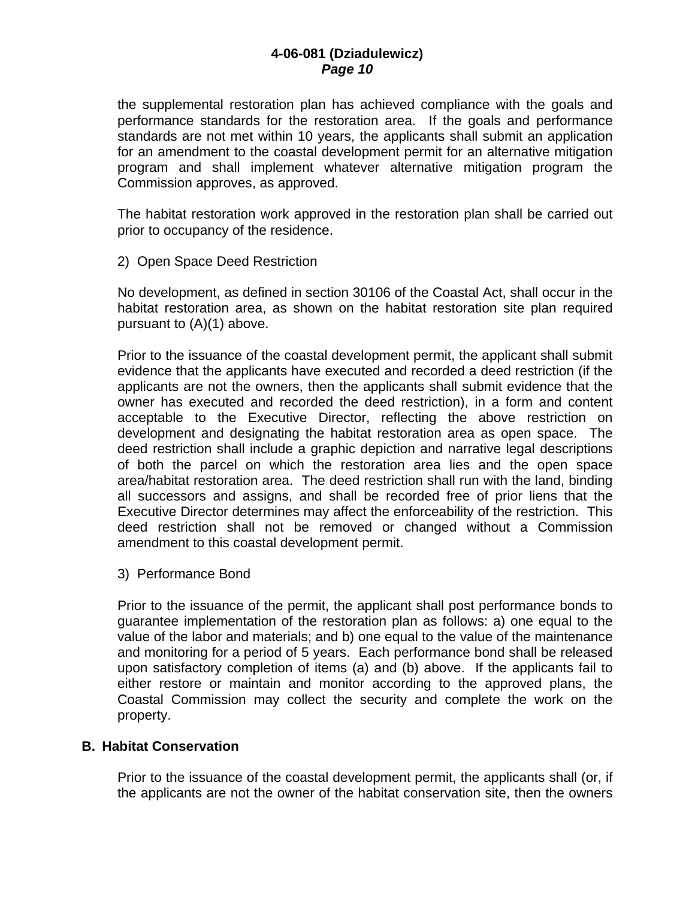the supplemental restoration plan has achieved compliance with the goals and performance standards for the restoration area. If the goals and performance standards are not met within 10 years, the applicants shall submit an application for an amendment to the coastal development permit for an alternative mitigation program and shall implement whatever alternative mitigation program the Commission approves, as approved.

The habitat restoration work approved in the restoration plan shall be carried out prior to occupancy of the residence.

2) Open Space Deed Restriction

No development, as defined in section 30106 of the Coastal Act, shall occur in the habitat restoration area, as shown on the habitat restoration site plan required pursuant to (A)(1) above.

Prior to the issuance of the coastal development permit, the applicant shall submit evidence that the applicants have executed and recorded a deed restriction (if the applicants are not the owners, then the applicants shall submit evidence that the owner has executed and recorded the deed restriction), in a form and content acceptable to the Executive Director, reflecting the above restriction on development and designating the habitat restoration area as open space. The deed restriction shall include a graphic depiction and narrative legal descriptions of both the parcel on which the restoration area lies and the open space area/habitat restoration area. The deed restriction shall run with the land, binding all successors and assigns, and shall be recorded free of prior liens that the Executive Director determines may affect the enforceability of the restriction. This deed restriction shall not be removed or changed without a Commission amendment to this coastal development permit.

3) Performance Bond

Prior to the issuance of the permit, the applicant shall post performance bonds to guarantee implementation of the restoration plan as follows: a) one equal to the value of the labor and materials; and b) one equal to the value of the maintenance and monitoring for a period of 5 years. Each performance bond shall be released upon satisfactory completion of items (a) and (b) above. If the applicants fail to either restore or maintain and monitor according to the approved plans, the Coastal Commission may collect the security and complete the work on the property.

**B. Habitat Conservation**

Prior to the issuance of the coastal development permit, the applicants shall (or, if the applicants are not the owner of the habitat conservation site, then the owners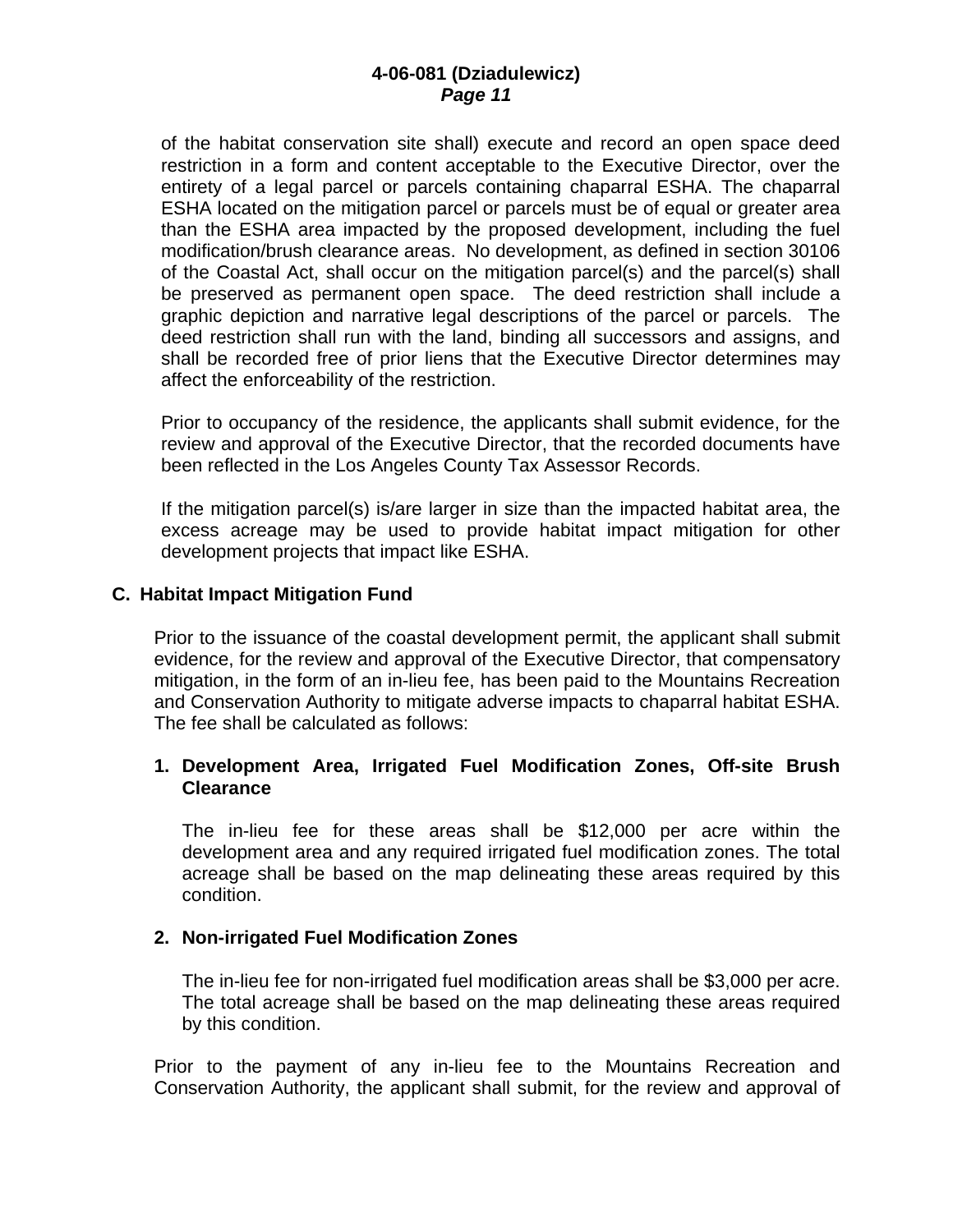of the habitat conservation site shall) execute and record an open space deed restriction in a form and content acceptable to the Executive Director, over the entirety of a legal parcel or parcels containing chaparral ESHA. The chaparral ESHA located on the mitigation parcel or parcels must be of equal or greater area than the ESHA area impacted by the proposed development, including the fuel modification/brush clearance areas. No development, as defined in section 30106 of the Coastal Act, shall occur on the mitigation parcel(s) and the parcel(s) shall be preserved as permanent open space. The deed restriction shall include a graphic depiction and narrative legal descriptions of the parcel or parcels. The deed restriction shall run with the land, binding all successors and assigns, and shall be recorded free of prior liens that the Executive Director determines may affect the enforceability of the restriction.

Prior to occupancy of the residence, the applicants shall submit evidence, for the review and approval of the Executive Director, that the recorded documents have been reflected in the Los Angeles County Tax Assessor Records.

If the mitigation parcel(s) is/are larger in size than the impacted habitat area, the excess acreage may be used to provide habitat impact mitigation for other development projects that impact like ESHA.

**C. Habitat Impact Mitigation Fund**

Prior to the issuance of the coastal development permit, the applicant shall submit evidence, for the review and approval of the Executive Director, that compensatory mitigation, in the form of an in-lieu fee, has been paid to the Mountains Recreation and Conservation Authority to mitigate adverse impacts to chaparral habitat ESHA. The fee shall be calculated as follows:

**1. Development Area, Irrigated Fuel Modification Zones, Off-site Brush Clearance**

The in-lieu fee for these areas shall be $12,000 per acre within the development area and any required irrigated fuel modification zones. The total acreage shall be based on the map delineating these areas required by this condition.

**2. Non-irrigated Fuel Modification Zones**

The in-lieu fee for non-irrigated fuel modification areas shall be $3,000 per acre. The total acreage shall be based on the map delineating these areas required by this condition.

Prior to the payment of any in-lieu fee to the Mountains Recreation and Conservation Authority, the applicant shall submit, for the review and approval of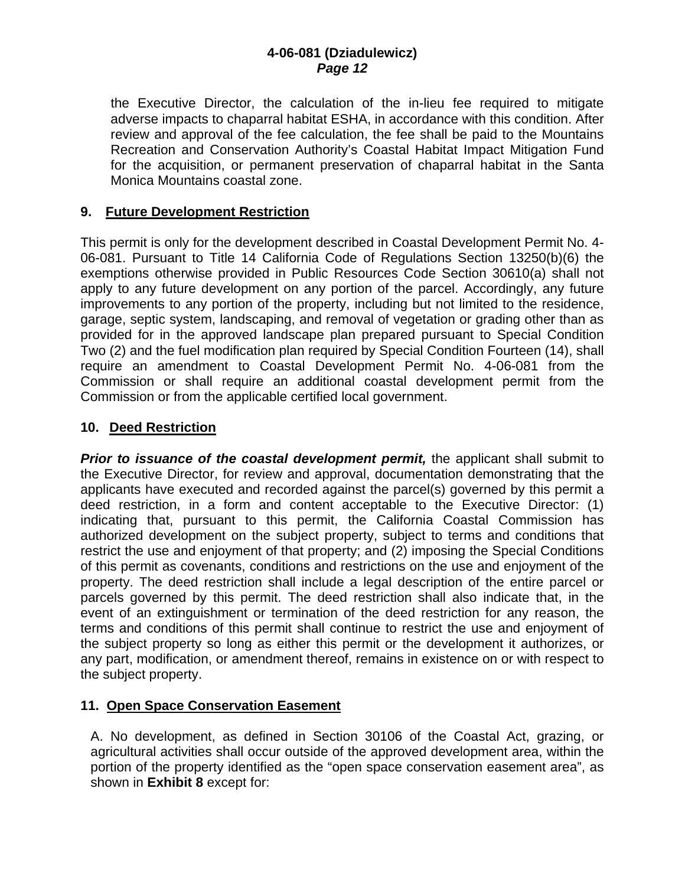the Executive Director, the calculation of the in-lieu fee required to mitigate adverse impacts to chaparral habitat ESHA, in accordance with this condition. After review and approval of the fee calculation, the fee shall be paid to the Mountains Recreation and Conservation Authority's Coastal Habitat Impact Mitigation Fund for the acquisition, or permanent preservation of chaparral habitat in the Santa Monica Mountains coastal zone.

## 9. Future Development Restriction

This permit is only for the development described in Coastal Development Permit No. 4-06-081. Pursuant to Title 14 California Code of Regulations Section 13250(b)(6) the exemptions otherwise provided in Public Resources Code Section 30610(a) shall not apply to any future development on any portion of the parcel. Accordingly, any future improvements to any portion of the property, including but not limited to the residence, garage, septic system, landscaping, and removal of vegetation or grading other than as provided for in the approved landscape plan prepared pursuant to Special Condition Two (2) and the fuel modification plan required by Special Condition Fourteen (14), shall require an amendment to Coastal Development Permit No. 4-06-081 from the Commission or shall require an additional coastal development permit from the Commission or from the applicable certified local government.

## 10. Deed Restriction

***Prior to issuance of the coastal development permit,*** the applicant shall submit to the Executive Director, for review and approval, documentation demonstrating that the applicants have executed and recorded against the parcel(s) governed by this permit a deed restriction, in a form and content acceptable to the Executive Director: (1) indicating that, pursuant to this permit, the California Coastal Commission has authorized development on the subject property, subject to terms and conditions that restrict the use and enjoyment of that property; and (2) imposing the Special Conditions of this permit as covenants, conditions and restrictions on the use and enjoyment of the property. The deed restriction shall include a legal description of the entire parcel or parcels governed by this permit. The deed restriction shall also indicate that, in the event of an extinguishment or termination of the deed restriction for any reason, the terms and conditions of this permit shall continue to restrict the use and enjoyment of the subject property so long as either this permit or the development it authorizes, or any part, modification, or amendment thereof, remains in existence on or with respect to the subject property.

## 11. Open Space Conservation Easement

A. No development, as defined in Section 30106 of the Coastal Act, grazing, or agricultural activities shall occur outside of the approved development area, within the portion of the property identified as the "open space conservation easement area", as shown in **Exhibit 8** except for: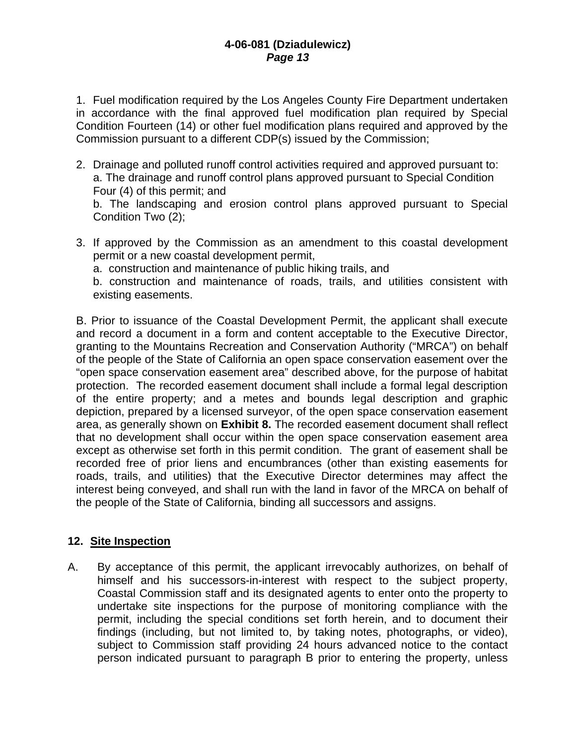1. Fuel modification required by the Los Angeles County Fire Department undertaken in accordance with the final approved fuel modification plan required by Special Condition Fourteen (14) or other fuel modification plans required and approved by the Commission pursuant to a different CDP(s) issued by the Commission;

2. Drainage and polluted runoff control activities required and approved pursuant to:
   a. The drainage and runoff control plans approved pursuant to Special Condition Four (4) of this permit; and
   b. The landscaping and erosion control plans approved pursuant to Special Condition Two (2);

3. If approved by the Commission as an amendment to this coastal development permit or a new coastal development permit,
   a. construction and maintenance of public hiking trails, and
   b. construction and maintenance of roads, trails, and utilities consistent with existing easements.

B. Prior to issuance of the Coastal Development Permit, the applicant shall execute and record a document in a form and content acceptable to the Executive Director, granting to the Mountains Recreation and Conservation Authority ("MRCA") on behalf of the people of the State of California an open space conservation easement over the "open space conservation easement area" described above, for the purpose of habitat protection. The recorded easement document shall include a formal legal description of the entire property; and a metes and bounds legal description and graphic depiction, prepared by a licensed surveyor, of the open space conservation easement area, as generally shown on **Exhibit 8.** The recorded easement document shall reflect that no development shall occur within the open space conservation easement area except as otherwise set forth in this permit condition. The grant of easement shall be recorded free of prior liens and encumbrances (other than existing easements for roads, trails, and utilities) that the Executive Director determines may affect the interest being conveyed, and shall run with the land in favor of the MRCA on behalf of the people of the State of California, binding all successors and assigns.

**12. Site Inspection**

A. By acceptance of this permit, the applicant irrevocably authorizes, on behalf of himself and his successors-in-interest with respect to the subject property, Coastal Commission staff and its designated agents to enter onto the property to undertake site inspections for the purpose of monitoring compliance with the permit, including the special conditions set forth herein, and to document their findings (including, but not limited to, by taking notes, photographs, or video), subject to Commission staff providing 24 hours advanced notice to the contact person indicated pursuant to paragraph B prior to entering the property, unless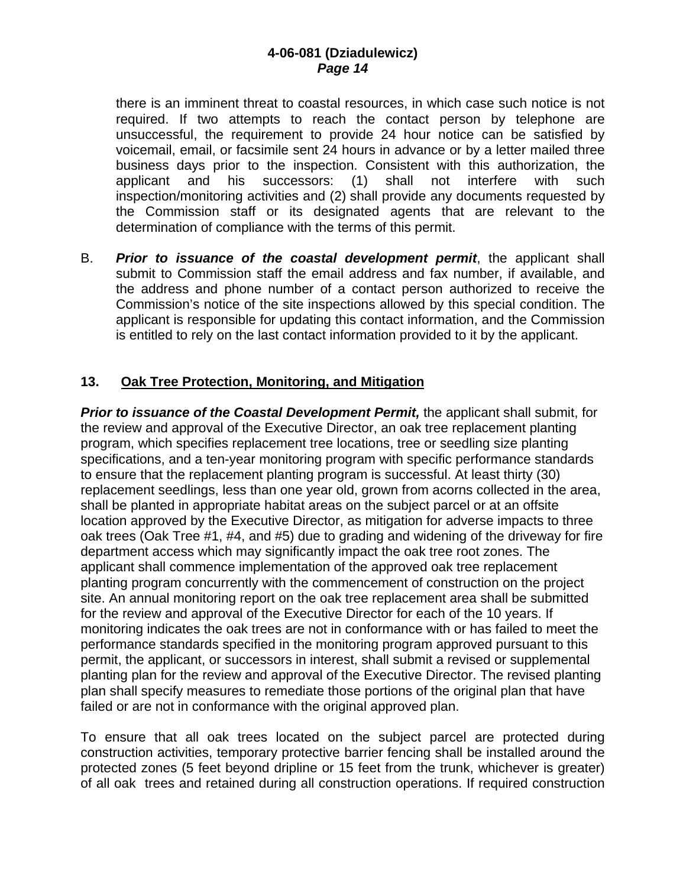there is an imminent threat to coastal resources, in which case such notice is not required. If two attempts to reach the contact person by telephone are unsuccessful, the requirement to provide 24 hour notice can be satisfied by voicemail, email, or facsimile sent 24 hours in advance or by a letter mailed three business days prior to the inspection. Consistent with this authorization, the applicant and his successors: (1) shall not interfere with such inspection/monitoring activities and (2) shall provide any documents requested by the Commission staff or its designated agents that are relevant to the determination of compliance with the terms of this permit.

B. ***Prior to issuance of the coastal development permit***, the applicant shall submit to Commission staff the email address and fax number, if available, and the address and phone number of a contact person authorized to receive the Commission's notice of the site inspections allowed by this special condition. The applicant is responsible for updating this contact information, and the Commission is entitled to rely on the last contact information provided to it by the applicant.

**13. Oak Tree Protection, Monitoring, and Mitigation**

***Prior to issuance of the Coastal Development Permit,*** the applicant shall submit, for the review and approval of the Executive Director, an oak tree replacement planting program, which specifies replacement tree locations, tree or seedling size planting specifications, and a ten-year monitoring program with specific performance standards to ensure that the replacement planting program is successful. At least thirty (30) replacement seedlings, less than one year old, grown from acorns collected in the area, shall be planted in appropriate habitat areas on the subject parcel or at an offsite location approved by the Executive Director, as mitigation for adverse impacts to three oak trees (Oak Tree #1, #4, and #5) due to grading and widening of the driveway for fire department access which may significantly impact the oak tree root zones. The applicant shall commence implementation of the approved oak tree replacement planting program concurrently with the commencement of construction on the project site. An annual monitoring report on the oak tree replacement area shall be submitted for the review and approval of the Executive Director for each of the 10 years. If monitoring indicates the oak trees are not in conformance with or has failed to meet the performance standards specified in the monitoring program approved pursuant to this permit, the applicant, or successors in interest, shall submit a revised or supplemental planting plan for the review and approval of the Executive Director. The revised planting plan shall specify measures to remediate those portions of the original plan that have failed or are not in conformance with the original approved plan.

To ensure that all oak trees located on the subject parcel are protected during construction activities, temporary protective barrier fencing shall be installed around the protected zones (5 feet beyond dripline or 15 feet from the trunk, whichever is greater) of all oak trees and retained during all construction operations. If required construction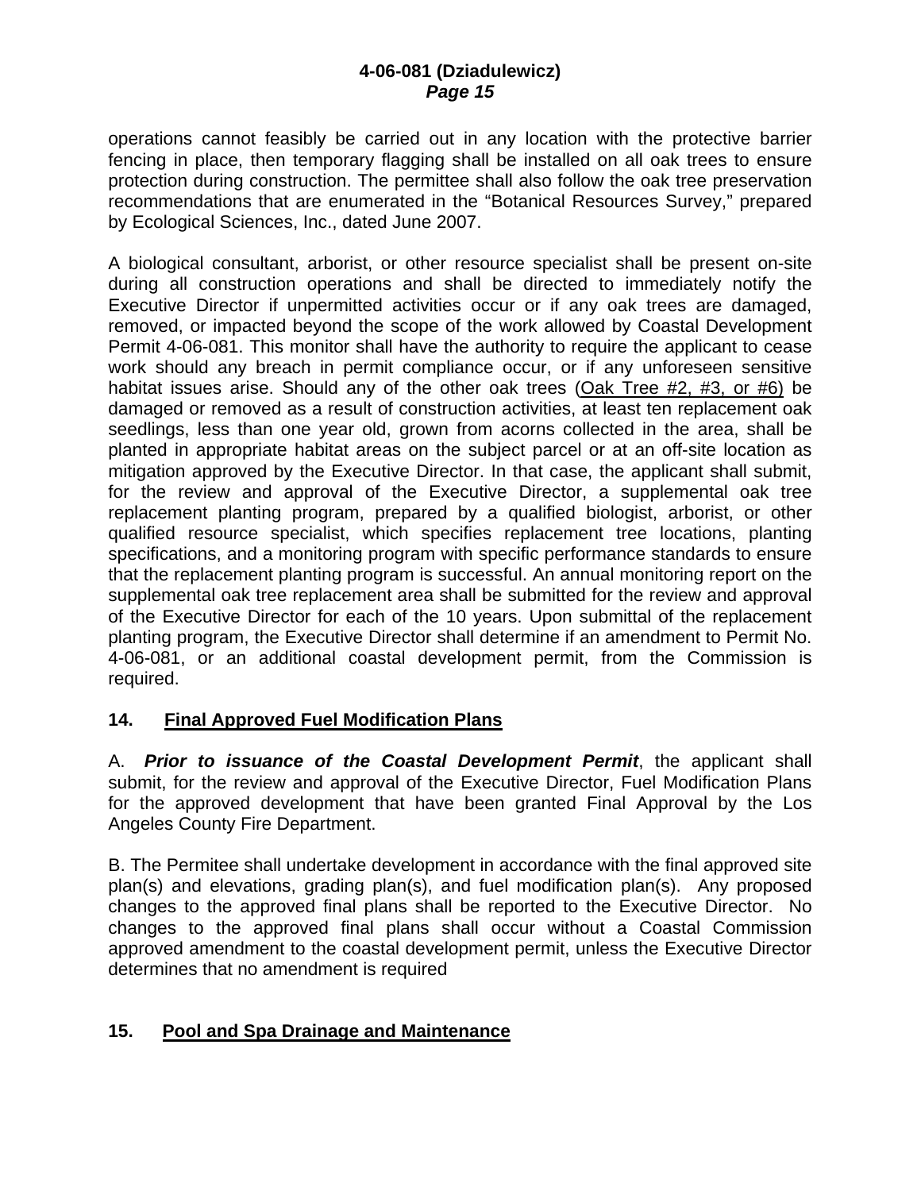operations cannot feasibly be carried out in any location with the protective barrier fencing in place, then temporary flagging shall be installed on all oak trees to ensure protection during construction. The permittee shall also follow the oak tree preservation recommendations that are enumerated in the "Botanical Resources Survey," prepared by Ecological Sciences, Inc., dated June 2007.

A biological consultant, arborist, or other resource specialist shall be present on-site during all construction operations and shall be directed to immediately notify the Executive Director if unpermitted activities occur or if any oak trees are damaged, removed, or impacted beyond the scope of the work allowed by Coastal Development Permit 4-06-081. This monitor shall have the authority to require the applicant to cease work should any breach in permit compliance occur, or if any unforeseen sensitive habitat issues arise. Should any of the other oak trees (<u>Oak Tree #2, #3, or #6)</u> be damaged or removed as a result of construction activities, at least ten replacement oak seedlings, less than one year old, grown from acorns collected in the area, shall be planted in appropriate habitat areas on the subject parcel or at an off-site location as mitigation approved by the Executive Director. In that case, the applicant shall submit, for the review and approval of the Executive Director, a supplemental oak tree replacement planting program, prepared by a qualified biologist, arborist, or other qualified resource specialist, which specifies replacement tree locations, planting specifications, and a monitoring program with specific performance standards to ensure that the replacement planting program is successful. An annual monitoring report on the supplemental oak tree replacement area shall be submitted for the review and approval of the Executive Director for each of the 10 years. Upon submittal of the replacement planting program, the Executive Director shall determine if an amendment to Permit No. 4-06-081, or an additional coastal development permit, from the Commission is required.

### 14. <u>Final Approved Fuel Modification Plans</u>

A. ***Prior to issuance of the Coastal Development Permit***, the applicant shall submit, for the review and approval of the Executive Director, Fuel Modification Plans for the approved development that have been granted Final Approval by the Los Angeles County Fire Department.

B. The Permitee shall undertake development in accordance with the final approved site plan(s) and elevations, grading plan(s), and fuel modification plan(s). Any proposed changes to the approved final plans shall be reported to the Executive Director. No changes to the approved final plans shall occur without a Coastal Commission approved amendment to the coastal development permit, unless the Executive Director determines that no amendment is required

### 15. <u>Pool and Spa Drainage and Maintenance</u>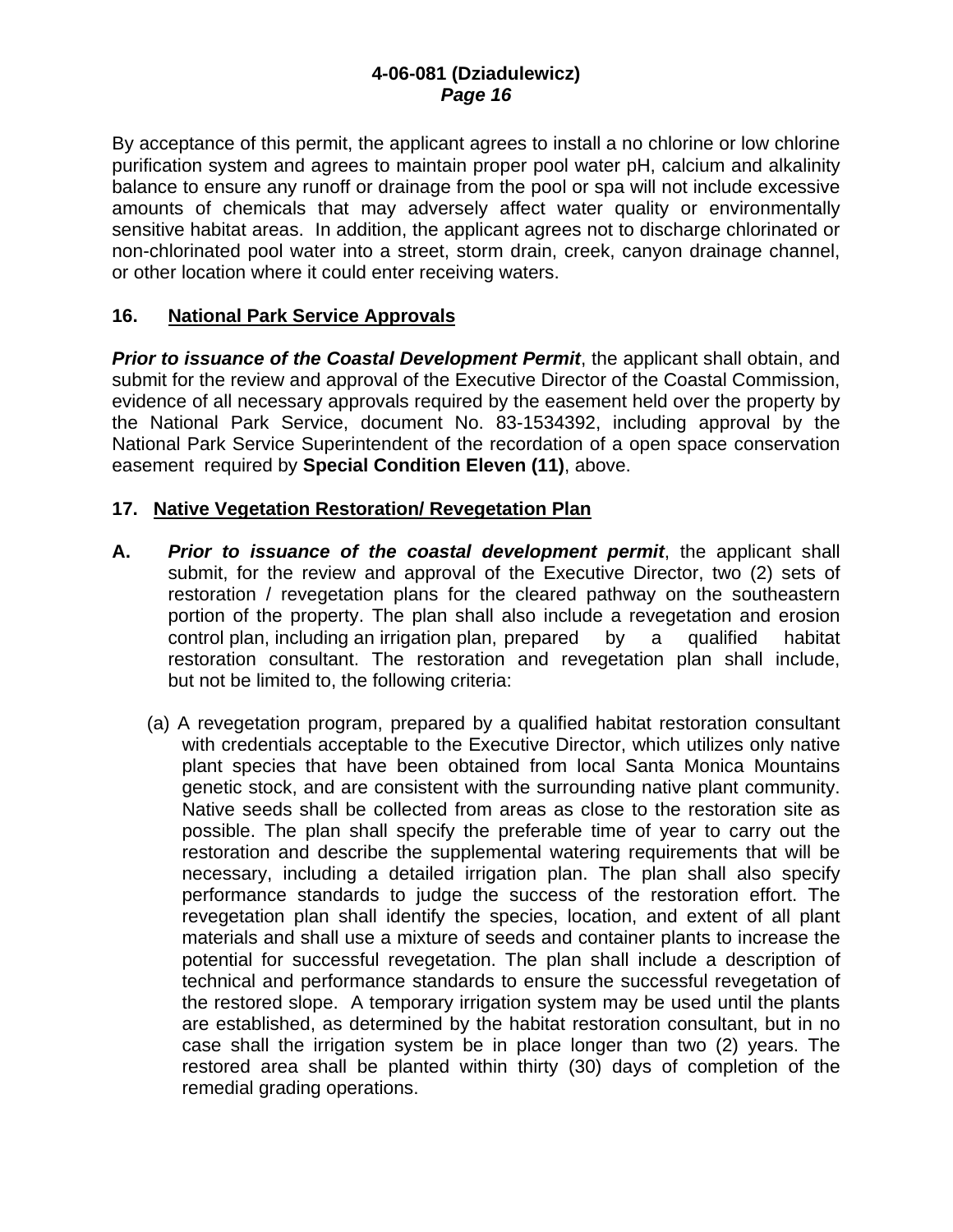By acceptance of this permit, the applicant agrees to install a no chlorine or low chlorine purification system and agrees to maintain proper pool water pH, calcium and alkalinity balance to ensure any runoff or drainage from the pool or spa will not include excessive amounts of chemicals that may adversely affect water quality or environmentally sensitive habitat areas. In addition, the applicant agrees not to discharge chlorinated or non-chlorinated pool water into a street, storm drain, creek, canyon drainage channel, or other location where it could enter receiving waters.

## 16. National Park Service Approvals

***Prior to issuance of the Coastal Development Permit***, the applicant shall obtain, and submit for the review and approval of the Executive Director of the Coastal Commission, evidence of all necessary approvals required by the easement held over the property by the National Park Service, document No. 83-1534392, including approval by the National Park Service Superintendent of the recordation of a open space conservation easement required by **Special Condition Eleven (11)**, above.

## 17. Native Vegetation Restoration/ Revegetation Plan

**A.** ***Prior to issuance of the coastal development permit***, the applicant shall submit, for the review and approval of the Executive Director, two (2) sets of restoration / revegetation plans for the cleared pathway on the southeastern portion of the property. The plan shall also include a revegetation and erosion control plan, including an irrigation plan, prepared by a qualified habitat restoration consultant. The restoration and revegetation plan shall include, but not be limited to, the following criteria:

(a) A revegetation program, prepared by a qualified habitat restoration consultant with credentials acceptable to the Executive Director, which utilizes only native plant species that have been obtained from local Santa Monica Mountains genetic stock, and are consistent with the surrounding native plant community. Native seeds shall be collected from areas as close to the restoration site as possible. The plan shall specify the preferable time of year to carry out the restoration and describe the supplemental watering requirements that will be necessary, including a detailed irrigation plan. The plan shall also specify performance standards to judge the success of the restoration effort. The revegetation plan shall identify the species, location, and extent of all plant materials and shall use a mixture of seeds and container plants to increase the potential for successful revegetation. The plan shall include a description of technical and performance standards to ensure the successful revegetation of the restored slope. A temporary irrigation system may be used until the plants are established, as determined by the habitat restoration consultant, but in no case shall the irrigation system be in place longer than two (2) years. The restored area shall be planted within thirty (30) days of completion of the remedial grading operations.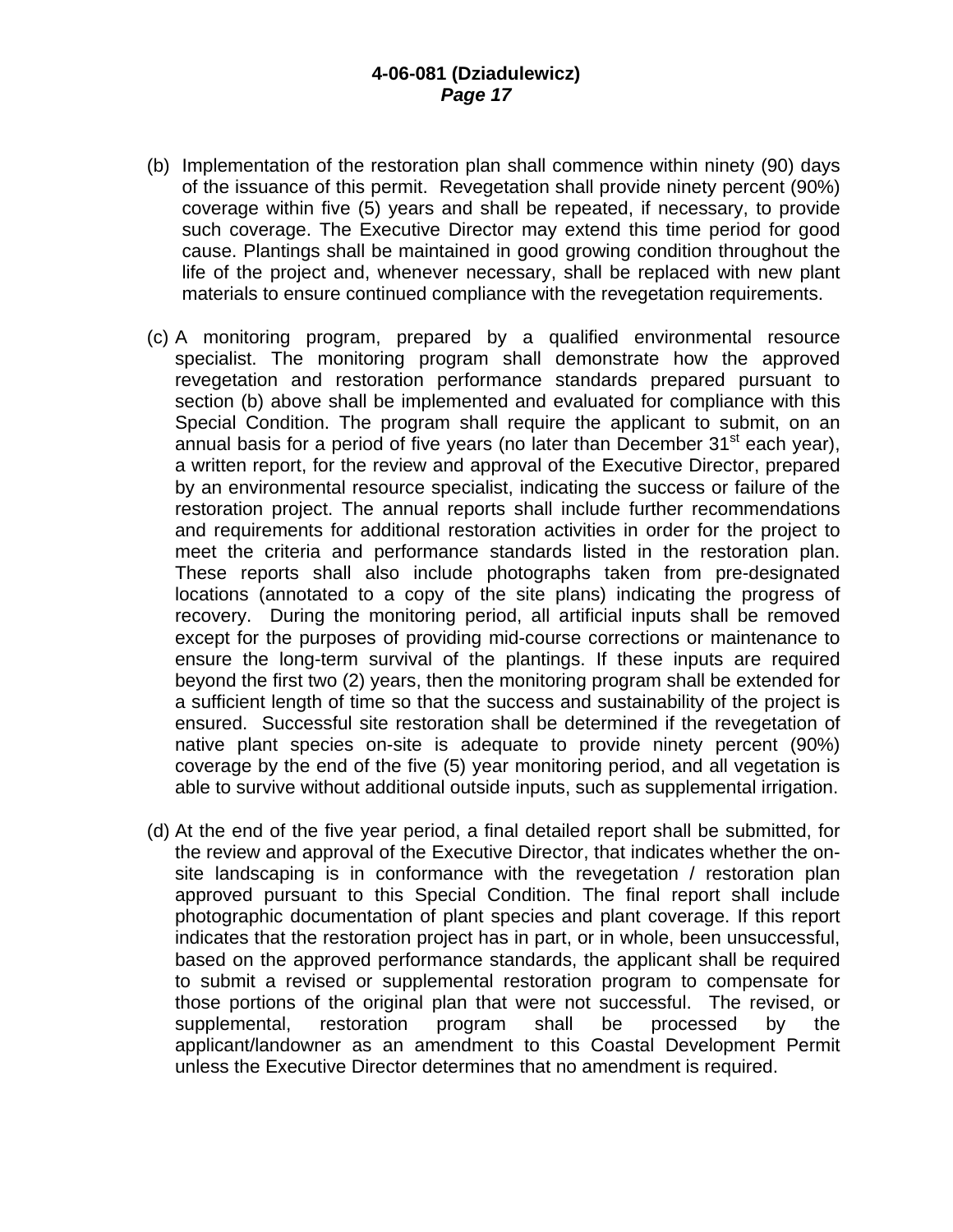(b) Implementation of the restoration plan shall commence within ninety (90) days of the issuance of this permit. Revegetation shall provide ninety percent (90%) coverage within five (5) years and shall be repeated, if necessary, to provide such coverage. The Executive Director may extend this time period for good cause. Plantings shall be maintained in good growing condition throughout the life of the project and, whenever necessary, shall be replaced with new plant materials to ensure continued compliance with the revegetation requirements.

(c) A monitoring program, prepared by a qualified environmental resource specialist. The monitoring program shall demonstrate how the approved revegetation and restoration performance standards prepared pursuant to section (b) above shall be implemented and evaluated for compliance with this Special Condition. The program shall require the applicant to submit, on an annual basis for a period of five years (no later than December 31st each year), a written report, for the review and approval of the Executive Director, prepared by an environmental resource specialist, indicating the success or failure of the restoration project. The annual reports shall include further recommendations and requirements for additional restoration activities in order for the project to meet the criteria and performance standards listed in the restoration plan. These reports shall also include photographs taken from pre-designated locations (annotated to a copy of the site plans) indicating the progress of recovery. During the monitoring period, all artificial inputs shall be removed except for the purposes of providing mid-course corrections or maintenance to ensure the long-term survival of the plantings. If these inputs are required beyond the first two (2) years, then the monitoring program shall be extended for a sufficient length of time so that the success and sustainability of the project is ensured. Successful site restoration shall be determined if the revegetation of native plant species on-site is adequate to provide ninety percent (90%) coverage by the end of the five (5) year monitoring period, and all vegetation is able to survive without additional outside inputs, such as supplemental irrigation.

(d) At the end of the five year period, a final detailed report shall be submitted, for the review and approval of the Executive Director, that indicates whether the on-site landscaping is in conformance with the revegetation / restoration plan approved pursuant to this Special Condition. The final report shall include photographic documentation of plant species and plant coverage. If this report indicates that the restoration project has in part, or in whole, been unsuccessful, based on the approved performance standards, the applicant shall be required to submit a revised or supplemental restoration program to compensate for those portions of the original plan that were not successful. The revised, or supplemental, restoration program shall be processed by the applicant/landowner as an amendment to this Coastal Development Permit unless the Executive Director determines that no amendment is required.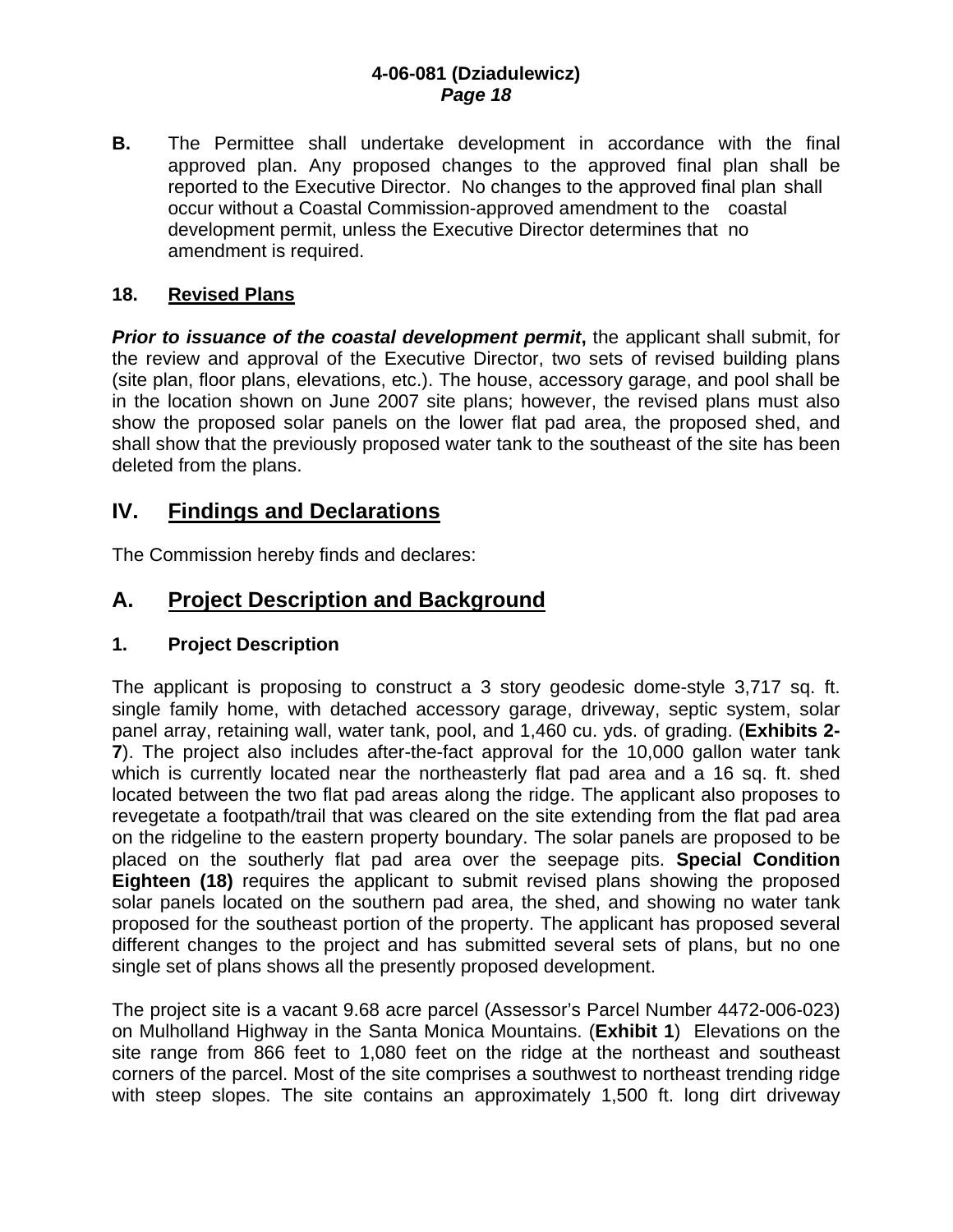**B.** The Permittee shall undertake development in accordance with the final approved plan. Any proposed changes to the approved final plan shall be reported to the Executive Director. No changes to the approved final plan shall occur without a Coastal Commission-approved amendment to the coastal development permit, unless the Executive Director determines that no amendment is required.

**18. Revised Plans**

***Prior to issuance of the coastal development permit*,** the applicant shall submit, for the review and approval of the Executive Director, two sets of revised building plans (site plan, floor plans, elevations, etc.). The house, accessory garage, and pool shall be in the location shown on June 2007 site plans; however, the revised plans must also show the proposed solar panels on the lower flat pad area, the proposed shed, and shall show that the previously proposed water tank to the southeast of the site has been deleted from the plans.

## IV. Findings and Declarations

The Commission hereby finds and declares:

## A. Project Description and Background

### 1. Project Description

The applicant is proposing to construct a 3 story geodesic dome-style 3,717 sq. ft. single family home, with detached accessory garage, driveway, septic system, solar panel array, retaining wall, water tank, pool, and 1,460 cu. yds. of grading. (**Exhibits 2-7**). The project also includes after-the-fact approval for the 10,000 gallon water tank which is currently located near the northeasterly flat pad area and a 16 sq. ft. shed located between the two flat pad areas along the ridge. The applicant also proposes to revegetate a footpath/trail that was cleared on the site extending from the flat pad area on the ridgeline to the eastern property boundary. The solar panels are proposed to be placed on the southerly flat pad area over the seepage pits. **Special Condition Eighteen (18)** requires the applicant to submit revised plans showing the proposed solar panels located on the southern pad area, the shed, and showing no water tank proposed for the southeast portion of the property. The applicant has proposed several different changes to the project and has submitted several sets of plans, but no one single set of plans shows all the presently proposed development.

The project site is a vacant 9.68 acre parcel (Assessor's Parcel Number 4472-006-023) on Mulholland Highway in the Santa Monica Mountains. (**Exhibit 1**) Elevations on the site range from 866 feet to 1,080 feet on the ridge at the northeast and southeast corners of the parcel. Most of the site comprises a southwest to northeast trending ridge with steep slopes. The site contains an approximately 1,500 ft. long dirt driveway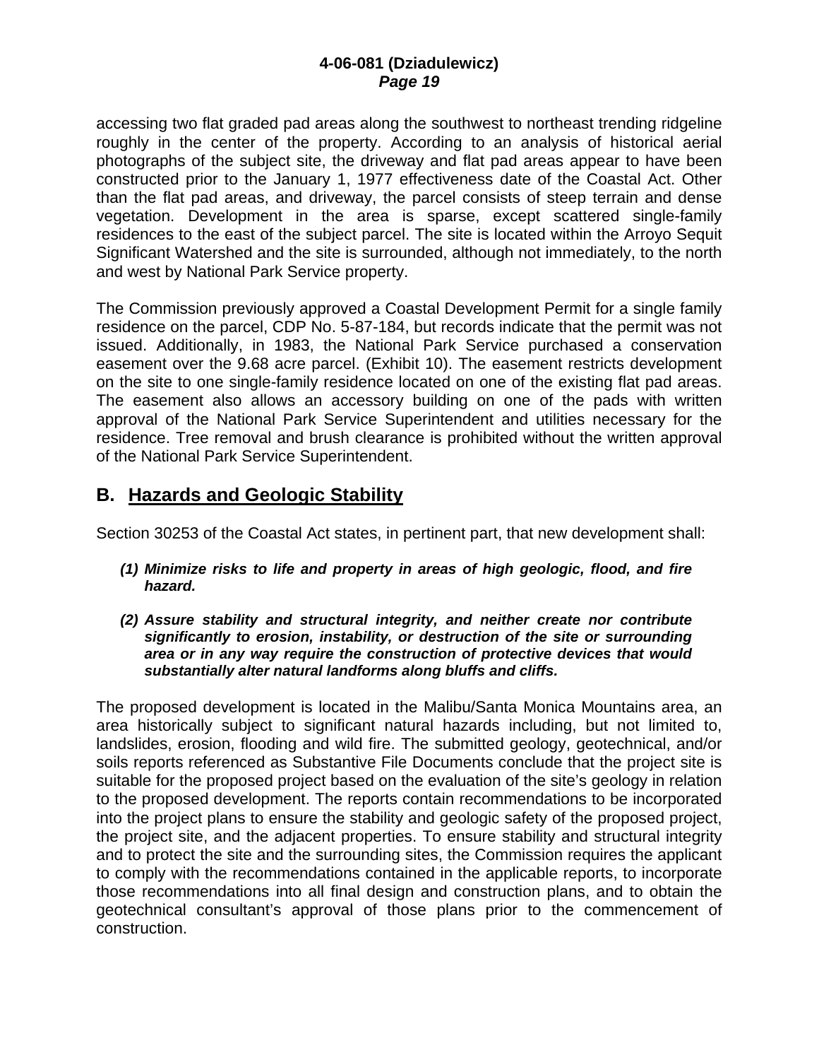accessing two flat graded pad areas along the southwest to northeast trending ridgeline roughly in the center of the property. According to an analysis of historical aerial photographs of the subject site, the driveway and flat pad areas appear to have been constructed prior to the January 1, 1977 effectiveness date of the Coastal Act. Other than the flat pad areas, and driveway, the parcel consists of steep terrain and dense vegetation. Development in the area is sparse, except scattered single-family residences to the east of the subject parcel. The site is located within the Arroyo Sequit Significant Watershed and the site is surrounded, although not immediately, to the north and west by National Park Service property.

The Commission previously approved a Coastal Development Permit for a single family residence on the parcel, CDP No. 5-87-184, but records indicate that the permit was not issued. Additionally, in 1983, the National Park Service purchased a conservation easement over the 9.68 acre parcel. (Exhibit 10). The easement restricts development on the site to one single-family residence located on one of the existing flat pad areas. The easement also allows an accessory building on one of the pads with written approval of the National Park Service Superintendent and utilities necessary for the residence. Tree removal and brush clearance is prohibited without the written approval of the National Park Service Superintendent.

## B. Hazards and Geologic Stability

Section 30253 of the Coastal Act states, in pertinent part, that new development shall:

> ***(1) Minimize risks to life and property in areas of high geologic, flood, and fire hazard.***
>
> ***(2) Assure stability and structural integrity, and neither create nor contribute significantly to erosion, instability, or destruction of the site or surrounding area or in any way require the construction of protective devices that would substantially alter natural landforms along bluffs and cliffs.***

The proposed development is located in the Malibu/Santa Monica Mountains area, an area historically subject to significant natural hazards including, but not limited to, landslides, erosion, flooding and wild fire. The submitted geology, geotechnical, and/or soils reports referenced as Substantive File Documents conclude that the project site is suitable for the proposed project based on the evaluation of the site's geology in relation to the proposed development. The reports contain recommendations to be incorporated into the project plans to ensure the stability and geologic safety of the proposed project, the project site, and the adjacent properties. To ensure stability and structural integrity and to protect the site and the surrounding sites, the Commission requires the applicant to comply with the recommendations contained in the applicable reports, to incorporate those recommendations into all final design and construction plans, and to obtain the geotechnical consultant's approval of those plans prior to the commencement of construction.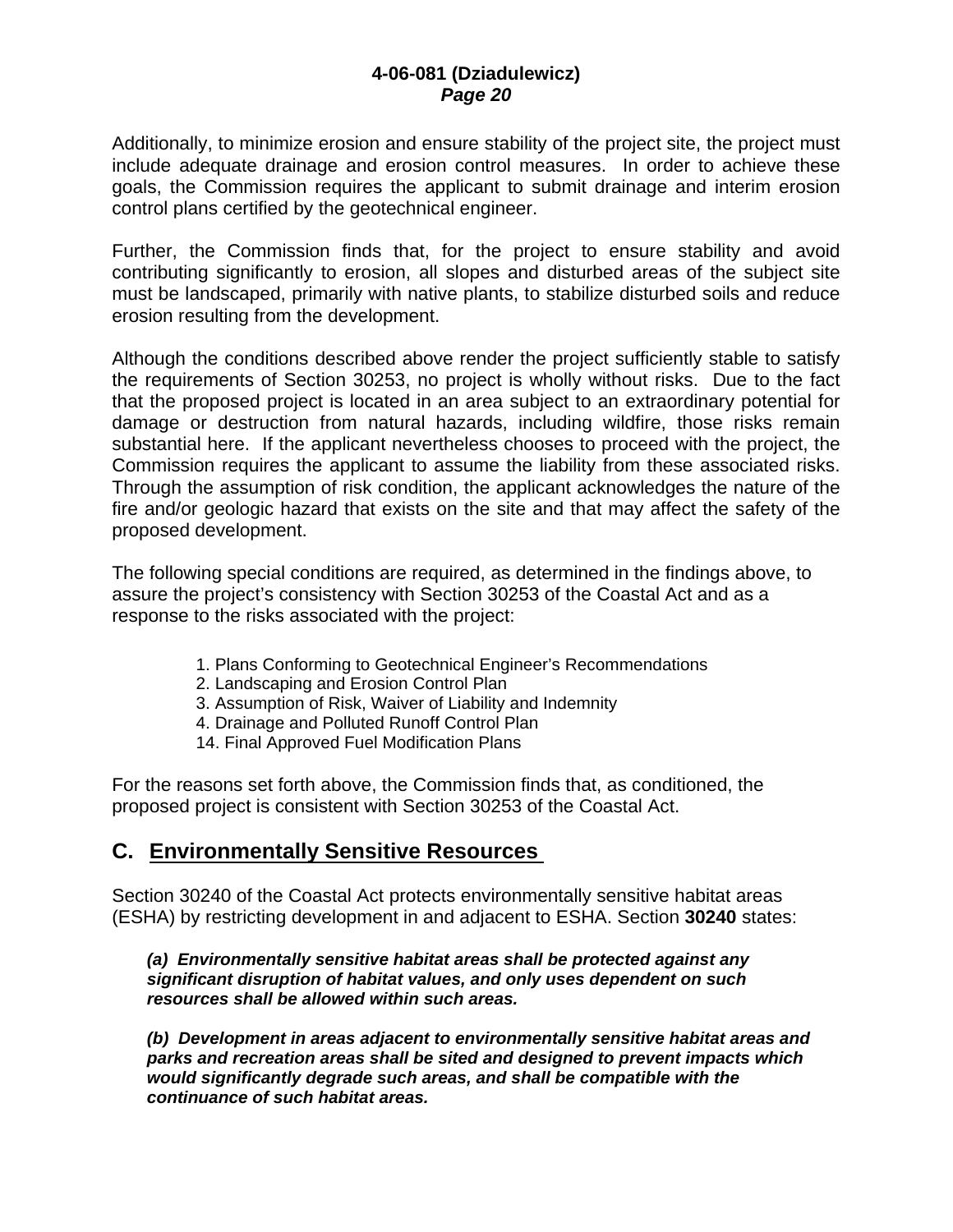Additionally, to minimize erosion and ensure stability of the project site, the project must include adequate drainage and erosion control measures. In order to achieve these goals, the Commission requires the applicant to submit drainage and interim erosion control plans certified by the geotechnical engineer.

Further, the Commission finds that, for the project to ensure stability and avoid contributing significantly to erosion, all slopes and disturbed areas of the subject site must be landscaped, primarily with native plants, to stabilize disturbed soils and reduce erosion resulting from the development.

Although the conditions described above render the project sufficiently stable to satisfy the requirements of Section 30253, no project is wholly without risks. Due to the fact that the proposed project is located in an area subject to an extraordinary potential for damage or destruction from natural hazards, including wildfire, those risks remain substantial here. If the applicant nevertheless chooses to proceed with the project, the Commission requires the applicant to assume the liability from these associated risks. Through the assumption of risk condition, the applicant acknowledges the nature of the fire and/or geologic hazard that exists on the site and that may affect the safety of the proposed development.

The following special conditions are required, as determined in the findings above, to assure the project's consistency with Section 30253 of the Coastal Act and as a response to the risks associated with the project:

1. Plans Conforming to Geotechnical Engineer's Recommendations
2. Landscaping and Erosion Control Plan
3. Assumption of Risk, Waiver of Liability and Indemnity
4. Drainage and Polluted Runoff Control Plan
14. Final Approved Fuel Modification Plans

For the reasons set forth above, the Commission finds that, as conditioned, the proposed project is consistent with Section 30253 of the Coastal Act.

## C. Environmentally Sensitive Resources

Section 30240 of the Coastal Act protects environmentally sensitive habitat areas (ESHA) by restricting development in and adjacent to ESHA. Section **30240** states:

> ***(a) Environmentally sensitive habitat areas shall be protected against any significant disruption of habitat values, and only uses dependent on such resources shall be allowed within such areas.***
>
> ***(b) Development in areas adjacent to environmentally sensitive habitat areas and parks and recreation areas shall be sited and designed to prevent impacts which would significantly degrade such areas, and shall be compatible with the continuance of such habitat areas.***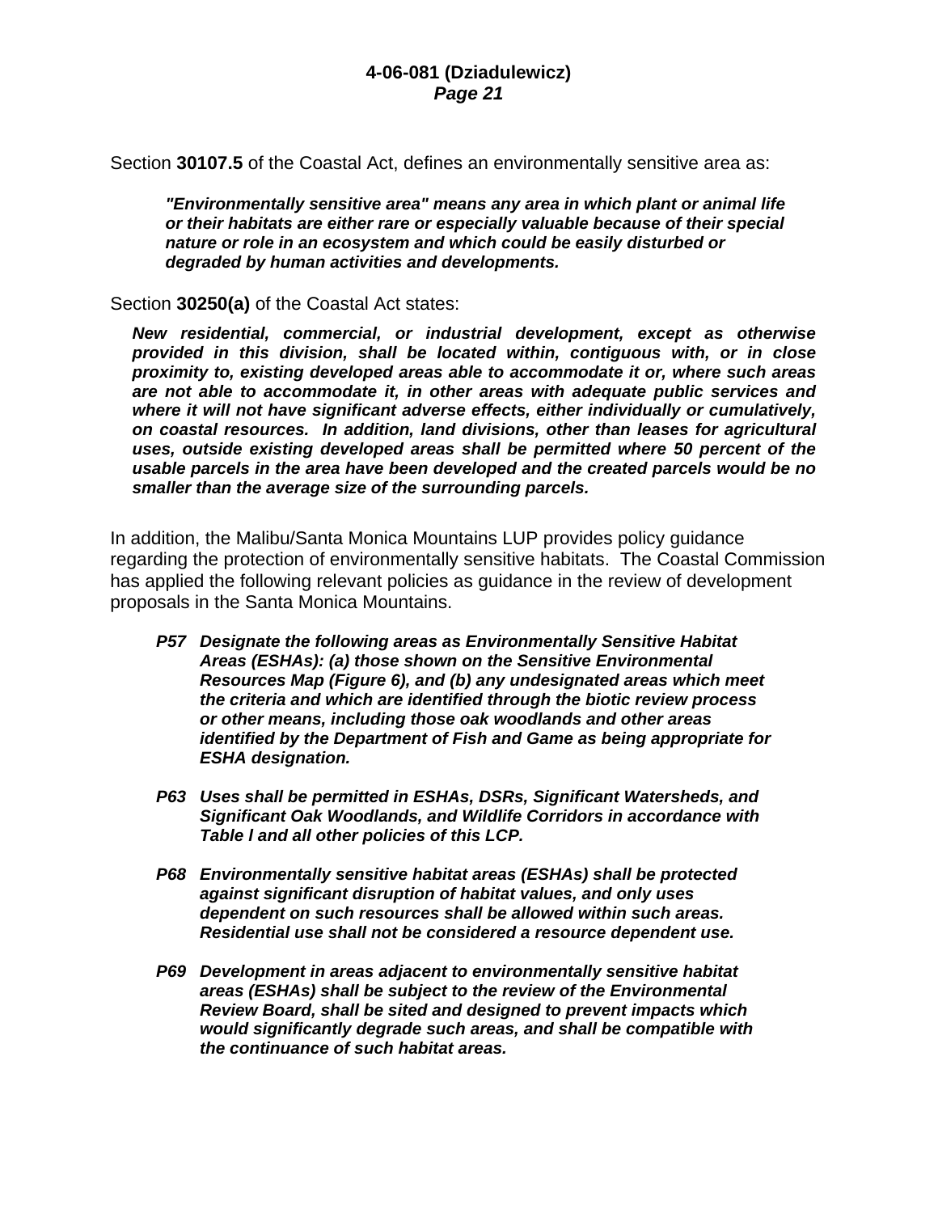Section **30107.5** of the Coastal Act, defines an environmentally sensitive area as:

> ***"Environmentally sensitive area" means any area in which plant or animal life or their habitats are either rare or especially valuable because of their special nature or role in an ecosystem and which could be easily disturbed or degraded by human activities and developments.***

Section **30250(a)** of the Coastal Act states:

> ***New residential, commercial, or industrial development, except as otherwise provided in this division, shall be located within, contiguous with, or in close proximity to, existing developed areas able to accommodate it or, where such areas are not able to accommodate it, in other areas with adequate public services and where it will not have significant adverse effects, either individually or cumulatively, on coastal resources. In addition, land divisions, other than leases for agricultural uses, outside existing developed areas shall be permitted where 50 percent of the usable parcels in the area have been developed and the created parcels would be no smaller than the average size of the surrounding parcels.***

In addition, the Malibu/Santa Monica Mountains LUP provides policy guidance regarding the protection of environmentally sensitive habitats. The Coastal Commission has applied the following relevant policies as guidance in the review of development proposals in the Santa Monica Mountains.

***P57 Designate the following areas as Environmentally Sensitive Habitat Areas (ESHAs): (a) those shown on the Sensitive Environmental Resources Map (Figure 6), and (b) any undesignated areas which meet the criteria and which are identified through the biotic review process or other means, including those oak woodlands and other areas identified by the Department of Fish and Game as being appropriate for ESHA designation.***

***P63 Uses shall be permitted in ESHAs, DSRs, Significant Watersheds, and Significant Oak Woodlands, and Wildlife Corridors in accordance with Table l and all other policies of this LCP.***

***P68 Environmentally sensitive habitat areas (ESHAs) shall be protected against significant disruption of habitat values, and only uses dependent on such resources shall be allowed within such areas. Residential use shall not be considered a resource dependent use.***

***P69 Development in areas adjacent to environmentally sensitive habitat areas (ESHAs) shall be subject to the review of the Environmental Review Board, shall be sited and designed to prevent impacts which would significantly degrade such areas, and shall be compatible with the continuance of such habitat areas.***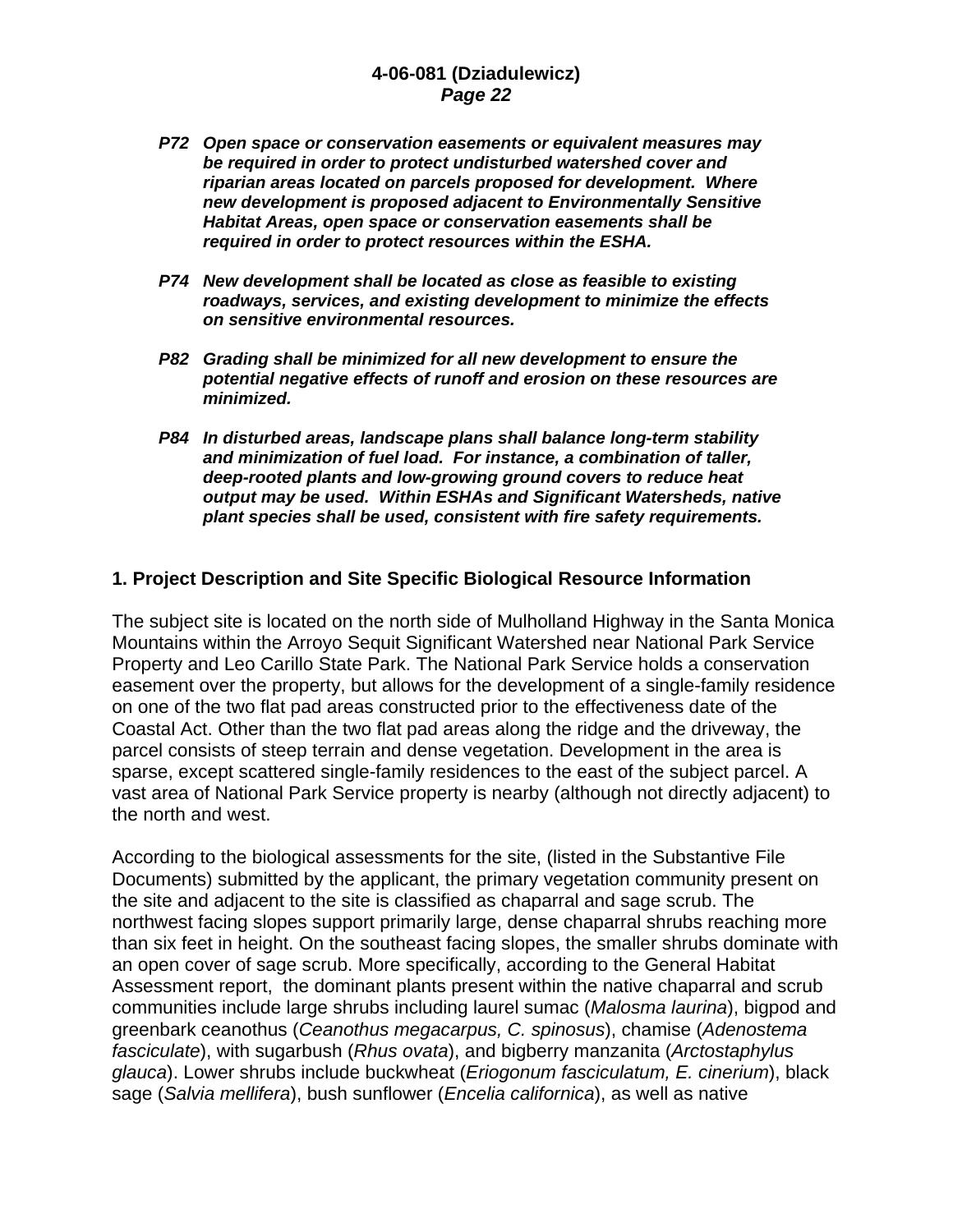***P72 Open space or conservation easements or equivalent measures may be required in order to protect undisturbed watershed cover and riparian areas located on parcels proposed for development. Where new development is proposed adjacent to Environmentally Sensitive Habitat Areas, open space or conservation easements shall be required in order to protect resources within the ESHA.***

***P74 New development shall be located as close as feasible to existing roadways, services, and existing development to minimize the effects on sensitive environmental resources.***

***P82 Grading shall be minimized for all new development to ensure the potential negative effects of runoff and erosion on these resources are minimized.***

***P84 In disturbed areas, landscape plans shall balance long-term stability and minimization of fuel load. For instance, a combination of taller, deep-rooted plants and low-growing ground covers to reduce heat output may be used. Within ESHAs and Significant Watersheds, native plant species shall be used, consistent with fire safety requirements.***

## 1. Project Description and Site Specific Biological Resource Information

The subject site is located on the north side of Mulholland Highway in the Santa Monica Mountains within the Arroyo Sequit Significant Watershed near National Park Service Property and Leo Carillo State Park. The National Park Service holds a conservation easement over the property, but allows for the development of a single-family residence on one of the two flat pad areas constructed prior to the effectiveness date of the Coastal Act. Other than the two flat pad areas along the ridge and the driveway, the parcel consists of steep terrain and dense vegetation. Development in the area is sparse, except scattered single-family residences to the east of the subject parcel. A vast area of National Park Service property is nearby (although not directly adjacent) to the north and west.

According to the biological assessments for the site, (listed in the Substantive File Documents) submitted by the applicant, the primary vegetation community present on the site and adjacent to the site is classified as chaparral and sage scrub. The northwest facing slopes support primarily large, dense chaparral shrubs reaching more than six feet in height. On the southeast facing slopes, the smaller shrubs dominate with an open cover of sage scrub. More specifically, according to the General Habitat Assessment report, the dominant plants present within the native chaparral and scrub communities include large shrubs including laurel sumac (*Malosma laurina*), bigpod and greenbark ceanothus (*Ceanothus megacarpus, C. spinosus*), chamise (*Adenostema fasciculate*), with sugarbush (*Rhus ovata*), and bigberry manzanita (*Arctostaphylus glauca*). Lower shrubs include buckwheat (*Eriogonum fasciculatum, E. cinerium*), black sage (*Salvia mellifera*), bush sunflower (*Encelia californica*), as well as native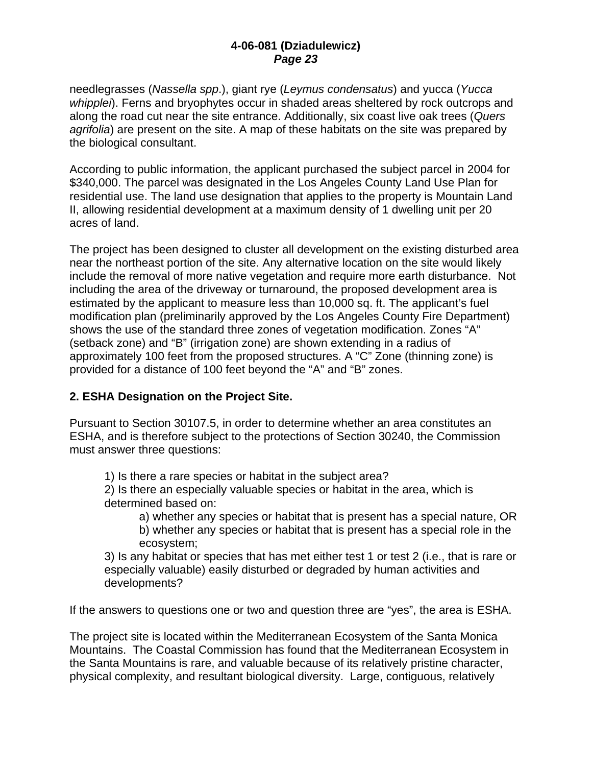needlegrasses (*Nassella spp*.), giant rye (*Leymus condensatus*) and yucca (*Yucca whipplei*). Ferns and bryophytes occur in shaded areas sheltered by rock outcrops and along the road cut near the site entrance. Additionally, six coast live oak trees (*Quers agrifolia*) are present on the site. A map of these habitats on the site was prepared by the biological consultant.

According to public information, the applicant purchased the subject parcel in 2004 for $340,000. The parcel was designated in the Los Angeles County Land Use Plan for residential use. The land use designation that applies to the property is Mountain Land II, allowing residential development at a maximum density of 1 dwelling unit per 20 acres of land.

The project has been designed to cluster all development on the existing disturbed area near the northeast portion of the site. Any alternative location on the site would likely include the removal of more native vegetation and require more earth disturbance. Not including the area of the driveway or turnaround, the proposed development area is estimated by the applicant to measure less than 10,000 sq. ft. The applicant's fuel modification plan (preliminarily approved by the Los Angeles County Fire Department) shows the use of the standard three zones of vegetation modification. Zones "A" (setback zone) and "B" (irrigation zone) are shown extending in a radius of approximately 100 feet from the proposed structures. A "C" Zone (thinning zone) is provided for a distance of 100 feet beyond the "A" and "B" zones.

**2. ESHA Designation on the Project Site.**

Pursuant to Section 30107.5, in order to determine whether an area constitutes an ESHA, and is therefore subject to the protections of Section 30240, the Commission must answer three questions:

1) Is there a rare species or habitat in the subject area?
2) Is there an especially valuable species or habitat in the area, which is determined based on:
   - a) whether any species or habitat that is present has a special nature, OR
   - b) whether any species or habitat that is present has a special role in the ecosystem;

3) Is any habitat or species that has met either test 1 or test 2 (i.e., that is rare or especially valuable) easily disturbed or degraded by human activities and developments?

If the answers to questions one or two and question three are "yes", the area is ESHA.

The project site is located within the Mediterranean Ecosystem of the Santa Monica Mountains. The Coastal Commission has found that the Mediterranean Ecosystem in the Santa Mountains is rare, and valuable because of its relatively pristine character, physical complexity, and resultant biological diversity. Large, contiguous, relatively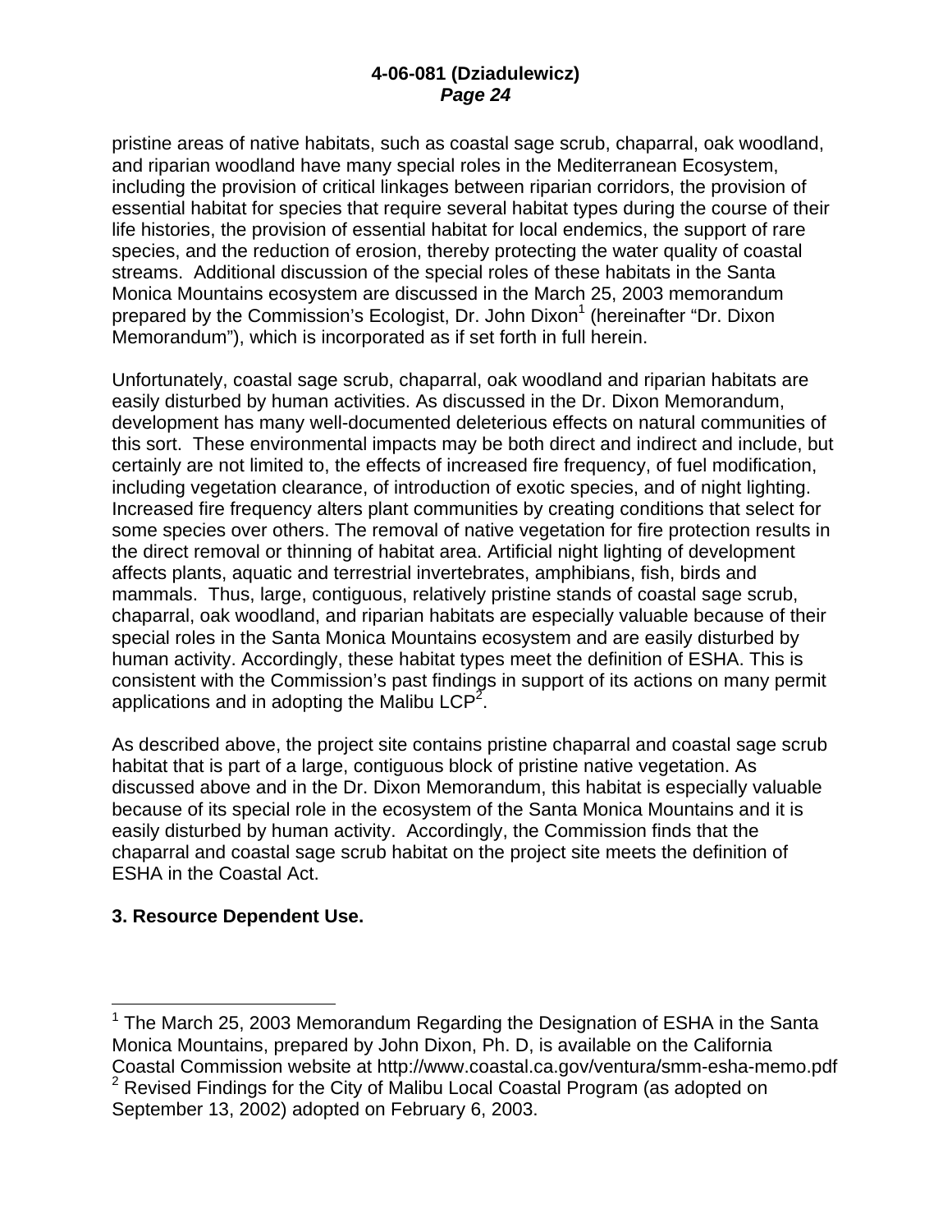pristine areas of native habitats, such as coastal sage scrub, chaparral, oak woodland, and riparian woodland have many special roles in the Mediterranean Ecosystem, including the provision of critical linkages between riparian corridors, the provision of essential habitat for species that require several habitat types during the course of their life histories, the provision of essential habitat for local endemics, the support of rare species, and the reduction of erosion, thereby protecting the water quality of coastal streams. Additional discussion of the special roles of these habitats in the Santa Monica Mountains ecosystem are discussed in the March 25, 2003 memorandum prepared by the Commission's Ecologist, Dr. John Dixon[1] (hereinafter "Dr. Dixon Memorandum"), which is incorporated as if set forth in full herein.

Unfortunately, coastal sage scrub, chaparral, oak woodland and riparian habitats are easily disturbed by human activities. As discussed in the Dr. Dixon Memorandum, development has many well-documented deleterious effects on natural communities of this sort. These environmental impacts may be both direct and indirect and include, but certainly are not limited to, the effects of increased fire frequency, of fuel modification, including vegetation clearance, of introduction of exotic species, and of night lighting. Increased fire frequency alters plant communities by creating conditions that select for some species over others. The removal of native vegetation for fire protection results in the direct removal or thinning of habitat area. Artificial night lighting of development affects plants, aquatic and terrestrial invertebrates, amphibians, fish, birds and mammals. Thus, large, contiguous, relatively pristine stands of coastal sage scrub, chaparral, oak woodland, and riparian habitats are especially valuable because of their special roles in the Santa Monica Mountains ecosystem and are easily disturbed by human activity. Accordingly, these habitat types meet the definition of ESHA. This is consistent with the Commission's past findings in support of its actions on many permit applications and in adopting the Malibu LCP[2].

As described above, the project site contains pristine chaparral and coastal sage scrub habitat that is part of a large, contiguous block of pristine native vegetation. As discussed above and in the Dr. Dixon Memorandum, this habitat is especially valuable because of its special role in the ecosystem of the Santa Monica Mountains and it is easily disturbed by human activity. Accordingly, the Commission finds that the chaparral and coastal sage scrub habitat on the project site meets the definition of ESHA in the Coastal Act.

**3. Resource Dependent Use.**

---

[1] The March 25, 2003 Memorandum Regarding the Designation of ESHA in the Santa Monica Mountains, prepared by John Dixon, Ph. D, is available on the California Coastal Commission website at http://www.coastal.ca.gov/ventura/smm-esha-memo.pdf

[2] Revised Findings for the City of Malibu Local Coastal Program (as adopted on September 13, 2002) adopted on February 6, 2003.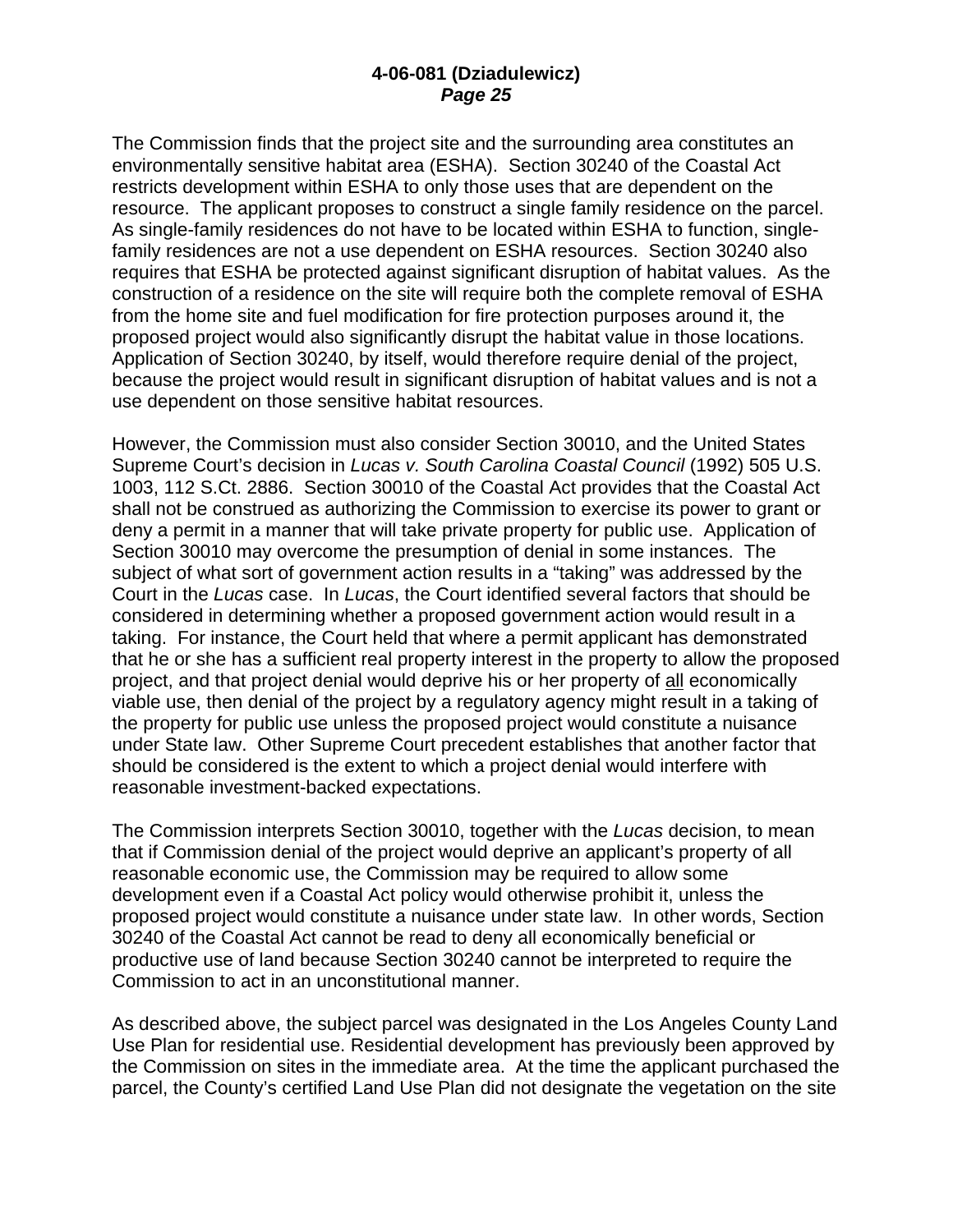The Commission finds that the project site and the surrounding area constitutes an environmentally sensitive habitat area (ESHA). Section 30240 of the Coastal Act restricts development within ESHA to only those uses that are dependent on the resource. The applicant proposes to construct a single family residence on the parcel. As single-family residences do not have to be located within ESHA to function, single-family residences are not a use dependent on ESHA resources. Section 30240 also requires that ESHA be protected against significant disruption of habitat values. As the construction of a residence on the site will require both the complete removal of ESHA from the home site and fuel modification for fire protection purposes around it, the proposed project would also significantly disrupt the habitat value in those locations. Application of Section 30240, by itself, would therefore require denial of the project, because the project would result in significant disruption of habitat values and is not a use dependent on those sensitive habitat resources.

However, the Commission must also consider Section 30010, and the United States Supreme Court's decision in *Lucas v. South Carolina Coastal Council* (1992) 505 U.S. 1003, 112 S.Ct. 2886. Section 30010 of the Coastal Act provides that the Coastal Act shall not be construed as authorizing the Commission to exercise its power to grant or deny a permit in a manner that will take private property for public use. Application of Section 30010 may overcome the presumption of denial in some instances. The subject of what sort of government action results in a "taking" was addressed by the Court in the *Lucas* case. In *Lucas*, the Court identified several factors that should be considered in determining whether a proposed government action would result in a taking. For instance, the Court held that where a permit applicant has demonstrated that he or she has a sufficient real property interest in the property to allow the proposed project, and that project denial would deprive his or her property of <u>all</u> economically viable use, then denial of the project by a regulatory agency might result in a taking of the property for public use unless the proposed project would constitute a nuisance under State law. Other Supreme Court precedent establishes that another factor that should be considered is the extent to which a project denial would interfere with reasonable investment-backed expectations.

The Commission interprets Section 30010, together with the *Lucas* decision, to mean that if Commission denial of the project would deprive an applicant's property of all reasonable economic use, the Commission may be required to allow some development even if a Coastal Act policy would otherwise prohibit it, unless the proposed project would constitute a nuisance under state law. In other words, Section 30240 of the Coastal Act cannot be read to deny all economically beneficial or productive use of land because Section 30240 cannot be interpreted to require the Commission to act in an unconstitutional manner.

As described above, the subject parcel was designated in the Los Angeles County Land Use Plan for residential use. Residential development has previously been approved by the Commission on sites in the immediate area. At the time the applicant purchased the parcel, the County's certified Land Use Plan did not designate the vegetation on the site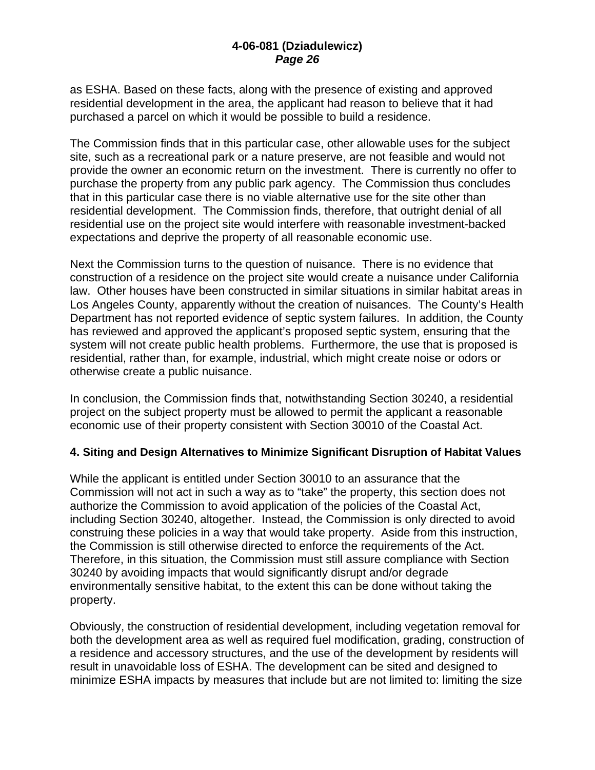as ESHA. Based on these facts, along with the presence of existing and approved residential development in the area, the applicant had reason to believe that it had purchased a parcel on which it would be possible to build a residence.

The Commission finds that in this particular case, other allowable uses for the subject site, such as a recreational park or a nature preserve, are not feasible and would not provide the owner an economic return on the investment. There is currently no offer to purchase the property from any public park agency. The Commission thus concludes that in this particular case there is no viable alternative use for the site other than residential development. The Commission finds, therefore, that outright denial of all residential use on the project site would interfere with reasonable investment-backed expectations and deprive the property of all reasonable economic use.

Next the Commission turns to the question of nuisance. There is no evidence that construction of a residence on the project site would create a nuisance under California law. Other houses have been constructed in similar situations in similar habitat areas in Los Angeles County, apparently without the creation of nuisances. The County's Health Department has not reported evidence of septic system failures. In addition, the County has reviewed and approved the applicant's proposed septic system, ensuring that the system will not create public health problems. Furthermore, the use that is proposed is residential, rather than, for example, industrial, which might create noise or odors or otherwise create a public nuisance.

In conclusion, the Commission finds that, notwithstanding Section 30240, a residential project on the subject property must be allowed to permit the applicant a reasonable economic use of their property consistent with Section 30010 of the Coastal Act.

#### 4. Siting and Design Alternatives to Minimize Significant Disruption of Habitat Values

While the applicant is entitled under Section 30010 to an assurance that the Commission will not act in such a way as to "take" the property, this section does not authorize the Commission to avoid application of the policies of the Coastal Act, including Section 30240, altogether. Instead, the Commission is only directed to avoid construing these policies in a way that would take property. Aside from this instruction, the Commission is still otherwise directed to enforce the requirements of the Act. Therefore, in this situation, the Commission must still assure compliance with Section 30240 by avoiding impacts that would significantly disrupt and/or degrade environmentally sensitive habitat, to the extent this can be done without taking the property.

Obviously, the construction of residential development, including vegetation removal for both the development area as well as required fuel modification, grading, construction of a residence and accessory structures, and the use of the development by residents will result in unavoidable loss of ESHA. The development can be sited and designed to minimize ESHA impacts by measures that include but are not limited to: limiting the size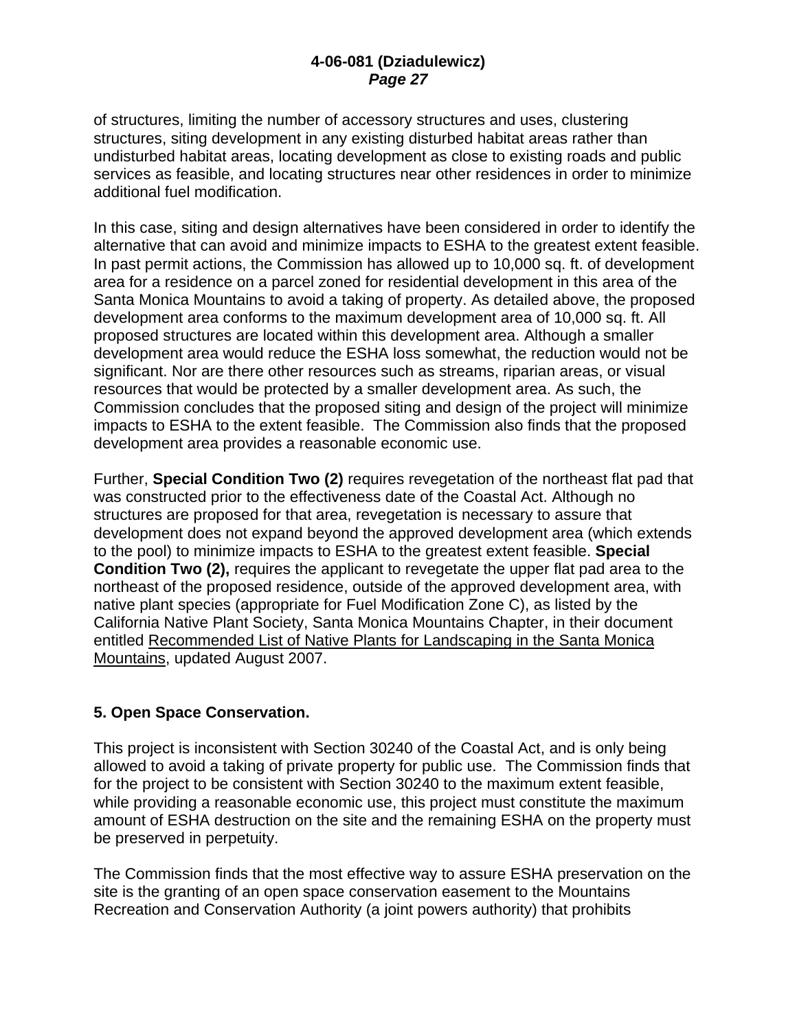of structures, limiting the number of accessory structures and uses, clustering structures, siting development in any existing disturbed habitat areas rather than undisturbed habitat areas, locating development as close to existing roads and public services as feasible, and locating structures near other residences in order to minimize additional fuel modification.

In this case, siting and design alternatives have been considered in order to identify the alternative that can avoid and minimize impacts to ESHA to the greatest extent feasible. In past permit actions, the Commission has allowed up to 10,000 sq. ft. of development area for a residence on a parcel zoned for residential development in this area of the Santa Monica Mountains to avoid a taking of property. As detailed above, the proposed development area conforms to the maximum development area of 10,000 sq. ft. All proposed structures are located within this development area. Although a smaller development area would reduce the ESHA loss somewhat, the reduction would not be significant. Nor are there other resources such as streams, riparian areas, or visual resources that would be protected by a smaller development area. As such, the Commission concludes that the proposed siting and design of the project will minimize impacts to ESHA to the extent feasible. The Commission also finds that the proposed development area provides a reasonable economic use.

Further, **Special Condition Two (2)** requires revegetation of the northeast flat pad that was constructed prior to the effectiveness date of the Coastal Act. Although no structures are proposed for that area, revegetation is necessary to assure that development does not expand beyond the approved development area (which extends to the pool) to minimize impacts to ESHA to the greatest extent feasible. **Special Condition Two (2),** requires the applicant to revegetate the upper flat pad area to the northeast of the proposed residence, outside of the approved development area, with native plant species (appropriate for Fuel Modification Zone C), as listed by the California Native Plant Society, Santa Monica Mountains Chapter, in their document entitled Recommended List of Native Plants for Landscaping in the Santa Monica Mountains, updated August 2007.

### 5. Open Space Conservation.

This project is inconsistent with Section 30240 of the Coastal Act, and is only being allowed to avoid a taking of private property for public use. The Commission finds that for the project to be consistent with Section 30240 to the maximum extent feasible, while providing a reasonable economic use, this project must constitute the maximum amount of ESHA destruction on the site and the remaining ESHA on the property must be preserved in perpetuity.

The Commission finds that the most effective way to assure ESHA preservation on the site is the granting of an open space conservation easement to the Mountains Recreation and Conservation Authority (a joint powers authority) that prohibits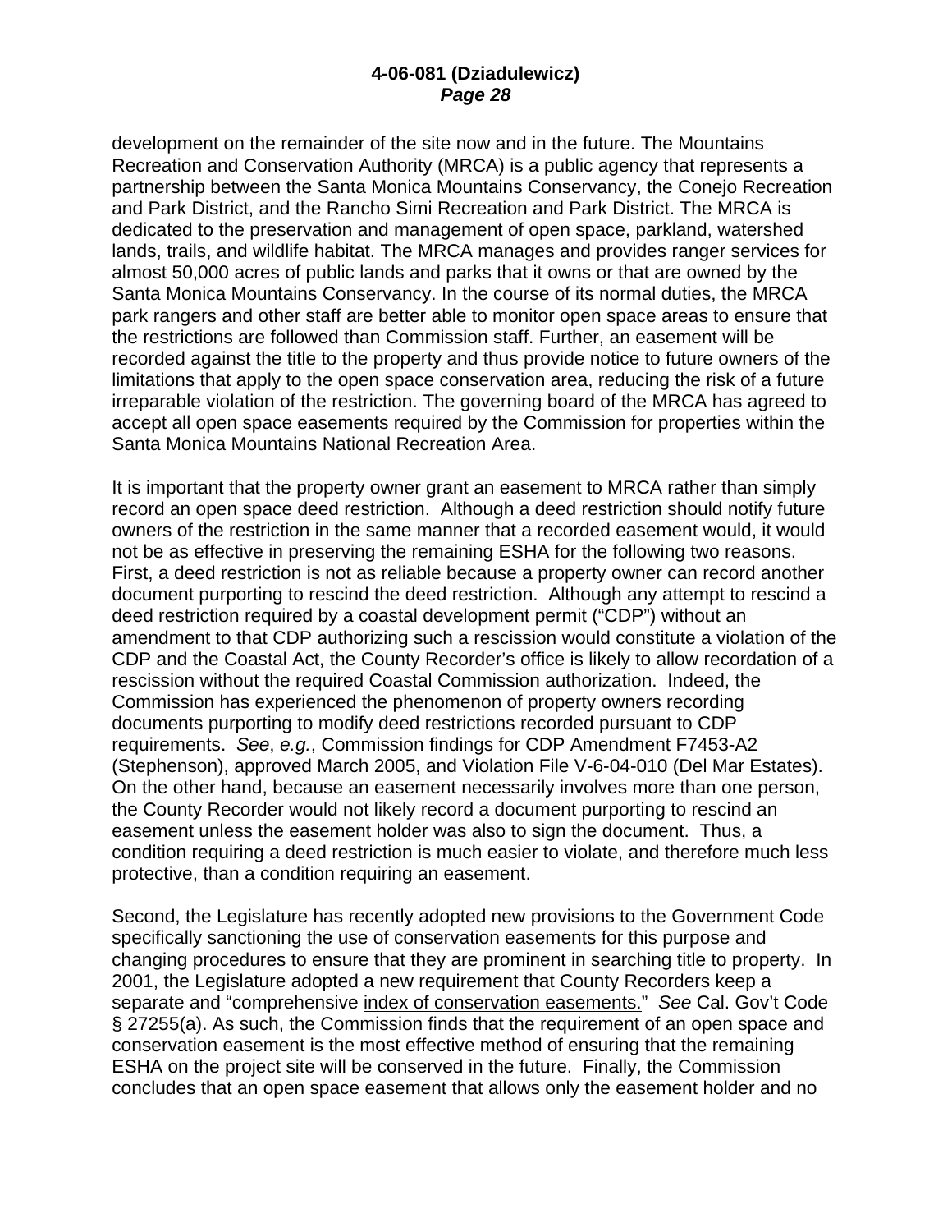development on the remainder of the site now and in the future. The Mountains Recreation and Conservation Authority (MRCA) is a public agency that represents a partnership between the Santa Monica Mountains Conservancy, the Conejo Recreation and Park District, and the Rancho Simi Recreation and Park District. The MRCA is dedicated to the preservation and management of open space, parkland, watershed lands, trails, and wildlife habitat. The MRCA manages and provides ranger services for almost 50,000 acres of public lands and parks that it owns or that are owned by the Santa Monica Mountains Conservancy. In the course of its normal duties, the MRCA park rangers and other staff are better able to monitor open space areas to ensure that the restrictions are followed than Commission staff. Further, an easement will be recorded against the title to the property and thus provide notice to future owners of the limitations that apply to the open space conservation area, reducing the risk of a future irreparable violation of the restriction. The governing board of the MRCA has agreed to accept all open space easements required by the Commission for properties within the Santa Monica Mountains National Recreation Area.

It is important that the property owner grant an easement to MRCA rather than simply record an open space deed restriction. Although a deed restriction should notify future owners of the restriction in the same manner that a recorded easement would, it would not be as effective in preserving the remaining ESHA for the following two reasons. First, a deed restriction is not as reliable because a property owner can record another document purporting to rescind the deed restriction. Although any attempt to rescind a deed restriction required by a coastal development permit ("CDP") without an amendment to that CDP authorizing such a rescission would constitute a violation of the CDP and the Coastal Act, the County Recorder's office is likely to allow recordation of a rescission without the required Coastal Commission authorization. Indeed, the Commission has experienced the phenomenon of property owners recording documents purporting to modify deed restrictions recorded pursuant to CDP requirements. *See*, *e.g.*, Commission findings for CDP Amendment F7453-A2 (Stephenson), approved March 2005, and Violation File V-6-04-010 (Del Mar Estates). On the other hand, because an easement necessarily involves more than one person, the County Recorder would not likely record a document purporting to rescind an easement unless the easement holder was also to sign the document. Thus, a condition requiring a deed restriction is much easier to violate, and therefore much less protective, than a condition requiring an easement.

Second, the Legislature has recently adopted new provisions to the Government Code specifically sanctioning the use of conservation easements for this purpose and changing procedures to ensure that they are prominent in searching title to property. In 2001, the Legislature adopted a new requirement that County Recorders keep a separate and "comprehensive index of conservation easements." *See* Cal. Gov't Code § 27255(a). As such, the Commission finds that the requirement of an open space and conservation easement is the most effective method of ensuring that the remaining ESHA on the project site will be conserved in the future. Finally, the Commission concludes that an open space easement that allows only the easement holder and no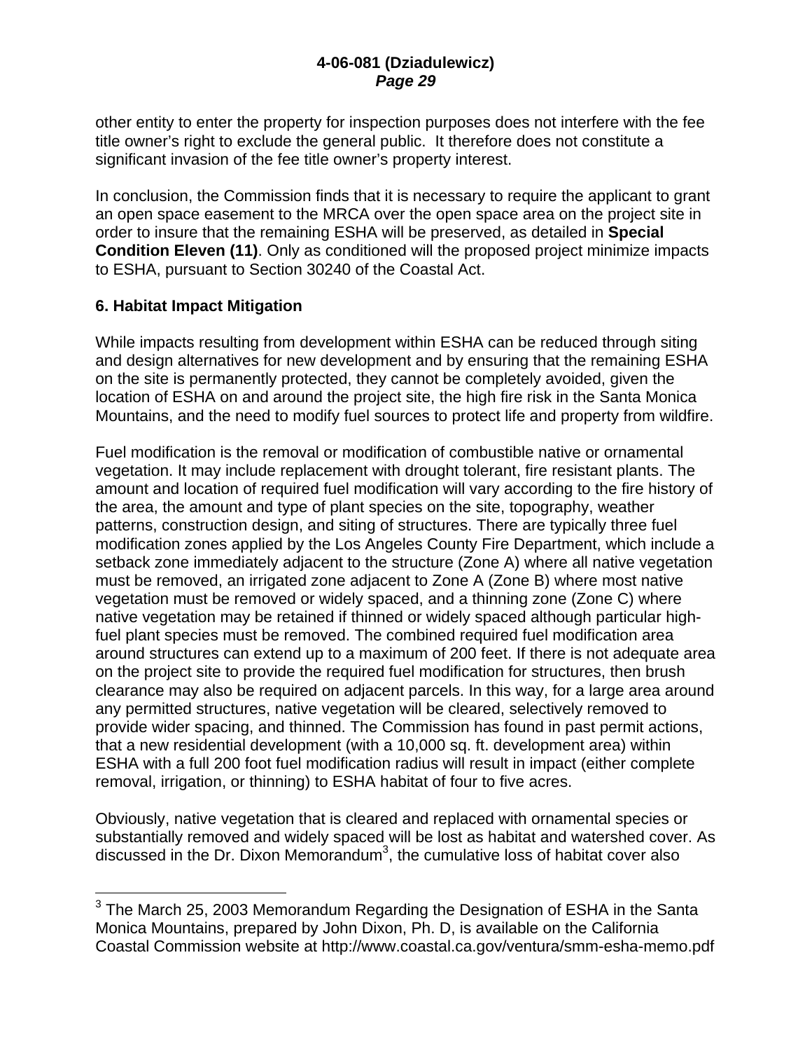other entity to enter the property for inspection purposes does not interfere with the fee title owner's right to exclude the general public. It therefore does not constitute a significant invasion of the fee title owner's property interest.

In conclusion, the Commission finds that it is necessary to require the applicant to grant an open space easement to the MRCA over the open space area on the project site in order to insure that the remaining ESHA will be preserved, as detailed in **Special Condition Eleven (11)**. Only as conditioned will the proposed project minimize impacts to ESHA, pursuant to Section 30240 of the Coastal Act.

### 6. Habitat Impact Mitigation

While impacts resulting from development within ESHA can be reduced through siting and design alternatives for new development and by ensuring that the remaining ESHA on the site is permanently protected, they cannot be completely avoided, given the location of ESHA on and around the project site, the high fire risk in the Santa Monica Mountains, and the need to modify fuel sources to protect life and property from wildfire.

Fuel modification is the removal or modification of combustible native or ornamental vegetation. It may include replacement with drought tolerant, fire resistant plants. The amount and location of required fuel modification will vary according to the fire history of the area, the amount and type of plant species on the site, topography, weather patterns, construction design, and siting of structures. There are typically three fuel modification zones applied by the Los Angeles County Fire Department, which include a setback zone immediately adjacent to the structure (Zone A) where all native vegetation must be removed, an irrigated zone adjacent to Zone A (Zone B) where most native vegetation must be removed or widely spaced, and a thinning zone (Zone C) where native vegetation may be retained if thinned or widely spaced although particular high-fuel plant species must be removed. The combined required fuel modification area around structures can extend up to a maximum of 200 feet. If there is not adequate area on the project site to provide the required fuel modification for structures, then brush clearance may also be required on adjacent parcels. In this way, for a large area around any permitted structures, native vegetation will be cleared, selectively removed to provide wider spacing, and thinned. The Commission has found in past permit actions, that a new residential development (with a 10,000 sq. ft. development area) within ESHA with a full 200 foot fuel modification radius will result in impact (either complete removal, irrigation, or thinning) to ESHA habitat of four to five acres.

Obviously, native vegetation that is cleared and replaced with ornamental species or substantially removed and widely spaced will be lost as habitat and watershed cover. As discussed in the Dr. Dixon Memorandum[3], the cumulative loss of habitat cover also

---

[3] The March 25, 2003 Memorandum Regarding the Designation of ESHA in the Santa Monica Mountains, prepared by John Dixon, Ph. D, is available on the California Coastal Commission website at http://www.coastal.ca.gov/ventura/smm-esha-memo.pdf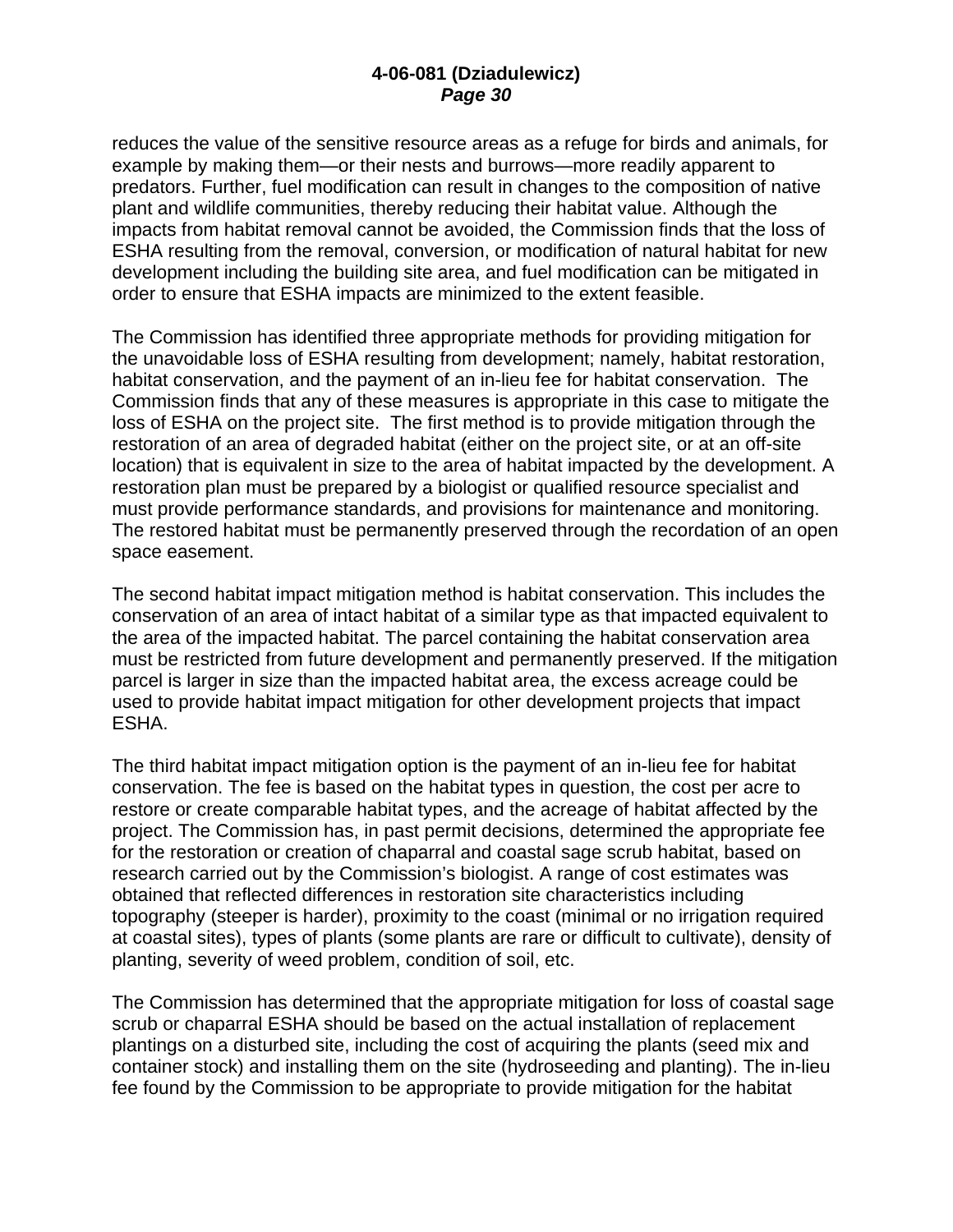reduces the value of the sensitive resource areas as a refuge for birds and animals, for example by making them—or their nests and burrows—more readily apparent to predators. Further, fuel modification can result in changes to the composition of native plant and wildlife communities, thereby reducing their habitat value. Although the impacts from habitat removal cannot be avoided, the Commission finds that the loss of ESHA resulting from the removal, conversion, or modification of natural habitat for new development including the building site area, and fuel modification can be mitigated in order to ensure that ESHA impacts are minimized to the extent feasible.

The Commission has identified three appropriate methods for providing mitigation for the unavoidable loss of ESHA resulting from development; namely, habitat restoration, habitat conservation, and the payment of an in-lieu fee for habitat conservation. The Commission finds that any of these measures is appropriate in this case to mitigate the loss of ESHA on the project site. The first method is to provide mitigation through the restoration of an area of degraded habitat (either on the project site, or at an off-site location) that is equivalent in size to the area of habitat impacted by the development. A restoration plan must be prepared by a biologist or qualified resource specialist and must provide performance standards, and provisions for maintenance and monitoring. The restored habitat must be permanently preserved through the recordation of an open space easement.

The second habitat impact mitigation method is habitat conservation. This includes the conservation of an area of intact habitat of a similar type as that impacted equivalent to the area of the impacted habitat. The parcel containing the habitat conservation area must be restricted from future development and permanently preserved. If the mitigation parcel is larger in size than the impacted habitat area, the excess acreage could be used to provide habitat impact mitigation for other development projects that impact ESHA.

The third habitat impact mitigation option is the payment of an in-lieu fee for habitat conservation. The fee is based on the habitat types in question, the cost per acre to restore or create comparable habitat types, and the acreage of habitat affected by the project. The Commission has, in past permit decisions, determined the appropriate fee for the restoration or creation of chaparral and coastal sage scrub habitat, based on research carried out by the Commission's biologist. A range of cost estimates was obtained that reflected differences in restoration site characteristics including topography (steeper is harder), proximity to the coast (minimal or no irrigation required at coastal sites), types of plants (some plants are rare or difficult to cultivate), density of planting, severity of weed problem, condition of soil, etc.

The Commission has determined that the appropriate mitigation for loss of coastal sage scrub or chaparral ESHA should be based on the actual installation of replacement plantings on a disturbed site, including the cost of acquiring the plants (seed mix and container stock) and installing them on the site (hydroseeding and planting). The in-lieu fee found by the Commission to be appropriate to provide mitigation for the habitat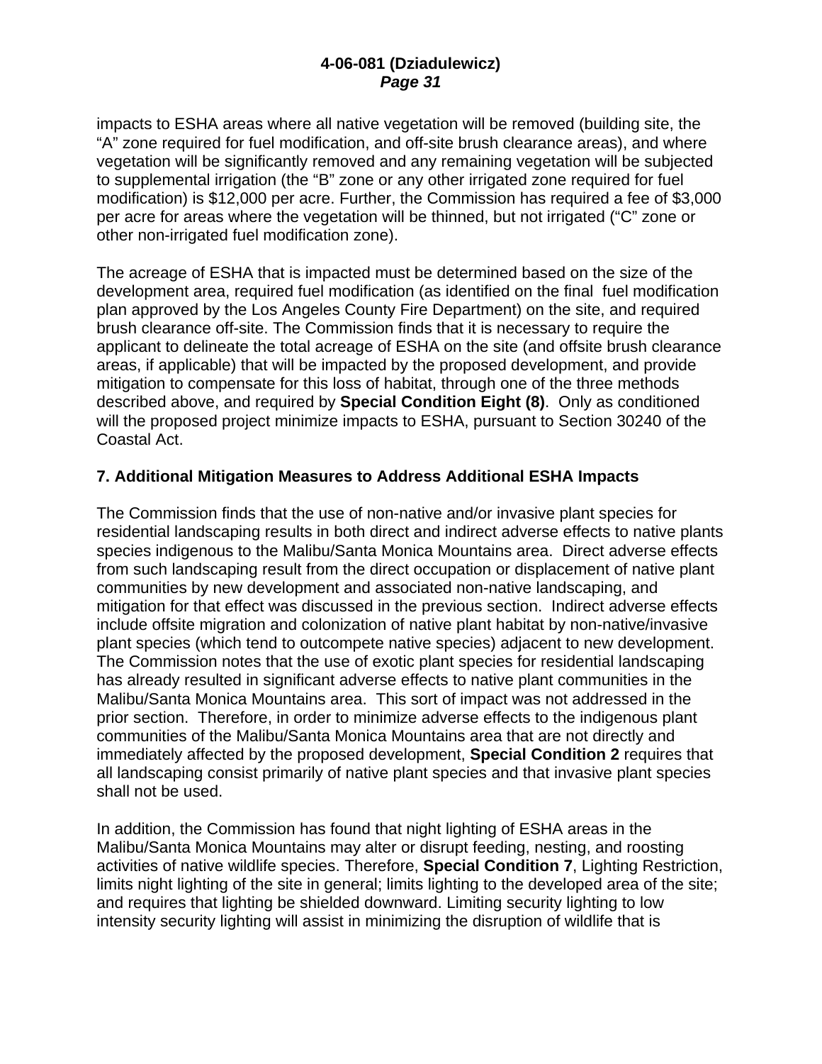impacts to ESHA areas where all native vegetation will be removed (building site, the "A" zone required for fuel modification, and off-site brush clearance areas), and where vegetation will be significantly removed and any remaining vegetation will be subjected to supplemental irrigation (the "B" zone or any other irrigated zone required for fuel modification) is $12,000 per acre. Further, the Commission has required a fee of $3,000 per acre for areas where the vegetation will be thinned, but not irrigated ("C" zone or other non-irrigated fuel modification zone).

The acreage of ESHA that is impacted must be determined based on the size of the development area, required fuel modification (as identified on the final fuel modification plan approved by the Los Angeles County Fire Department) on the site, and required brush clearance off-site. The Commission finds that it is necessary to require the applicant to delineate the total acreage of ESHA on the site (and offsite brush clearance areas, if applicable) that will be impacted by the proposed development, and provide mitigation to compensate for this loss of habitat, through one of the three methods described above, and required by **Special Condition Eight (8)**. Only as conditioned will the proposed project minimize impacts to ESHA, pursuant to Section 30240 of the Coastal Act.

### 7. Additional Mitigation Measures to Address Additional ESHA Impacts

The Commission finds that the use of non-native and/or invasive plant species for residential landscaping results in both direct and indirect adverse effects to native plants species indigenous to the Malibu/Santa Monica Mountains area. Direct adverse effects from such landscaping result from the direct occupation or displacement of native plant communities by new development and associated non-native landscaping, and mitigation for that effect was discussed in the previous section. Indirect adverse effects include offsite migration and colonization of native plant habitat by non-native/invasive plant species (which tend to outcompete native species) adjacent to new development. The Commission notes that the use of exotic plant species for residential landscaping has already resulted in significant adverse effects to native plant communities in the Malibu/Santa Monica Mountains area. This sort of impact was not addressed in the prior section. Therefore, in order to minimize adverse effects to the indigenous plant communities of the Malibu/Santa Monica Mountains area that are not directly and immediately affected by the proposed development, **Special Condition 2** requires that all landscaping consist primarily of native plant species and that invasive plant species shall not be used.

In addition, the Commission has found that night lighting of ESHA areas in the Malibu/Santa Monica Mountains may alter or disrupt feeding, nesting, and roosting activities of native wildlife species. Therefore, **Special Condition 7**, Lighting Restriction, limits night lighting of the site in general; limits lighting to the developed area of the site; and requires that lighting be shielded downward. Limiting security lighting to low intensity security lighting will assist in minimizing the disruption of wildlife that is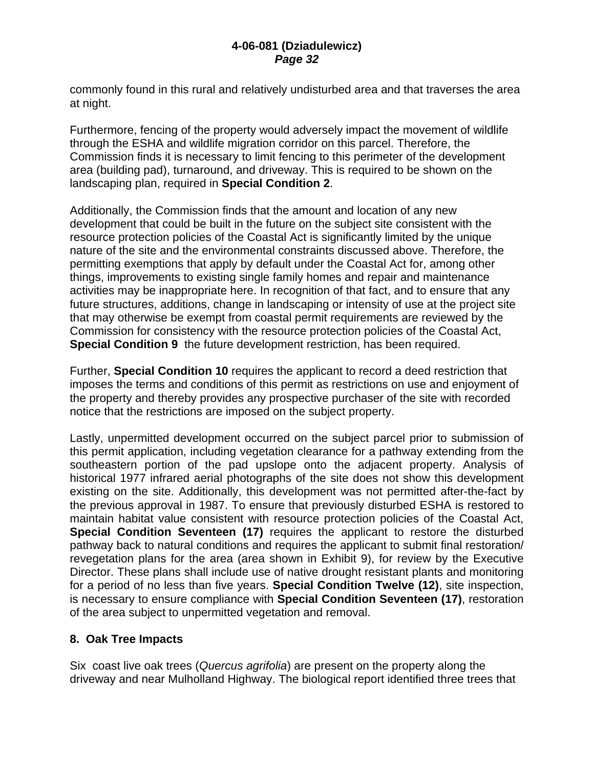commonly found in this rural and relatively undisturbed area and that traverses the area at night.

Furthermore, fencing of the property would adversely impact the movement of wildlife through the ESHA and wildlife migration corridor on this parcel. Therefore, the Commission finds it is necessary to limit fencing to this perimeter of the development area (building pad), turnaround, and driveway. This is required to be shown on the landscaping plan, required in **Special Condition 2**.

Additionally, the Commission finds that the amount and location of any new development that could be built in the future on the subject site consistent with the resource protection policies of the Coastal Act is significantly limited by the unique nature of the site and the environmental constraints discussed above. Therefore, the permitting exemptions that apply by default under the Coastal Act for, among other things, improvements to existing single family homes and repair and maintenance activities may be inappropriate here. In recognition of that fact, and to ensure that any future structures, additions, change in landscaping or intensity of use at the project site that may otherwise be exempt from coastal permit requirements are reviewed by the Commission for consistency with the resource protection policies of the Coastal Act, **Special Condition 9** the future development restriction, has been required.

Further, **Special Condition 10** requires the applicant to record a deed restriction that imposes the terms and conditions of this permit as restrictions on use and enjoyment of the property and thereby provides any prospective purchaser of the site with recorded notice that the restrictions are imposed on the subject property.

Lastly, unpermitted development occurred on the subject parcel prior to submission of this permit application, including vegetation clearance for a pathway extending from the southeastern portion of the pad upslope onto the adjacent property. Analysis of historical 1977 infrared aerial photographs of the site does not show this development existing on the site. Additionally, this development was not permitted after-the-fact by the previous approval in 1987. To ensure that previously disturbed ESHA is restored to maintain habitat value consistent with resource protection policies of the Coastal Act, **Special Condition Seventeen (17)** requires the applicant to restore the disturbed pathway back to natural conditions and requires the applicant to submit final restoration/ revegetation plans for the area (area shown in Exhibit 9), for review by the Executive Director. These plans shall include use of native drought resistant plants and monitoring for a period of no less than five years. **Special Condition Twelve (12)**, site inspection, is necessary to ensure compliance with **Special Condition Seventeen (17)**, restoration of the area subject to unpermitted vegetation and removal.

## 8. Oak Tree Impacts

Six coast live oak trees (*Quercus agrifolia*) are present on the property along the driveway and near Mulholland Highway. The biological report identified three trees that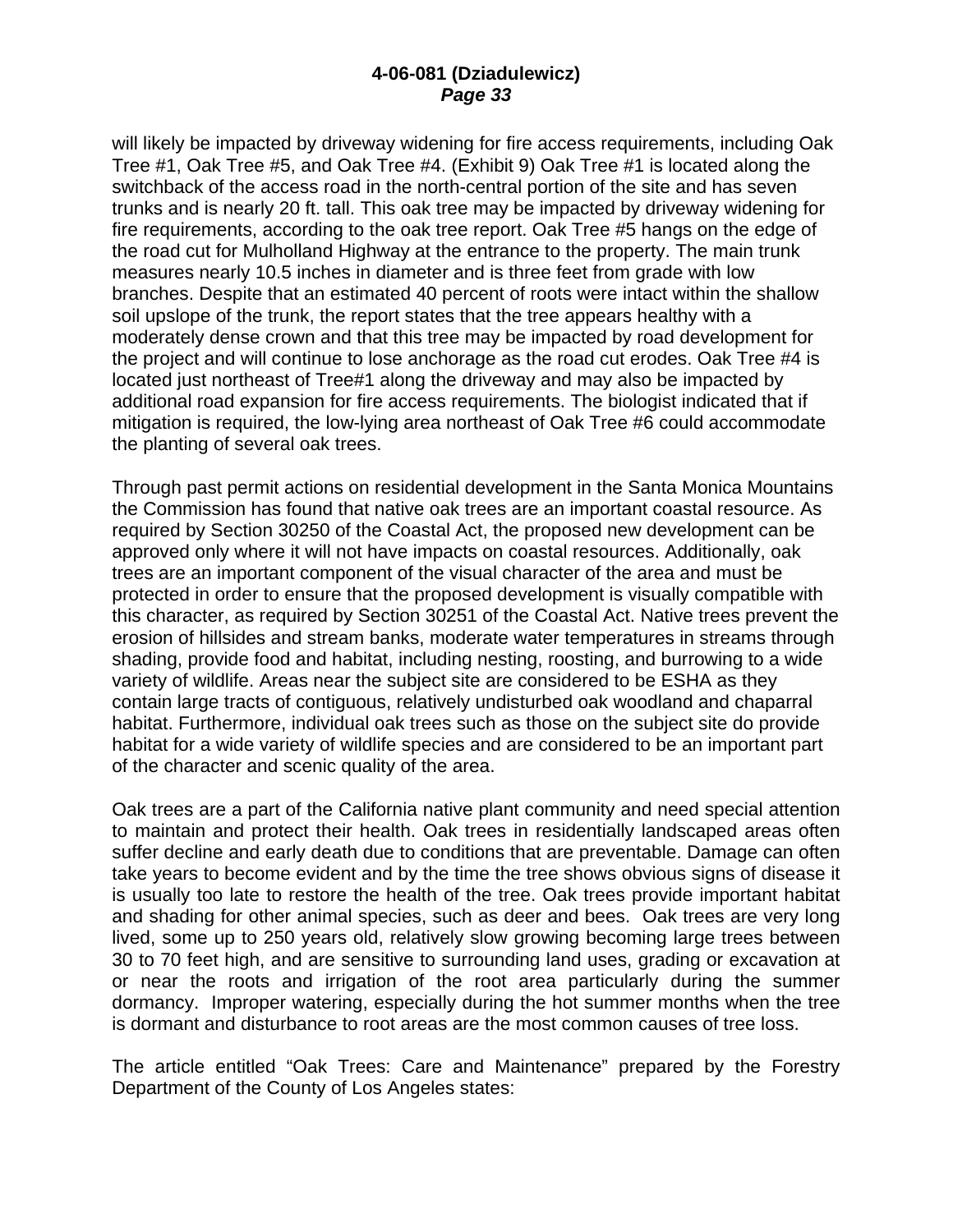will likely be impacted by driveway widening for fire access requirements, including Oak Tree #1, Oak Tree #5, and Oak Tree #4. (Exhibit 9) Oak Tree #1 is located along the switchback of the access road in the north-central portion of the site and has seven trunks and is nearly 20 ft. tall. This oak tree may be impacted by driveway widening for fire requirements, according to the oak tree report. Oak Tree #5 hangs on the edge of the road cut for Mulholland Highway at the entrance to the property. The main trunk measures nearly 10.5 inches in diameter and is three feet from grade with low branches. Despite that an estimated 40 percent of roots were intact within the shallow soil upslope of the trunk, the report states that the tree appears healthy with a moderately dense crown and that this tree may be impacted by road development for the project and will continue to lose anchorage as the road cut erodes. Oak Tree #4 is located just northeast of Tree#1 along the driveway and may also be impacted by additional road expansion for fire access requirements. The biologist indicated that if mitigation is required, the low-lying area northeast of Oak Tree #6 could accommodate the planting of several oak trees.

Through past permit actions on residential development in the Santa Monica Mountains the Commission has found that native oak trees are an important coastal resource. As required by Section 30250 of the Coastal Act, the proposed new development can be approved only where it will not have impacts on coastal resources. Additionally, oak trees are an important component of the visual character of the area and must be protected in order to ensure that the proposed development is visually compatible with this character, as required by Section 30251 of the Coastal Act. Native trees prevent the erosion of hillsides and stream banks, moderate water temperatures in streams through shading, provide food and habitat, including nesting, roosting, and burrowing to a wide variety of wildlife. Areas near the subject site are considered to be ESHA as they contain large tracts of contiguous, relatively undisturbed oak woodland and chaparral habitat. Furthermore, individual oak trees such as those on the subject site do provide habitat for a wide variety of wildlife species and are considered to be an important part of the character and scenic quality of the area.

Oak trees are a part of the California native plant community and need special attention to maintain and protect their health. Oak trees in residentially landscaped areas often suffer decline and early death due to conditions that are preventable. Damage can often take years to become evident and by the time the tree shows obvious signs of disease it is usually too late to restore the health of the tree. Oak trees provide important habitat and shading for other animal species, such as deer and bees. Oak trees are very long lived, some up to 250 years old, relatively slow growing becoming large trees between 30 to 70 feet high, and are sensitive to surrounding land uses, grading or excavation at or near the roots and irrigation of the root area particularly during the summer dormancy. Improper watering, especially during the hot summer months when the tree is dormant and disturbance to root areas are the most common causes of tree loss.

The article entitled “Oak Trees: Care and Maintenance” prepared by the Forestry Department of the County of Los Angeles states: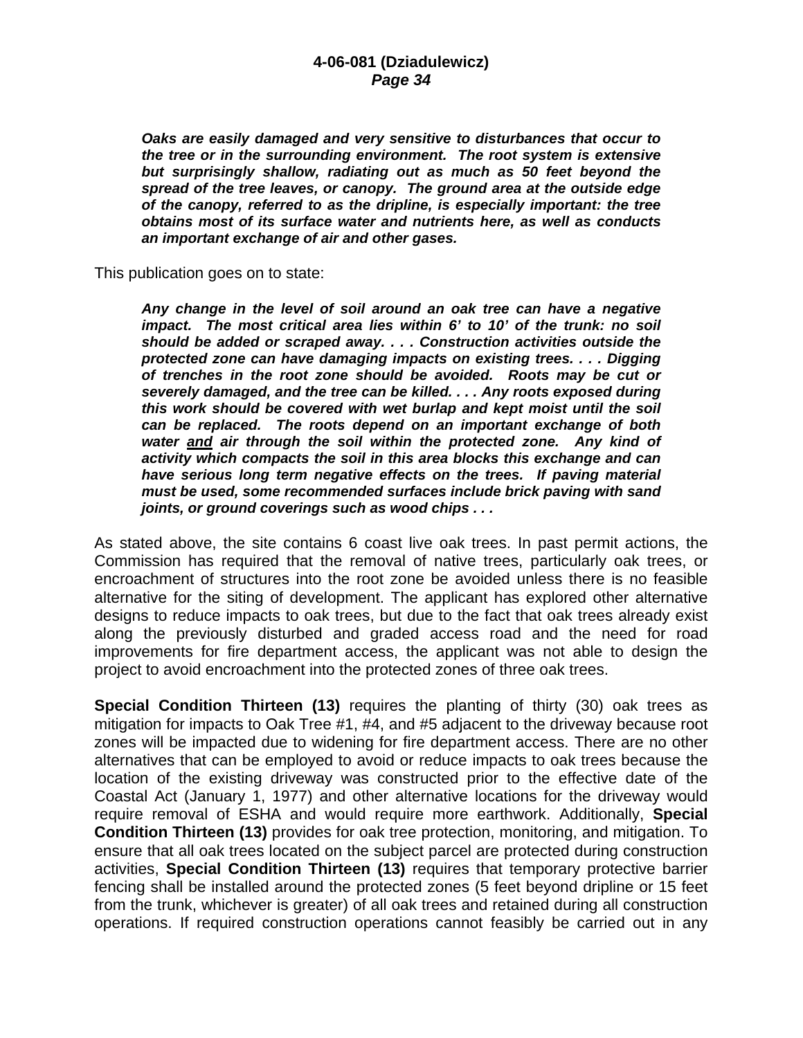> ***Oaks are easily damaged and very sensitive to disturbances that occur to the tree or in the surrounding environment. The root system is extensive but surprisingly shallow, radiating out as much as 50 feet beyond the spread of the tree leaves, or canopy. The ground area at the outside edge of the canopy, referred to as the dripline, is especially important: the tree obtains most of its surface water and nutrients here, as well as conducts an important exchange of air and other gases.***

This publication goes on to state:

> ***Any change in the level of soil around an oak tree can have a negative impact. The most critical area lies within 6' to 10' of the trunk: no soil should be added or scraped away. . . . Construction activities outside the protected zone can have damaging impacts on existing trees. . . . Digging of trenches in the root zone should be avoided. Roots may be cut or severely damaged, and the tree can be killed. . . . Any roots exposed during this work should be covered with wet burlap and kept moist until the soil can be replaced. The roots depend on an important exchange of both water <u>and</u> air through the soil within the protected zone. Any kind of activity which compacts the soil in this area blocks this exchange and can have serious long term negative effects on the trees. If paving material must be used, some recommended surfaces include brick paving with sand joints, or ground coverings such as wood chips . . .***

As stated above, the site contains 6 coast live oak trees. In past permit actions, the Commission has required that the removal of native trees, particularly oak trees, or encroachment of structures into the root zone be avoided unless there is no feasible alternative for the siting of development. The applicant has explored other alternative designs to reduce impacts to oak trees, but due to the fact that oak trees already exist along the previously disturbed and graded access road and the need for road improvements for fire department access, the applicant was not able to design the project to avoid encroachment into the protected zones of three oak trees.

**Special Condition Thirteen (13)** requires the planting of thirty (30) oak trees as mitigation for impacts to Oak Tree #1, #4, and #5 adjacent to the driveway because root zones will be impacted due to widening for fire department access. There are no other alternatives that can be employed to avoid or reduce impacts to oak trees because the location of the existing driveway was constructed prior to the effective date of the Coastal Act (January 1, 1977) and other alternative locations for the driveway would require removal of ESHA and would require more earthwork. Additionally, **Special Condition Thirteen (13)** provides for oak tree protection, monitoring, and mitigation. To ensure that all oak trees located on the subject parcel are protected during construction activities, **Special Condition Thirteen (13)** requires that temporary protective barrier fencing shall be installed around the protected zones (5 feet beyond dripline or 15 feet from the trunk, whichever is greater) of all oak trees and retained during all construction operations. If required construction operations cannot feasibly be carried out in any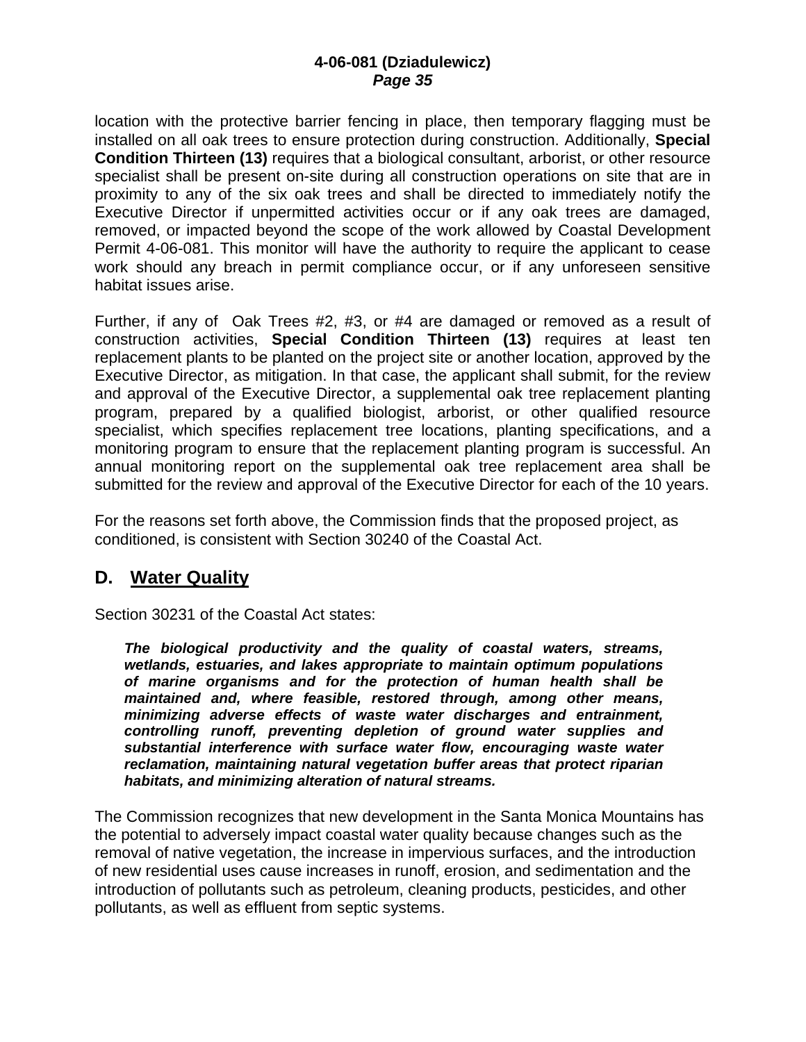location with the protective barrier fencing in place, then temporary flagging must be installed on all oak trees to ensure protection during construction. Additionally, **Special Condition Thirteen (13)** requires that a biological consultant, arborist, or other resource specialist shall be present on-site during all construction operations on site that are in proximity to any of the six oak trees and shall be directed to immediately notify the Executive Director if unpermitted activities occur or if any oak trees are damaged, removed, or impacted beyond the scope of the work allowed by Coastal Development Permit 4-06-081. This monitor will have the authority to require the applicant to cease work should any breach in permit compliance occur, or if any unforeseen sensitive habitat issues arise.

Further, if any of Oak Trees #2, #3, or #4 are damaged or removed as a result of construction activities, **Special Condition Thirteen (13)** requires at least ten replacement plants to be planted on the project site or another location, approved by the Executive Director, as mitigation. In that case, the applicant shall submit, for the review and approval of the Executive Director, a supplemental oak tree replacement planting program, prepared by a qualified biologist, arborist, or other qualified resource specialist, which specifies replacement tree locations, planting specifications, and a monitoring program to ensure that the replacement planting program is successful. An annual monitoring report on the supplemental oak tree replacement area shall be submitted for the review and approval of the Executive Director for each of the 10 years.

For the reasons set forth above, the Commission finds that the proposed project, as conditioned, is consistent with Section 30240 of the Coastal Act.

## D. Water Quality

Section 30231 of the Coastal Act states:

> ***The biological productivity and the quality of coastal waters, streams, wetlands, estuaries, and lakes appropriate to maintain optimum populations of marine organisms and for the protection of human health shall be maintained and, where feasible, restored through, among other means, minimizing adverse effects of waste water discharges and entrainment, controlling runoff, preventing depletion of ground water supplies and substantial interference with surface water flow, encouraging waste water reclamation, maintaining natural vegetation buffer areas that protect riparian habitats, and minimizing alteration of natural streams.***

The Commission recognizes that new development in the Santa Monica Mountains has the potential to adversely impact coastal water quality because changes such as the removal of native vegetation, the increase in impervious surfaces, and the introduction of new residential uses cause increases in runoff, erosion, and sedimentation and the introduction of pollutants such as petroleum, cleaning products, pesticides, and other pollutants, as well as effluent from septic systems.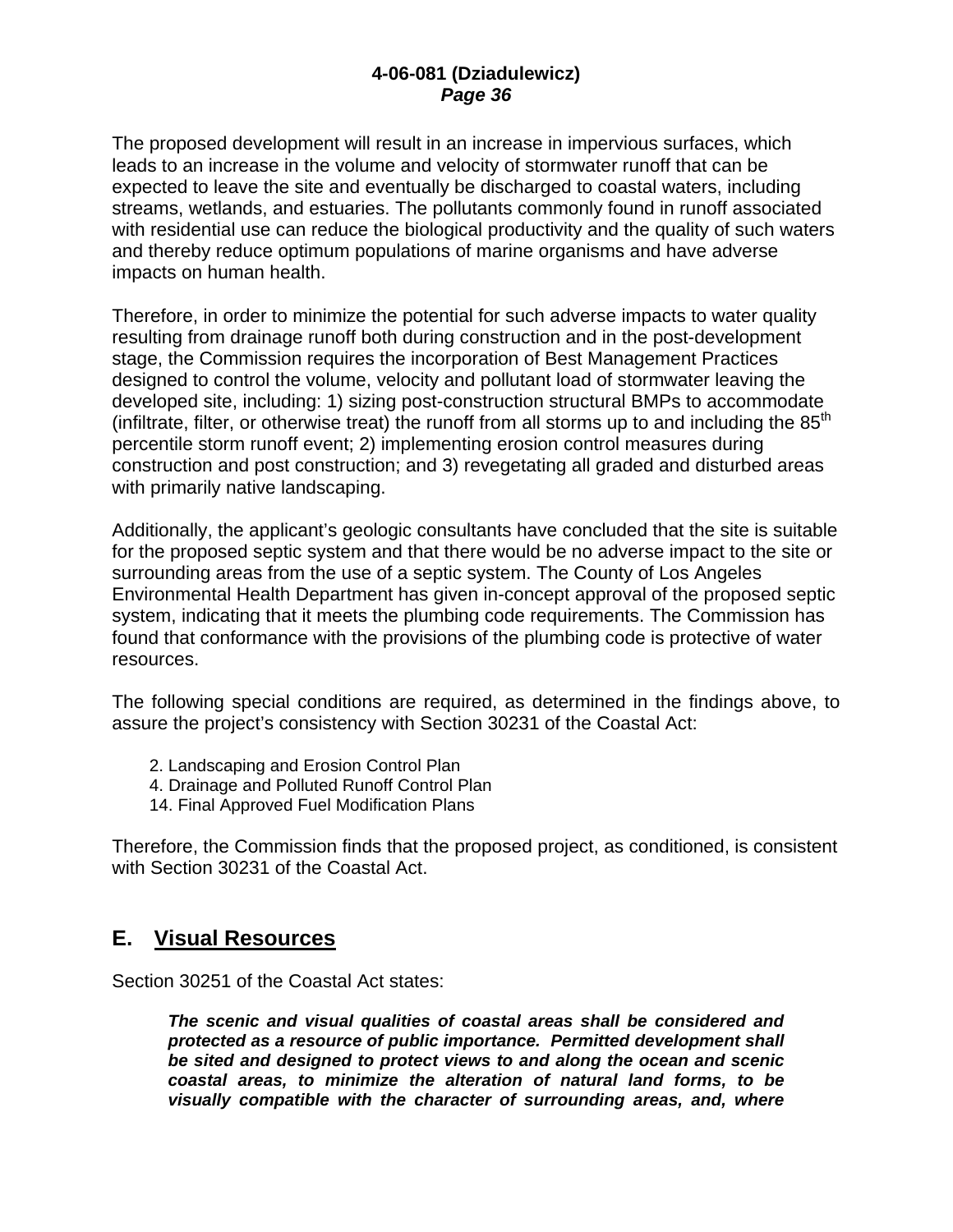The proposed development will result in an increase in impervious surfaces, which leads to an increase in the volume and velocity of stormwater runoff that can be expected to leave the site and eventually be discharged to coastal waters, including streams, wetlands, and estuaries. The pollutants commonly found in runoff associated with residential use can reduce the biological productivity and the quality of such waters and thereby reduce optimum populations of marine organisms and have adverse impacts on human health.

Therefore, in order to minimize the potential for such adverse impacts to water quality resulting from drainage runoff both during construction and in the post-development stage, the Commission requires the incorporation of Best Management Practices designed to control the volume, velocity and pollutant load of stormwater leaving the developed site, including: 1) sizing post-construction structural BMPs to accommodate (infiltrate, filter, or otherwise treat) the runoff from all storms up to and including the 85th percentile storm runoff event; 2) implementing erosion control measures during construction and post construction; and 3) revegetating all graded and disturbed areas with primarily native landscaping.

Additionally, the applicant's geologic consultants have concluded that the site is suitable for the proposed septic system and that there would be no adverse impact to the site or surrounding areas from the use of a septic system. The County of Los Angeles Environmental Health Department has given in-concept approval of the proposed septic system, indicating that it meets the plumbing code requirements. The Commission has found that conformance with the provisions of the plumbing code is protective of water resources.

The following special conditions are required, as determined in the findings above, to assure the project's consistency with Section 30231 of the Coastal Act:

2. Landscaping and Erosion Control Plan
4. Drainage and Polluted Runoff Control Plan
14. Final Approved Fuel Modification Plans

Therefore, the Commission finds that the proposed project, as conditioned, is consistent with Section 30231 of the Coastal Act.

## E. <u>Visual Resources</u>

Section 30251 of the Coastal Act states:

> ***The scenic and visual qualities of coastal areas shall be considered and protected as a resource of public importance. Permitted development shall be sited and designed to protect views to and along the ocean and scenic coastal areas, to minimize the alteration of natural land forms, to be visually compatible with the character of surrounding areas, and, where***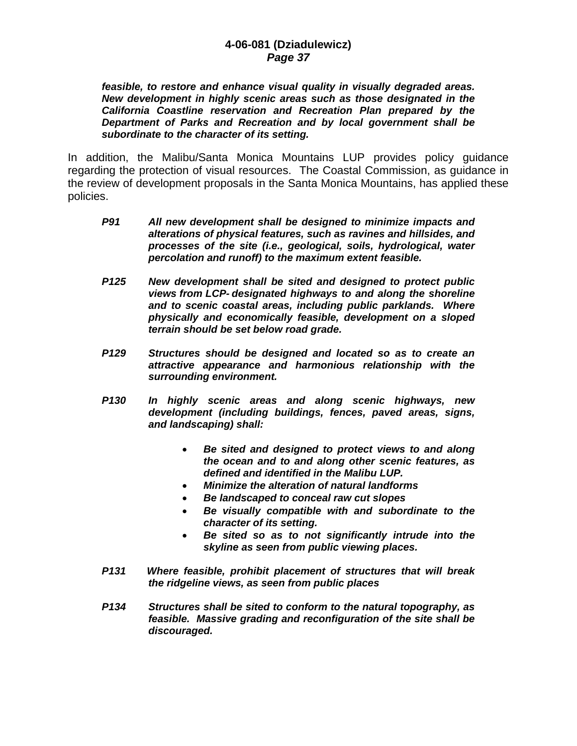***feasible, to restore and enhance visual quality in visually degraded areas. New development in highly scenic areas such as those designated in the California Coastline reservation and Recreation Plan prepared by the Department of Parks and Recreation and by local government shall be subordinate to the character of its setting.***

In addition, the Malibu/Santa Monica Mountains LUP provides policy guidance regarding the protection of visual resources. The Coastal Commission, as guidance in the review of development proposals in the Santa Monica Mountains, has applied these policies.

***P91*** ***All new development shall be designed to minimize impacts and alterations of physical features, such as ravines and hillsides, and processes of the site (i.e., geological, soils, hydrological, water percolation and runoff) to the maximum extent feasible.***

***P125*** ***New development shall be sited and designed to protect public views from LCP- designated highways to and along the shoreline and to scenic coastal areas, including public parklands. Where physically and economically feasible, development on a sloped terrain should be set below road grade.***

***P129*** ***Structures should be designed and located so as to create an attractive appearance and harmonious relationship with the surrounding environment.***

***P130*** ***In highly scenic areas and along scenic highways, new development (including buildings, fences, paved areas, signs, and landscaping) shall:***

- ***Be sited and designed to protect views to and along the ocean and to and along other scenic features, as defined and identified in the Malibu LUP.***
- ***Minimize the alteration of natural landforms***
- ***Be landscaped to conceal raw cut slopes***
- ***Be visually compatible with and subordinate to the character of its setting.***
- ***Be sited so as to not significantly intrude into the skyline as seen from public viewing places.***

***P131*** ***Where feasible, prohibit placement of structures that will break the ridgeline views, as seen from public places***

***P134*** ***Structures shall be sited to conform to the natural topography, as feasible. Massive grading and reconfiguration of the site shall be discouraged.***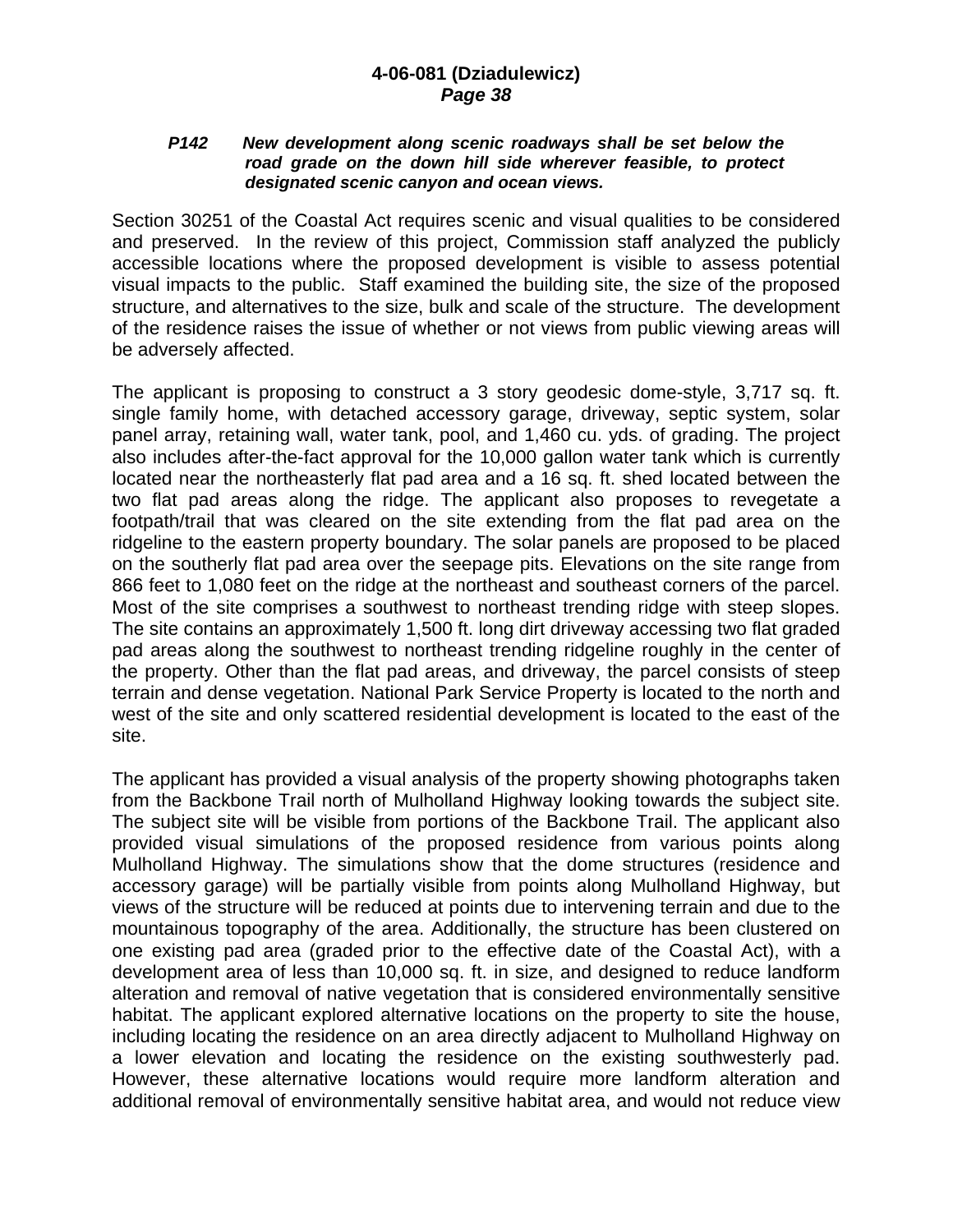***P142 New development along scenic roadways shall be set below the road grade on the down hill side wherever feasible, to protect designated scenic canyon and ocean views.***

Section 30251 of the Coastal Act requires scenic and visual qualities to be considered and preserved. In the review of this project, Commission staff analyzed the publicly accessible locations where the proposed development is visible to assess potential visual impacts to the public. Staff examined the building site, the size of the proposed structure, and alternatives to the size, bulk and scale of the structure. The development of the residence raises the issue of whether or not views from public viewing areas will be adversely affected.

The applicant is proposing to construct a 3 story geodesic dome-style, 3,717 sq. ft. single family home, with detached accessory garage, driveway, septic system, solar panel array, retaining wall, water tank, pool, and 1,460 cu. yds. of grading. The project also includes after-the-fact approval for the 10,000 gallon water tank which is currently located near the northeasterly flat pad area and a 16 sq. ft. shed located between the two flat pad areas along the ridge. The applicant also proposes to revegetate a footpath/trail that was cleared on the site extending from the flat pad area on the ridgeline to the eastern property boundary. The solar panels are proposed to be placed on the southerly flat pad area over the seepage pits. Elevations on the site range from 866 feet to 1,080 feet on the ridge at the northeast and southeast corners of the parcel. Most of the site comprises a southwest to northeast trending ridge with steep slopes. The site contains an approximately 1,500 ft. long dirt driveway accessing two flat graded pad areas along the southwest to northeast trending ridgeline roughly in the center of the property. Other than the flat pad areas, and driveway, the parcel consists of steep terrain and dense vegetation. National Park Service Property is located to the north and west of the site and only scattered residential development is located to the east of the site.

The applicant has provided a visual analysis of the property showing photographs taken from the Backbone Trail north of Mulholland Highway looking towards the subject site. The subject site will be visible from portions of the Backbone Trail. The applicant also provided visual simulations of the proposed residence from various points along Mulholland Highway. The simulations show that the dome structures (residence and accessory garage) will be partially visible from points along Mulholland Highway, but views of the structure will be reduced at points due to intervening terrain and due to the mountainous topography of the area. Additionally, the structure has been clustered on one existing pad area (graded prior to the effective date of the Coastal Act), with a development area of less than 10,000 sq. ft. in size, and designed to reduce landform alteration and removal of native vegetation that is considered environmentally sensitive habitat. The applicant explored alternative locations on the property to site the house, including locating the residence on an area directly adjacent to Mulholland Highway on a lower elevation and locating the residence on the existing southwesterly pad. However, these alternative locations would require more landform alteration and additional removal of environmentally sensitive habitat area, and would not reduce view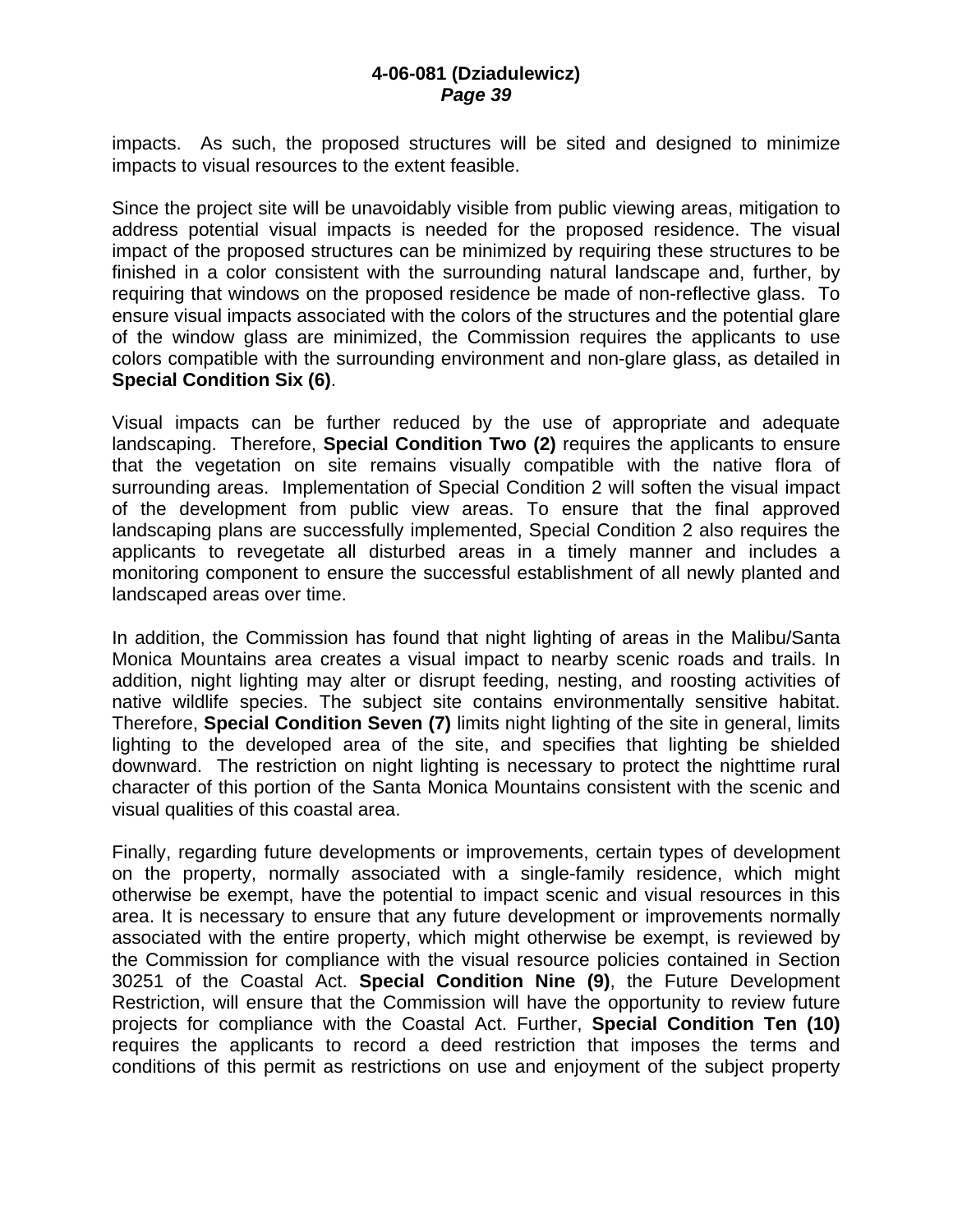impacts. As such, the proposed structures will be sited and designed to minimize impacts to visual resources to the extent feasible.

Since the project site will be unavoidably visible from public viewing areas, mitigation to address potential visual impacts is needed for the proposed residence. The visual impact of the proposed structures can be minimized by requiring these structures to be finished in a color consistent with the surrounding natural landscape and, further, by requiring that windows on the proposed residence be made of non-reflective glass. To ensure visual impacts associated with the colors of the structures and the potential glare of the window glass are minimized, the Commission requires the applicants to use colors compatible with the surrounding environment and non-glare glass, as detailed in **Special Condition Six (6)**.

Visual impacts can be further reduced by the use of appropriate and adequate landscaping. Therefore, **Special Condition Two (2)** requires the applicants to ensure that the vegetation on site remains visually compatible with the native flora of surrounding areas. Implementation of Special Condition 2 will soften the visual impact of the development from public view areas. To ensure that the final approved landscaping plans are successfully implemented, Special Condition 2 also requires the applicants to revegetate all disturbed areas in a timely manner and includes a monitoring component to ensure the successful establishment of all newly planted and landscaped areas over time.

In addition, the Commission has found that night lighting of areas in the Malibu/Santa Monica Mountains area creates a visual impact to nearby scenic roads and trails. In addition, night lighting may alter or disrupt feeding, nesting, and roosting activities of native wildlife species. The subject site contains environmentally sensitive habitat. Therefore, **Special Condition Seven (7)** limits night lighting of the site in general, limits lighting to the developed area of the site, and specifies that lighting be shielded downward. The restriction on night lighting is necessary to protect the nighttime rural character of this portion of the Santa Monica Mountains consistent with the scenic and visual qualities of this coastal area.

Finally, regarding future developments or improvements, certain types of development on the property, normally associated with a single-family residence, which might otherwise be exempt, have the potential to impact scenic and visual resources in this area. It is necessary to ensure that any future development or improvements normally associated with the entire property, which might otherwise be exempt, is reviewed by the Commission for compliance with the visual resource policies contained in Section 30251 of the Coastal Act. **Special Condition Nine (9)**, the Future Development Restriction, will ensure that the Commission will have the opportunity to review future projects for compliance with the Coastal Act. Further, **Special Condition Ten (10)** requires the applicants to record a deed restriction that imposes the terms and conditions of this permit as restrictions on use and enjoyment of the subject property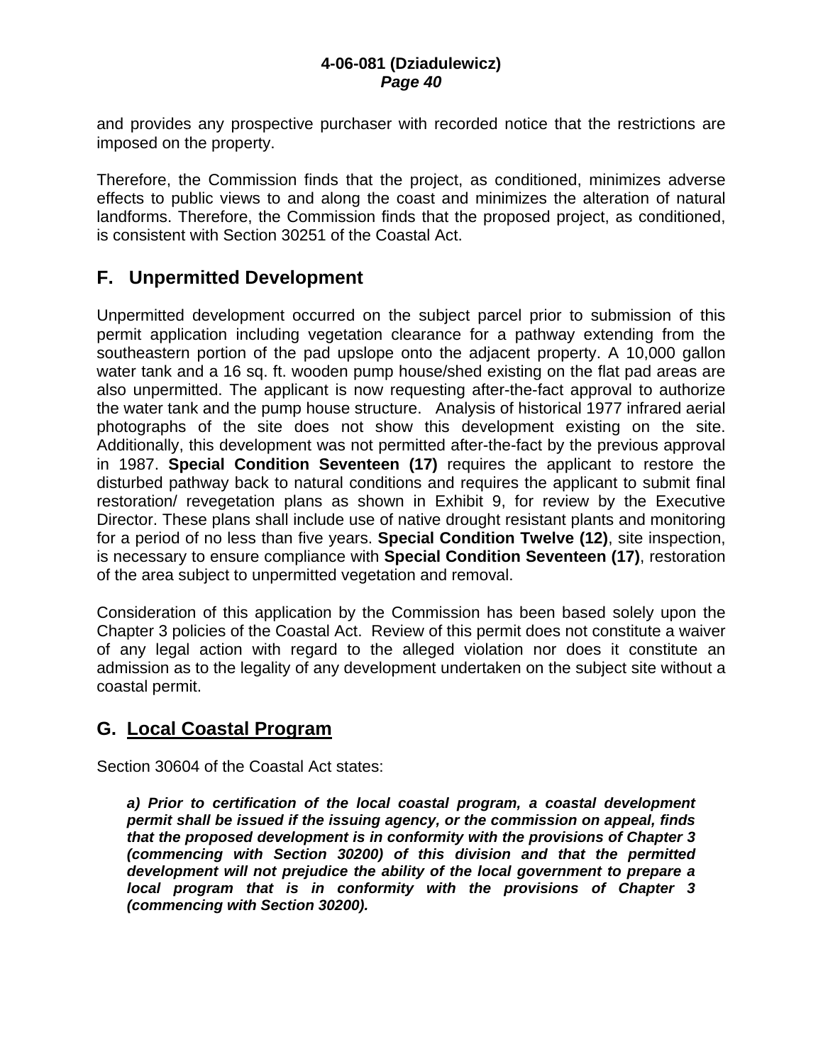and provides any prospective purchaser with recorded notice that the restrictions are imposed on the property.

Therefore, the Commission finds that the project, as conditioned, minimizes adverse effects to public views to and along the coast and minimizes the alteration of natural landforms. Therefore, the Commission finds that the proposed project, as conditioned, is consistent with Section 30251 of the Coastal Act.

## F. Unpermitted Development

Unpermitted development occurred on the subject parcel prior to submission of this permit application including vegetation clearance for a pathway extending from the southeastern portion of the pad upslope onto the adjacent property. A 10,000 gallon water tank and a 16 sq. ft. wooden pump house/shed existing on the flat pad areas are also unpermitted. The applicant is now requesting after-the-fact approval to authorize the water tank and the pump house structure. Analysis of historical 1977 infrared aerial photographs of the site does not show this development existing on the site. Additionally, this development was not permitted after-the-fact by the previous approval in 1987. **Special Condition Seventeen (17)** requires the applicant to restore the disturbed pathway back to natural conditions and requires the applicant to submit final restoration/ revegetation plans as shown in Exhibit 9, for review by the Executive Director. These plans shall include use of native drought resistant plants and monitoring for a period of no less than five years. **Special Condition Twelve (12)**, site inspection, is necessary to ensure compliance with **Special Condition Seventeen (17)**, restoration of the area subject to unpermitted vegetation and removal.

Consideration of this application by the Commission has been based solely upon the Chapter 3 policies of the Coastal Act. Review of this permit does not constitute a waiver of any legal action with regard to the alleged violation nor does it constitute an admission as to the legality of any development undertaken on the subject site without a coastal permit.

## G. Local Coastal Program

Section 30604 of the Coastal Act states:

> ***a) Prior to certification of the local coastal program, a coastal development permit shall be issued if the issuing agency, or the commission on appeal, finds that the proposed development is in conformity with the provisions of Chapter 3 (commencing with Section 30200) of this division and that the permitted development will not prejudice the ability of the local government to prepare a local program that is in conformity with the provisions of Chapter 3 (commencing with Section 30200).***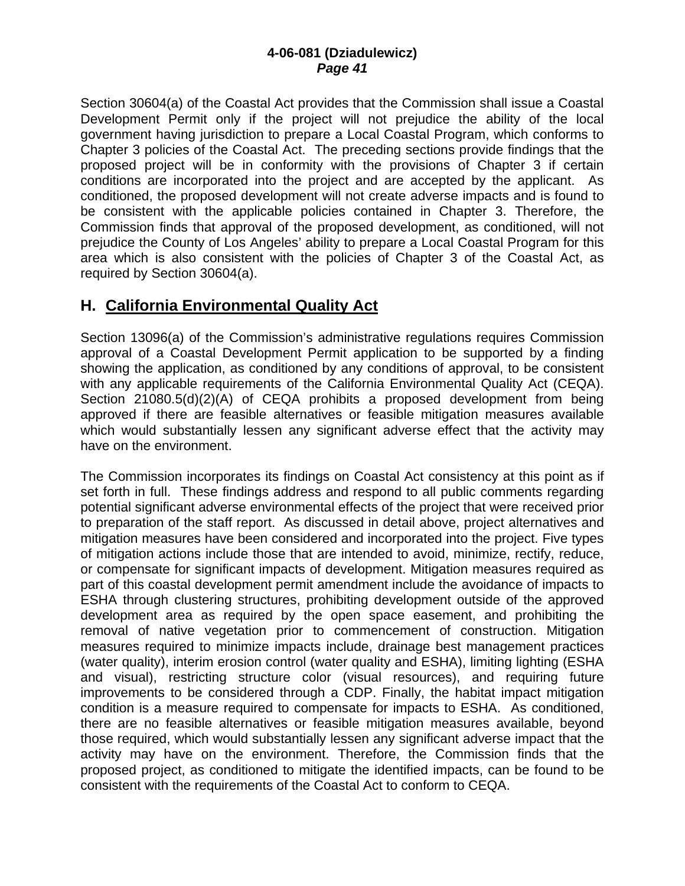Section 30604(a) of the Coastal Act provides that the Commission shall issue a Coastal Development Permit only if the project will not prejudice the ability of the local government having jurisdiction to prepare a Local Coastal Program, which conforms to Chapter 3 policies of the Coastal Act. The preceding sections provide findings that the proposed project will be in conformity with the provisions of Chapter 3 if certain conditions are incorporated into the project and are accepted by the applicant. As conditioned, the proposed development will not create adverse impacts and is found to be consistent with the applicable policies contained in Chapter 3. Therefore, the Commission finds that approval of the proposed development, as conditioned, will not prejudice the County of Los Angeles' ability to prepare a Local Coastal Program for this area which is also consistent with the policies of Chapter 3 of the Coastal Act, as required by Section 30604(a).

## H. California Environmental Quality Act

Section 13096(a) of the Commission's administrative regulations requires Commission approval of a Coastal Development Permit application to be supported by a finding showing the application, as conditioned by any conditions of approval, to be consistent with any applicable requirements of the California Environmental Quality Act (CEQA). Section 21080.5(d)(2)(A) of CEQA prohibits a proposed development from being approved if there are feasible alternatives or feasible mitigation measures available which would substantially lessen any significant adverse effect that the activity may have on the environment.

The Commission incorporates its findings on Coastal Act consistency at this point as if set forth in full. These findings address and respond to all public comments regarding potential significant adverse environmental effects of the project that were received prior to preparation of the staff report. As discussed in detail above, project alternatives and mitigation measures have been considered and incorporated into the project. Five types of mitigation actions include those that are intended to avoid, minimize, rectify, reduce, or compensate for significant impacts of development. Mitigation measures required as part of this coastal development permit amendment include the avoidance of impacts to ESHA through clustering structures, prohibiting development outside of the approved development area as required by the open space easement, and prohibiting the removal of native vegetation prior to commencement of construction. Mitigation measures required to minimize impacts include, drainage best management practices (water quality), interim erosion control (water quality and ESHA), limiting lighting (ESHA and visual), restricting structure color (visual resources), and requiring future improvements to be considered through a CDP. Finally, the habitat impact mitigation condition is a measure required to compensate for impacts to ESHA. As conditioned, there are no feasible alternatives or feasible mitigation measures available, beyond those required, which would substantially lessen any significant adverse impact that the activity may have on the environment. Therefore, the Commission finds that the proposed project, as conditioned to mitigate the identified impacts, can be found to be consistent with the requirements of the Coastal Act to conform to CEQA.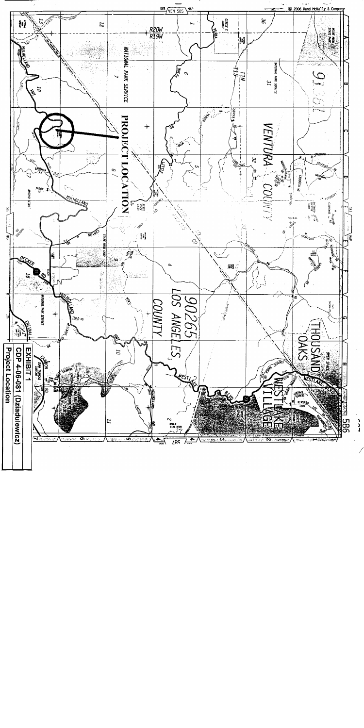**EXHIBIT 1**

**CDP 4-06-081 (Dziadulewicz)**

**Project Location**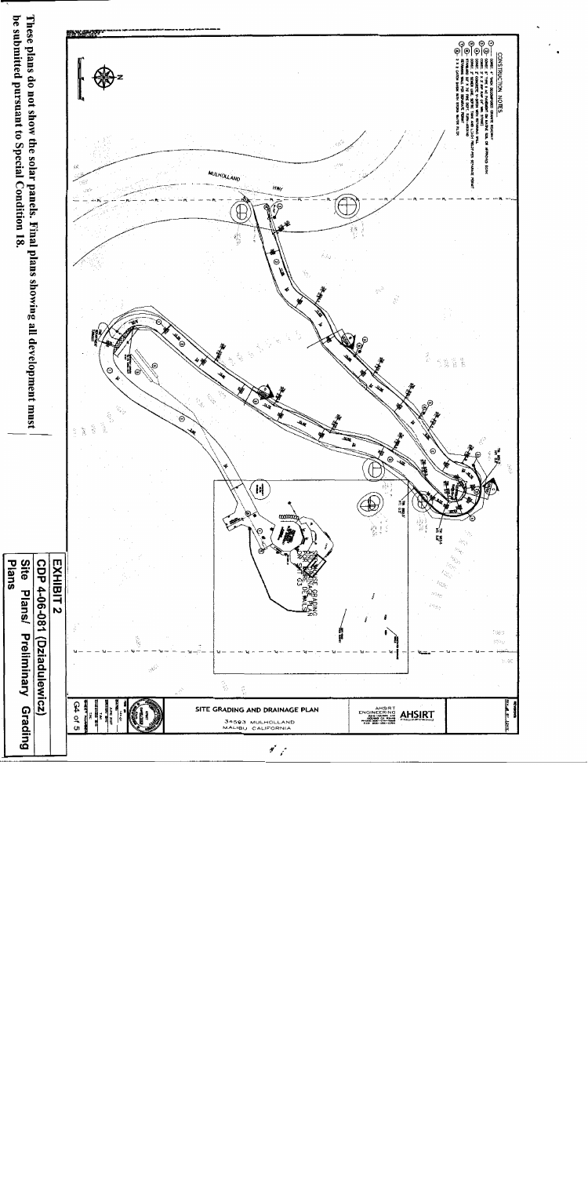These plans do not show the solar panels. Final plans showing all development must be submitted pursuant to Special Condition 18.

**EXHIBIT 2**

**CDP 4-06-081 (Dziadulewicz)**

**Site Plans/ Preliminary Grading Plans**

SITE GRADING AND DRAINAGE PLAN

34593 MULHOLLAND
MALIBU CALIFORNIA

AHSIRT ENGINEERING

CONSTRUCTION NOTES

MULHOLLAND HWY

G4 of 5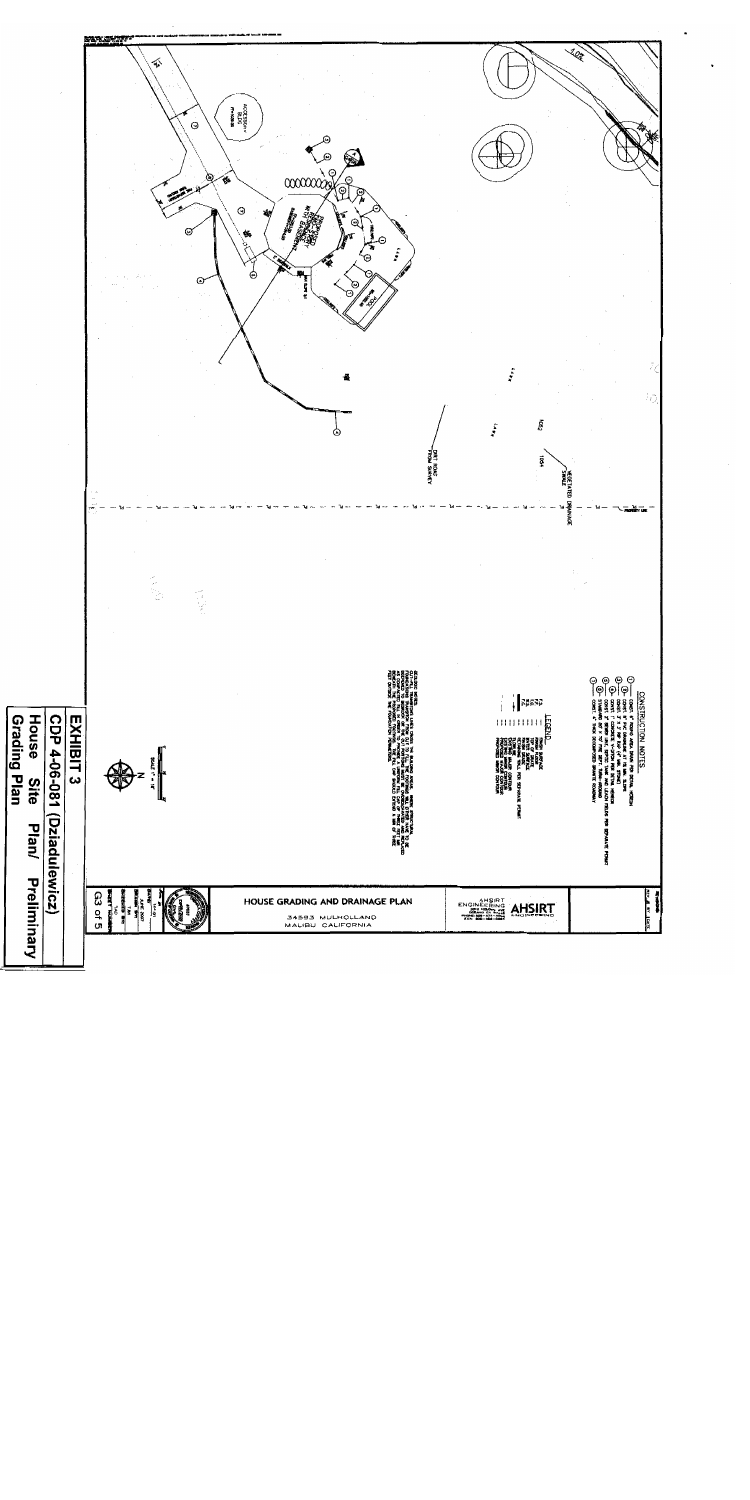**EXHIBIT 3**

**CDP 4-06-081 (Dzidulewicz)**

**House Site Plan/ Preliminary Grading Plan**

HOUSE GRADING AND DRAINAGE PLAN

34593 MULHOLLAND
MALIBU CALIFORNIA

AHSIRT ENGINEERING

CONSTRUCTION NOTES

LEGEND

G3 of 5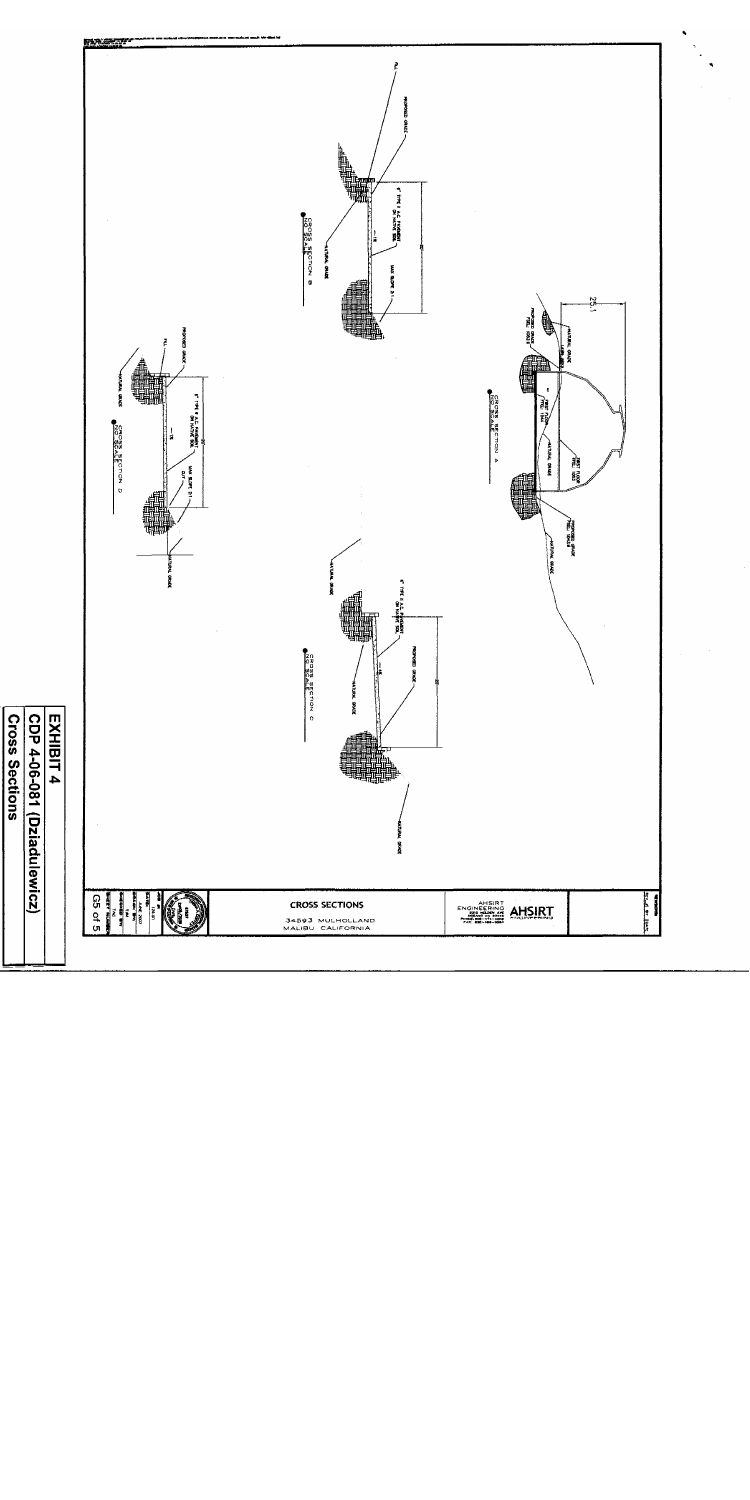CROSS SECTION A
NO SCALE

CROSS SECTION B
NO SCALE

CROSS SECTION C
NO SCALE

CROSS SECTION D
NO SCALE

PROPOSED GRADE

NATURAL GRADE

FILL

6" TYPE II A.C. PAVEMENT ON NATIVE SOIL

MAX SLOPE 2:1

FIRST FLOOR

25.1

CROSS SECTIONS

34593 MULHOLLAND
MALIBU CALIFORNIA

AHSIRT ENGINEERING

G5 of 5

**EXHIBIT 4**
**CDP 4-06-081 (Dziadulewicz)**
**Cross Sections**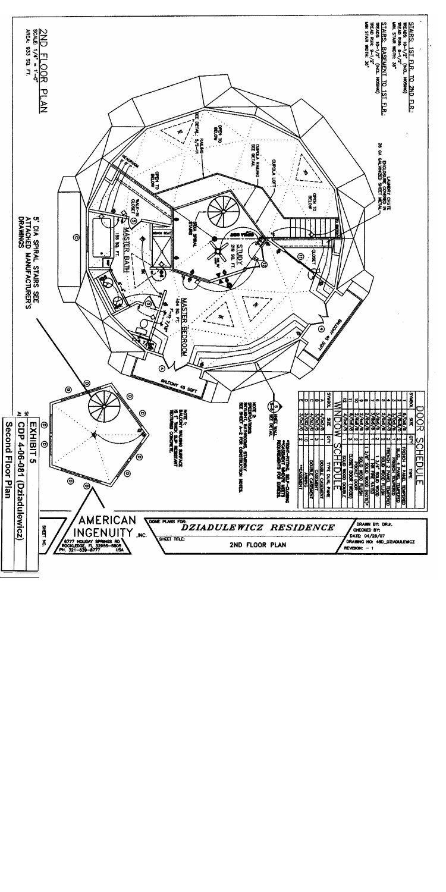## 2ND FLOOR PLAN

SCALE: 1/4" = 1'-0"
AREA: 933 SQ. FT.

**STAIRS, 1ST FLR. TO 2ND FLR.:**
TREADS: 10-1/2" (INCL. NOSING)
TREAD RUN: 9-1/2"
MIN. STAIR WIDTH: 36"

**STAIRS, BASEMENT TO 1ST FLR.:**
TREADS: 10-1/2" (INCL. NOSING)
TREAD RUN: 9-1/2"
MIN STAIR WIDTH: 36"

LAUNDRY CHUTE ENCLOSURE COVERED IN 28 GA GALVANIZED SHEET METAL

CUPOLA LOFT

CUPOLA RAILING SEE DETAIL

OPEN TO BELOW

RAILING SEE DETAIL 5/S-11

HEADROOM

WALK-IN CLOSET

MASTER BATH
155 SQ. FT.

BENCH SEAT

5'DIA SPIRAL STAIRS

STUDY
219 SQ. FT.

CLOSET

MASTER BEDROOM
454 SQ. FT.

BALCONY 45 SQFT

BALCONY 45 SQFT

5' DIA SPIRAL STAIRS SEE ATTACHED MANUFACTURER'S DRAWINGS

NOTE 1: BALCONY WALKING SURFACE IS 1" THICK SLIP RESISTANT TEXTURED CONCRETE.

NOTE 2: SKYLIGHT, BATHROOM, STAIRWAY SEE SHEET A-2 FOR CONSTRUCTION NOTES.

KNEE WALL SEE DETAIL

### DOOR SCHEDULE

| SYMBOL | SIZE | QTY | TYPE |
|---|---|---|---|
| 1 | 6/0x6/8 | 1 | FRENCH 2 PANEL TEMPERED |
| 2 | 6/0x6/8 | 1 | SLIDING GLASS TEMPERED |
| 3 | 3/0x6/8 | 1 | FRENCH TEMPERED |
| 4 | 4/0x6/8 | 2 | FRENCH 2 PANEL TEMPERED |
| 5 | 2/6x6/8 | 1 | SOLID WOOD FLUSH |
| 6 | 2/6x6/8 | 2 | 1 3/4" SOLID WOOD |
| 7 | 3/0x6/8 | 2 | 1 3/4" SOLID WOOD |
| 8 | 3/0x6/8 | 1 | 1 3/4" 20 MIN FIRE RATED |
| 9 | 3/0x6/8 | 1 | SOLID WOOD FLUSH |
| 10 | 2/4x6/8 | 1 | POCKET DOOR |
| 11 | 5/0x6/8 | 2 | CLOSET DOOR (WOOD) |
| 12 | 4/0x6/8 | 1 | SOLID WOOD DOUBLE |

*SELF-FITTING, SELF-CLOSING
**EGRESS WINDOW MEETS REQUIREMENTS FOR EGRESS.

### WINDOW SCHEDULE

| SYMBOL | SIZE | QTY | TYPE DUAL PANE |
|---|---|---|---|
| A | 4/0x3/0 | 1 | DOUBLE CASEMENT |
| B | 4/0x5/0 | 3 | CASEMENT |
| C | 4/0x3/0 | 1 | DOUBLE CASEMENT |
| D | 3/0x2/0 | 10 | AWNING |
| E | 3/0x5/0 | 2 | **CASEMENT |

DOME PLANS FOR: **DZIADULEWICZ RESIDENCE**

SHEET TITLE: 2ND FLOOR PLAN

DRAWN BY: DRJr.
CHECKED BY:
DATE: 04/28/07
DRAWING NO: 480_DZIADULEWICZ
REVISION: - 1

AMERICAN INGENUITY, INC.
8777 HOLIDAY SPRINGS RD
ROCKLEDGE, FL 32955-5805
PH. 321-639-8777 USA

SHEET NO.

EXHIBIT 5
CDP 4-06-081 (Dziadulewicz)
Second Floor Plan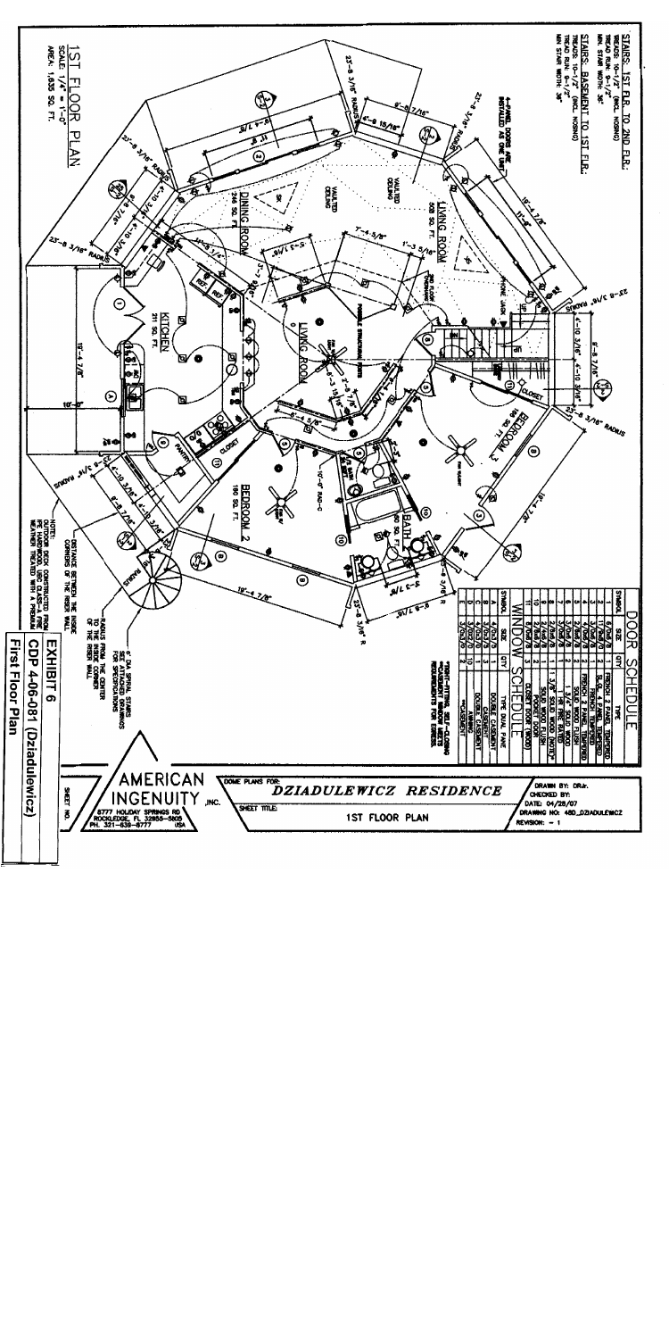## STAIRS: 1ST FLR. TO 2ND FLR.:
RISERS: 10-1/2" (INCL. NOSING)
TREAD RUN: 9-1/2"
MIN. STAIR WIDTH: 36"

## STAIRS: BASEMENT TO 1ST FLR.:
RISERS: 10-1/2" (INCL. NOSING)
TREAD RUN: 9-1/2"
MIN STAIR WIDTH: 36"

# 1ST FLOOR PLAN
SCALE: 1/4" = 1'-0"
AREA: 1,635 SQ. FT.

DINING ROOM 246 SQ. FT.
LIVING ROOM 508 SQ. FT.
KITCHEN 211 SQ. FT.
BEDROOM 3
BEDROOM 2 190 SQ. FT.
BATH

NOTE: OUTDOOR DECK CONSTRUCTED FROM PRESSURE TREATED LUMBER. DECK WEATHER TREATED WITH A PREMIUM SEALANT.

6' DIA SPIRAL STAIRS. SEE ATTACHED DRAWINGS FOR SPECIFICATIONS

RADIUS FROM THE CENTER TO THE INSIDE CORNER OF THE RISER WALL

DISTANCE BETWEEN THE INSIDE CORNERS OF THE RISER WALL

## DOOR SCHEDULE

| SYMBOL | SIZE | QTY | TYPE |
|---|---|---|---|
| 1 | 6/0x6/8 | 1 | FRENCH 8 PANEL TEMPERED |
| 2 | 3/0x6/8 | 1 | SOLID 6 PANEL TEMPERED |
| 3 | 3/0x6/8 | 1 | FRENCH TEMPERED |
| 4 | 2/6x6/8 | 2 | FRENCH 6 PANEL TEMPERED |
| 5 | 2/6x6/8 | 1 | SOLID WOOD FLUSH |
| 6 | 3/0x6/8 | 1 | 1 3/4" SOLID WOOD |
| 7 | 2/6x6/8 | 1 | 1 3/8" SOLID WOOD (NOTE*) |
| 8 | 2/4x6/8 | 1 | SOLID WOOD FLUSH |
| 9 | 2/0x6/8 | 1 | SOLID WOOD FLUSH |
| 10 | 2/0x6/8 | 1 | 1 3/8" POCKET DOOR |
| 11 | 6/0x6/8 | 2 | CLOSET DOOR (WOOD) |

## WINDOW SCHEDULE

| SYMBOL | SIZE | QTY | TYPE DUAL PANE |
|---|---|---|---|
| A | 4/0x3/5 | 1 | DOUBLE CASEMENT |
| B | 3/0x5/0 | 1 | CASEMENT |
| C | 4/0x3/5 | 1 | DOUBLE CASEMENT |
| D | 3/0x2/0 | 1 | AWNING |
| E | 3/0x5/0 | 2 | *CASEMENT |

*CASEMENT WINDOW MEETS REQUIREMENTS FOR EGRESS.

DOME PLANS FOR: **DZIADULEWICZ RESIDENCE**

SHEET TITLE: 1ST FLOOR PLAN

DRAWN BY: DRJr.
CHECKED BY:
DATE: 04/28/07
DRAWING NO: 480_DZIADULEWICZ
REVISION: - 1

AMERICAN INGENUITY, INC.
8777 HOLIDAY SPRINGS RD
ROCKLEDGE, FL 32955-5805
PH. 321-639-8777 USA

SHEET NO.

EXHIBIT 6
CDP 4-06-081 (Dziadulewicz)
First Floor Plan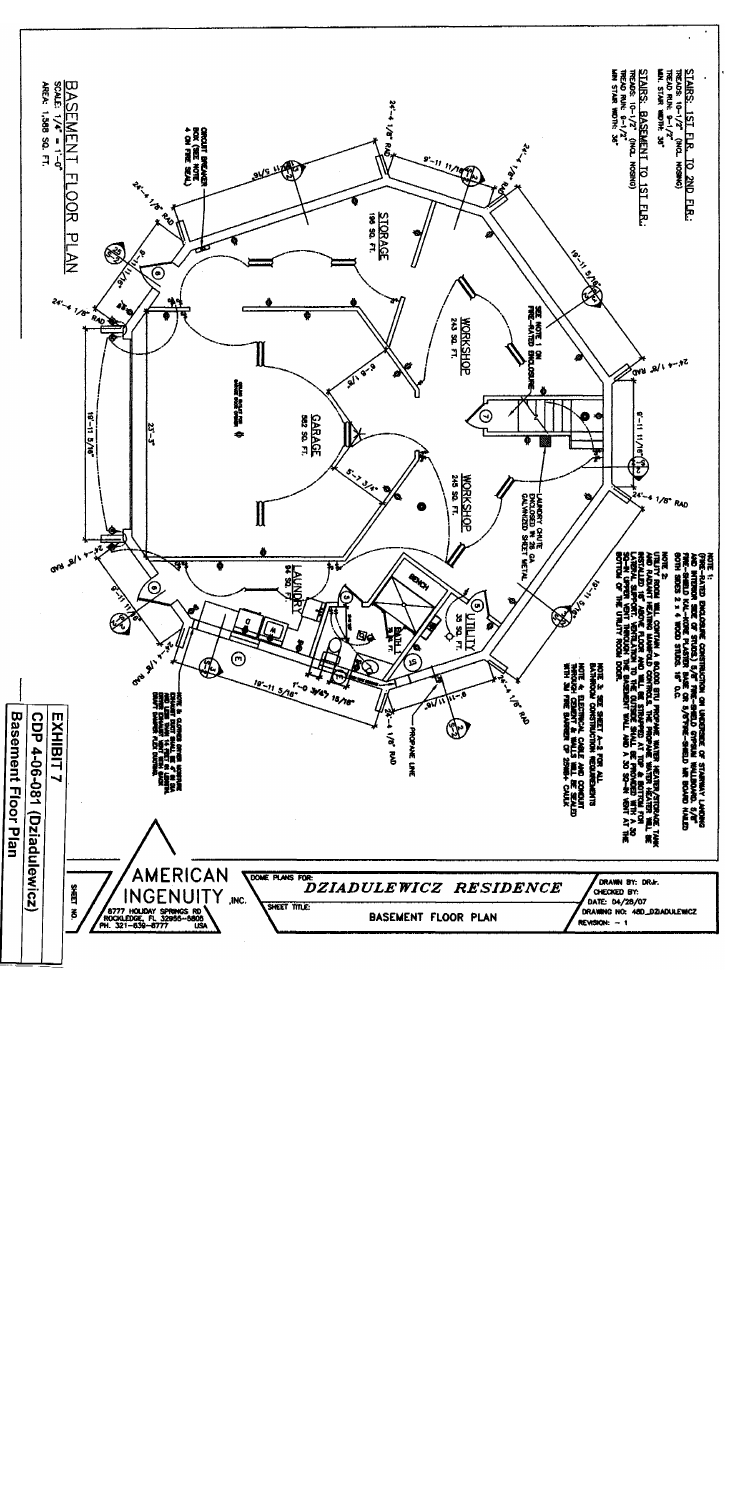# BASEMENT FLOOR PLAN

SCALE: 1/4" = 1'-0"
AREA: 1,588 SQ. FT.

STAIRS: 1ST FLR. TO 2ND FLR.:
TREADS: 10-1/2" (INCL. NOSING)
TREAD RUN: 9-1/2"
MIN. STAIR WIDTH: 36"

STAIRS: BASEMENT TO 1ST FLR.:
TREADS: 10-1/2" (INCL. NOSING)
TREAD RUN: 9-1/2"
MIN. STAIR WIDTH: 36"

STORAGE
196 SQ. FT.

WORKSHOP
243 SQ. FT.

GARAGE
582 SQ. FT.

WORKSHOP
245 SQ. FT.

LAUNDRY
94 SQ. FT.

UTILITY
35 SQ. FT.

BATH

BENCH

CIRCUIT BREAKER BOX (SEE NOTE 4 ON FIRE SEAL)

SEE NOTE 1 ON FIRE-RATED ENCLOSURE

LAUNDRY CHUTE ENCLOSED IN GALVANIZED SHEET METAL

PROPANE LINE

24'-4 1/8" RAD
9'-11 11/16"
19'-11 5/16"
23'-3"
5'-7 3/4"
9'-9"
1'-0 3/4"
19'-11 5/16"

NOTE 1:
FIRE-RATED ENCLOSURE CONSTRUCTION ON UNDERSIDE OF STAIRWAY LANDING AND INTERIOR SIDE OF STUDS: 5/8" FIRE-SHIELD GYPSUM WALLBOARD, 5/8" FIRE-SHIELD GYPSUM WALLBOARD OR 5/8" FIRE-SHIELD MR BOARD NAILED BOTH SIDES 2 x 4 WOOD STUDS, 16" O.C.

NOTE 2:
UTILITY ROOM WILL CONTAIN A 80,000 BTU PROPANE WATER HEATER/STORAGE TANK AND RADIANT HEATING MANIFOLD CONTROLS. THE PROPANE WATER HEATER WILL BE A DIRECT VENT TYPE. THE UTILITY ROOM SHALL BE PROVIDED WITH A 30 SQ-IN VENT THROUGH THE BASEMENT WALL AND A 30 SQ-IN VENT AT THE BOTTOM OF THE UTILITY ROOM DOOR.

NOTE 3: SEE SHEET A-5 FOR ALL BATHROOM CONSTRUCTION REQUIREMENTS

NOTE 4: ELECTRICAL CABLE AND CONDUIT THROUGH CONCRETE WALLS WILL BE SEALED WITH 3M FIRE BARRIER OF 2000+ CAULK

NOTE 5: CLOTHES DRYER EXHAUST DUCT SHALL BE 4" IN DIA. EXHAUST VENT WITH BACK DRAFT DAMPER

DOME PLANS FOR: *DZIADULEWICZ RESIDENCE*

SHEET TITLE: BASEMENT FLOOR PLAN

DRAWN BY: DRJr.
CHECKED BY:
DATE: 04/28/07
DRAWING NO: 480_DZIADULEWICZ
REVISION: - 1

AMERICAN INGENUITY, INC.
8777 HOLIDAY SPRINGS RD
ROCKLEDGE, FL 32955-5808
PH. 321-639-8777 USA

SHEET NO.

EXHIBIT 7
CDP 4-06-081 (Dziadulewicz)
Basement Floor Plan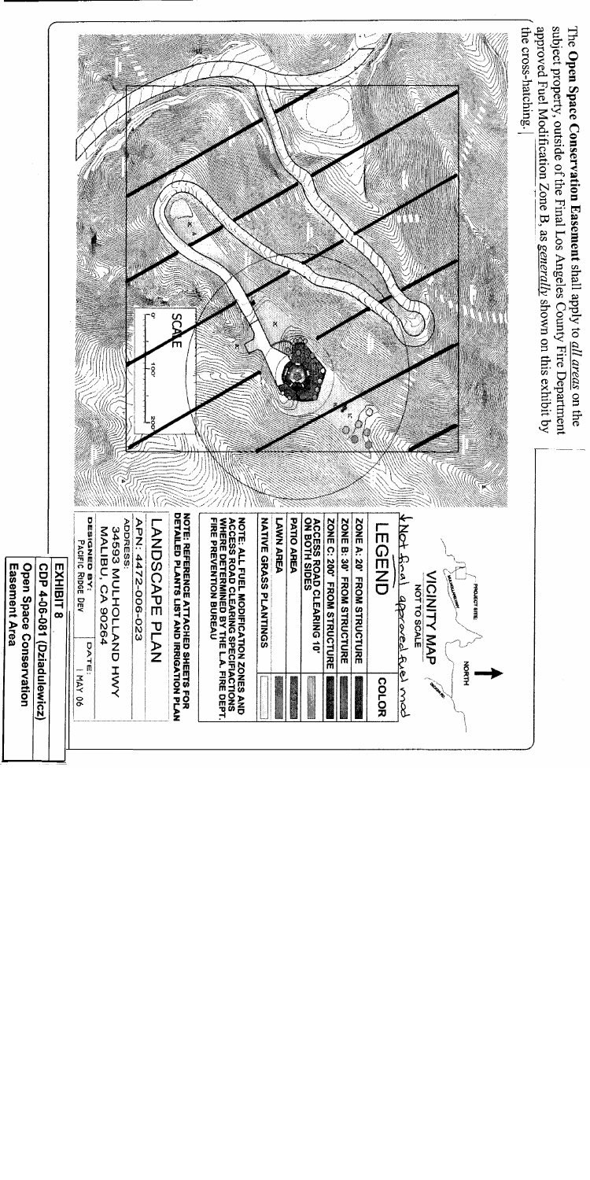The **Open Space Conservation Easement** shall apply to *all areas* on the subject property, outside of the Final Los Angeles County Fire Department approved Fuel Modification Zone B, as *generally* shown on this exhibit by the cross-hatching.

SCALE

0' 100' 200'

VICINITY MAP

NOT TO SCALE

PROJECT SITE

NORTH

↓Not final approved fuel mod

## LEGEND

| | COLOR |
|---|---|
| ZONE A: 20' FROM STRUCTURE | |
| ZONE B: 30' FROM STRUCTURE | |
| ZONE C: 200' FROM STRUCTURE | |
| ACCESS ROAD CLEARING 10' ON BOTH SIDES | |
| PATIO AREA | |
| LAWN AREA | |
| NATIVE GRASS PLANTINGS | |

NOTE: ALL FUEL MODIFICATION ZONES AND ACCESS ROAD CLEARING SPECIFICATIONS WHERE DETERMINED BY THE L.A. FIRE DEPT. FIRE PREVENTION BUREAU

NOTE: REFERENCE ATTACHED SHEETS FOR DETAILED PLANTS LIST AND IRRIGATION PLAN

LANDSCAPE PLAN

APN: 4472-006-023

ADDRESS:
34593 MULHOLLAND HWY
MALIBU, CA 90264

| DESIGNED BY: | DATE: |
|---|---|
| PACIFIC RIDGE DEV | 1 MAY 06 |

**EXHIBIT 8**

**CDP 4-06-081 (Dziadulewicz)**

**Open Space Conservation Easement Area**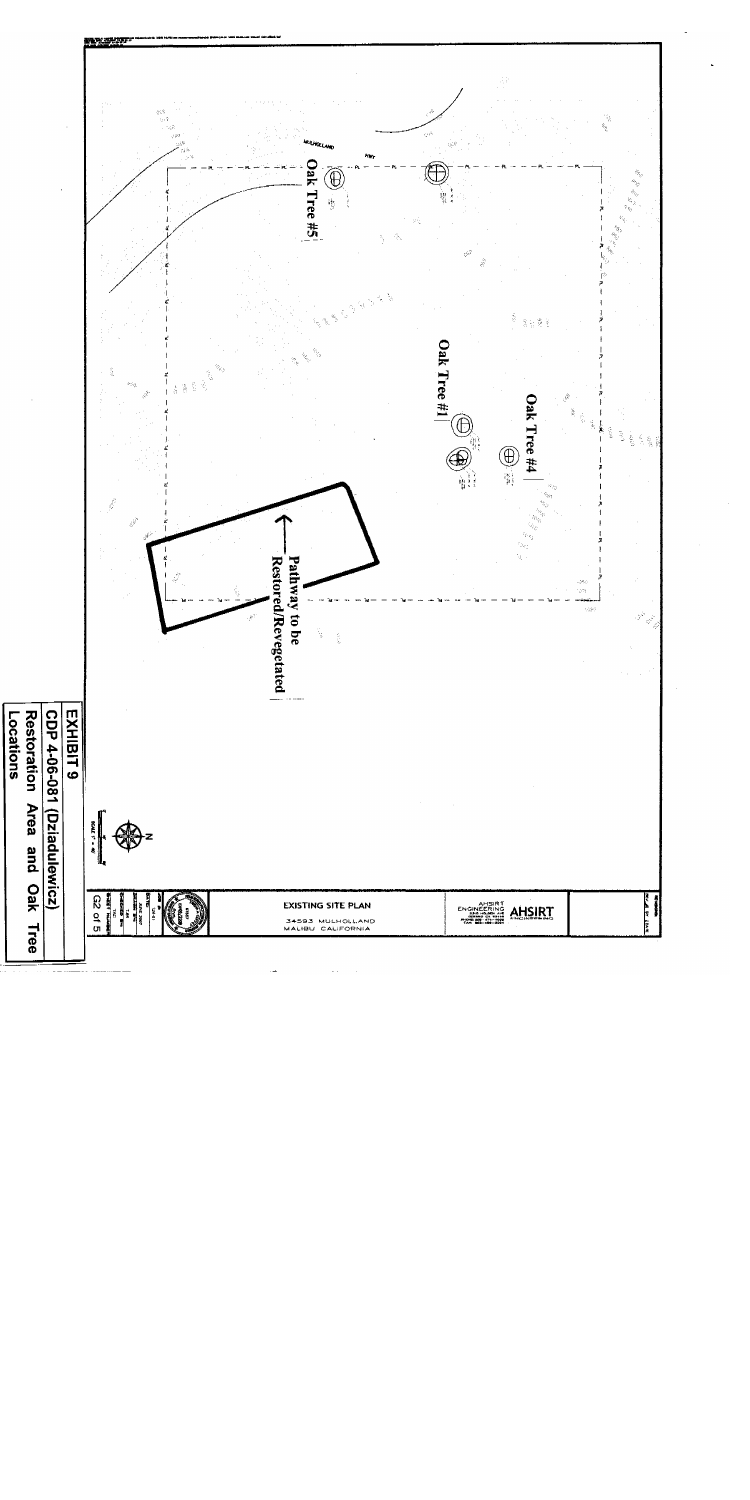MULHOLLAND HWY

Oak Tree #5

Oak Tree #1

Oak Tree #4

Pathway to be Restored/Revegetated

N

SCALE 1" = 40'

EXISTING SITE PLAN

34593 MULHOLLAND
MALIBU CALIFORNIA

AHSIRT ENGINEERING

G2 of 5

**EXHIBIT 9**
**CDP 4-06-081 (Dziadulewicz)**
**Restoration Area and Oak Tree Locations**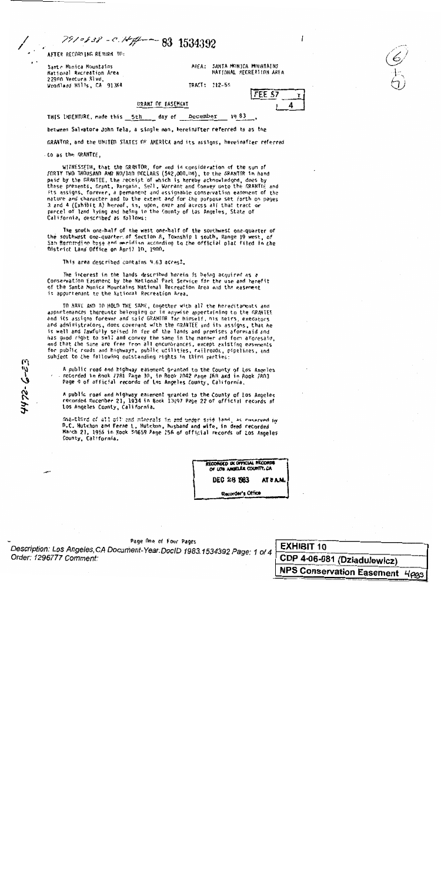79108 38 - C. Hff 83 1534392

AFTER RECORDING RETURN TO:

Santa Monica Mountains
National Recreation Area
22900 Ventura Blvd.
Woodland Hills, CA 91364

AREA: SANTA MONICA MOUNTAINS
NATIONAL RECREATION AREA

TRACT: 112-55

FEE $7

4

GRANT OF EASEMENT

THIS INDENTURE, made this 5th day of December 19 83, between Salvatore John Tela, a single man, hereinafter referred to as the GRANTOR, and the UNITED STATES OF AMERICA and its assigns, hereinafter referred to as the GRANTEE,

WITNESSETH, that the GRANTOR, for and in consideration of the sum of FORTY TWO THOUSAND AND NO/100 DOLLARS ($42,000.00), to the GRANTOR in hand paid by the GRANTEE, the receipt of which is hereby acknowledged, does by these presents, Grant, Bargain, Sell, Warrant and Convey unto the GRANTEE and its assigns, forever, a permanent and assignable conservation easement of the nature and character and to the extent and for the purpose set forth on pages 3 and 4 (Exhibit A) hereof, in, upon, over and across all that tract or parcel of land lying and being in the County of Los Angeles, State of California, described as follows:

The south one-half of the west one-half of the southwest one-quarter of the southwest one-quarter of Section 8, Township 1 south, Range 19 west, of San Bernardino base and meridian according to the official plat filed in the District Land Office on April 10, 1900.

This area described contains 9.63 acres±.

The interest in the lands described herein is being acquired as a Conservation Easement by the National Park Service for the use and benefit of the Santa Monica Mountains National Recreation Area and the easement is appurtenant to the National Recreation Area.

TO HAVE AND TO HOLD THE SAME, together with all the hereditaments and appurtenances thereunto belonging or in anywise appertaining to the GRANTEE and its assigns forever and said GRANTOR for himself, his heirs, executors and administrators, does covenant with the GRANTEE and its assigns, that he is well and lawfully seised in fee of the lands and premises aforesaid and has good right to sell and convey the same in the manner and form aforesaid, and that the same are free from all encumbrances, except existing easements for public roads and highways, public utilities, railroads, pipelines, and subject to the following outstanding rights in third parties:

A public road and highway easement granted to the County of Los Angeles recorded in Book 7781 Page 30, in Book 7042 Page 168 and in Book 7803 Page 9 of official records of Los Angeles County, California.

A public road and highway easement granted to the County of Los Angeles recorded December 21, 1934 in Book 13197 Page 22 of official records of Los Angeles County, California.

One-third of all oil and minerals in and under said land, as reserved by D.C. Hutchon and Ferne L. Hutchon, husband and wife, in deed recorded March 21, 1956 in Book 50659 Page 156 of official records of Los Angeles County, California.

RECORDED IN OFFICIAL RECORDS OF LOS ANGELES COUNTY, CA
DEC 28 1983 AT 8 A.M.
Recorder's Office

4472-6-23

Page One of Four Pages

Description: Los Angeles,CA Document-Year.DocID 1983.1534392 Page: 1 of 4
Order: 1296777 Comment:

EXHIBIT 10
CDP 4-06-081 (Dziadulewicz)
NPS Conservation Easement 4pgs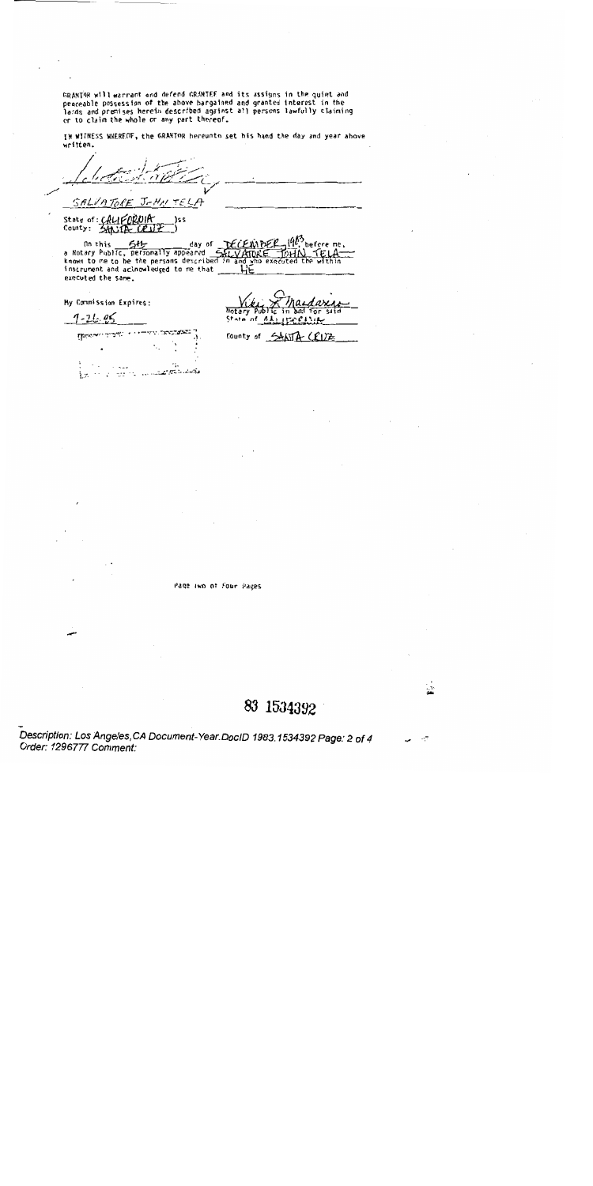GRANTOR will warrant and defend GRANTEE and its assigns in the quiet and peaceable possession of the above bargained and granted interest in the lands and premises herein described against all persons lawfully claiming or to claim the whole or any part thereof.

IN WITNESS WHEREOF, the GRANTOR hereunto set his hand the day and year above written.

SALVATORE JOHN TELA

State of: CALIFORNIA )ss
County: SANTA CRUZ )

On this 5th day of DECEMBER 1983, before me, a Notary Public, personally appeared SALVATORE JOHN TELA known to me to be the persons described in and who executed the within instrument and acknowledged to me that HE executed the same.

My Commission Expires:

7-26-85

Notary Public in and for said State of CALIFORNIA

County of SANTA CRUZ

Page Two of Four Pages

83 1534392

Description: Los Angeles,CA Document-Year.DocID 1983.1534392 Page: 2 of 4
Order: 1296777 Comment: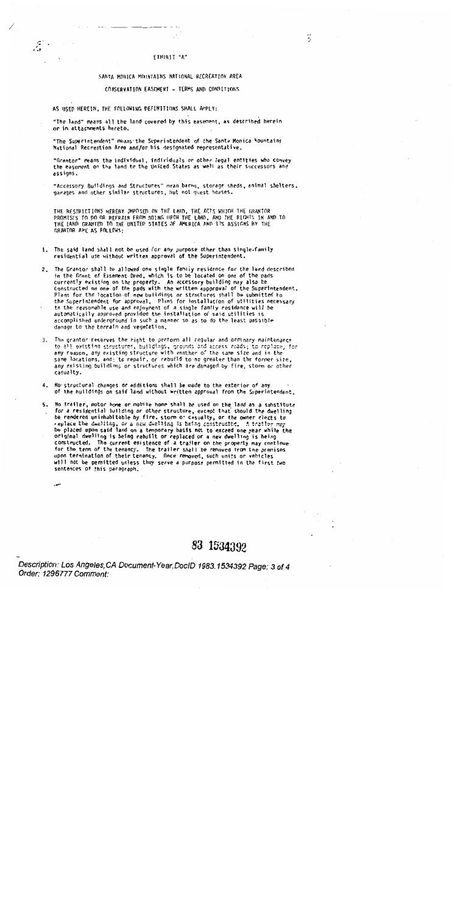EXHIBIT "A"

SANTA MONICA MOUNTAINS NATIONAL RECREATION AREA

CONSERVATION EASEMENT - TERMS AND CONDITIONS

AS USED HEREIN, THE FOLLOWING DEFINITIONS SHALL APPLY:

"The land" means all the land covered by this easement, as described herein or in attachments hereto.

"The Superintendent" means the Superintendent of the Santa Monica Mountains National Recreation Area and/or his designated representative.

"Grantor" means the individual, individuals or other legal entities who convey the easement on the land to the United States as well as their successors and assigns.

"Accessory Buildings and Structures" mean barns, storage sheds, animal shelters, garages and other similar structures, but not guest houses.

THE RESTRICTIONS HEREBY IMPOSED ON THE LAND, THE ACTS WHICH THE GRANTOR PROMISES TO DO OR REFRAIN FROM DOING UPON THE LAND, AND THE RIGHTS IN AND TO THE LAND GRANTED TO THE UNITED STATES OF AMERICA AND ITS ASSIGNS BY THE GRANTOR ARE AS FOLLOWS:

1. The said land shall not be used for any purpose other than single-family residential use without written approval of the Superintendent.

2. The Grantor shall be allowed one single family residence for the land described in the Grant of Easement Deed, which is to be located on one of the pads currently existing on the property. An accessory building may also be constructed on one of the pads with the written approval of the Superintendent. Plans for the location of new buildings or structures shall be submitted to the Superintendent for approval. Plans for installation of utilities necessary to the reasonable use and enjoyment of a single family residence will be automatically approved provided the installation of said utilities is accomplished underground in such a manner so as to do the least possible damage to the terrain and vegetation.

3. The grantor reserves the right to perform all regular and ordinary maintenance to all existing structures, buildings, grounds and access roads; to replace, for any reason, any existing structure with another of the same size and in the same locations, and; to repair, or rebuild to no greater than the former size, any existing buildings or structures which are damaged by fire, storm or other casualty.

4. No structural changes or additions shall be made to the exterior of any of the buildings on said land without written approval from the Superintendent.

5. No trailer, motor home or mobile home shall be used on the land as a substitute for a residential building or other structure, except that should the dwelling be rendered uninhabitable by fire, storm or casualty, or the owner elects to replace the dwelling, or a new dwelling is being constructed. A trailer may be placed upon said land on a temporary basis not to exceed one year while the original dwelling is being rebuilt or replaced or a new dwelling is being constructed. The current existence of a trailer on the property may continue for the term of the tenancy. The trailer shall be removed from the premises upon termination of their tenancy. Once removed, such units or vehicles will not be permitted unless they serve a purpose permitted in the first two sentences of this paragraph.

83 1534392

Description: Los Angeles,CA Document-Year.DocID 1983.1534392 Page: 3 of 4
Order: 1296777 Comment: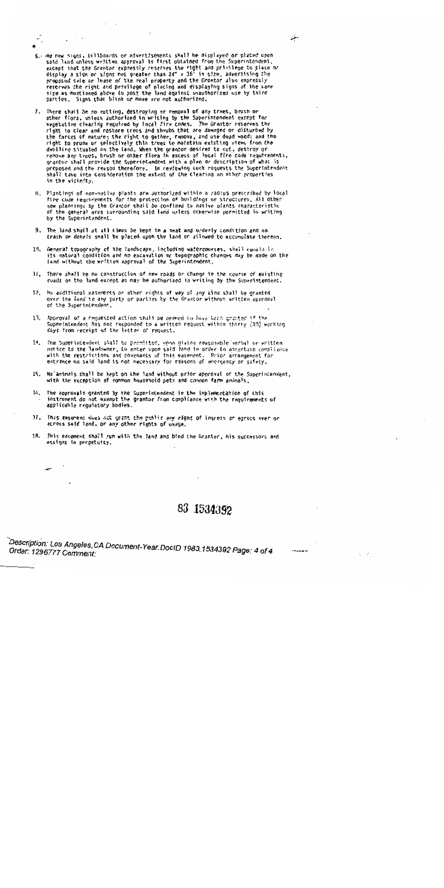6. No new signs, billboards or advertisements shall be displayed or placed upon said land unless written approval is first obtained from the Superintendent, except that the Grantor expressly reserves the right and privilege to place or display a sign or signs not greater than 24" x 36" in size, advertising the proposed sale or lease of the real property and the Grantor also expressly reserves the right and privilege of placing and displaying signs of the same size as mentioned above to post the land against unauthorized use by third parties. Signs that blink or move are not authorized.

7. There shall be no cutting, destroying or removal of any trees, brush or other flora, unless authorized in writing by the Superintendent except for vegetative clearing required by local fire codes. The Grantor reserves the right to clear and restore trees and shrubs that are damaged or disturbed by the forces of nature; the right to gather, remove, and use dead wood; and the right to prune or selectively thin trees to maintain existing views from the dwelling situated on the land. When the grantor desires to cut, destroy or remove any trees, brush or other flora in excess of local fire code requirements, grantor shall provide the Superintendent with a plan or description of what is proposed and the reason therefore. In reviewing such requests the Superintendent shall take into consideration the extent of the clearing on other properties in the vicinity.

8. Plantings of non-native plants are authorized within a radius prescribed by local fire code requirements for the protection of buildings or structures. All other new plantings by the Grantor shall be confined to native plants characteristic of the general area surrounding said land unless otherwise permitted in writing by the Superintendent.

9. The land shall at all times be kept in a neat and orderly condition and no trash or debris shall be placed upon the land or allowed to accumulate thereon.

10. General topography of the landscape, including watercourses, shall remain in its natural condition and no excavation or topographic changes may be made on the land without the written approval of the Superintendent.

11. There shall be no construction of new roads or change in the course of existing roads on the land except as may be authorized in writing by the Superintendent.

12. No additional easements or other rights of way of any kind shall be granted over the land to any party or parties by the Grantor without written approval of the Superintendent.

13. Approval of a requested action shall be deemed to have been granted if the Superintendent has not responded to a written request within thirty (30) working days from receipt of the letter of request.

14. The Superintendent shall be permitted, upon giving reasonable verbal or written notice to the landowner, to enter upon said land in order to ascertain compliance with the restrictions and covenants of this easement. Prior arrangement for entrance on said land is not necessary for reasons of emergency or safety.

15. No animals shall be kept on the land without prior approval of the Superintendent, with the exception of common household pets and common farm animals.

16. The approvals granted by the Superintendent in the implementation of this instrument do not exempt the grantor from compliance with the requirements of applicable regulatory bodies.

17. This easement does not grant the public any right of ingress or egress over or across said land, or any other rights of usage.

18. This easement shall run with the land and bind the Grantor, his successors and assigns in perpetuity.

83 1534392

Description: Los Angeles,CA Document-Year.DocID 1983.1534392 Page: 4 of 4
Order: 1296777 Comment: